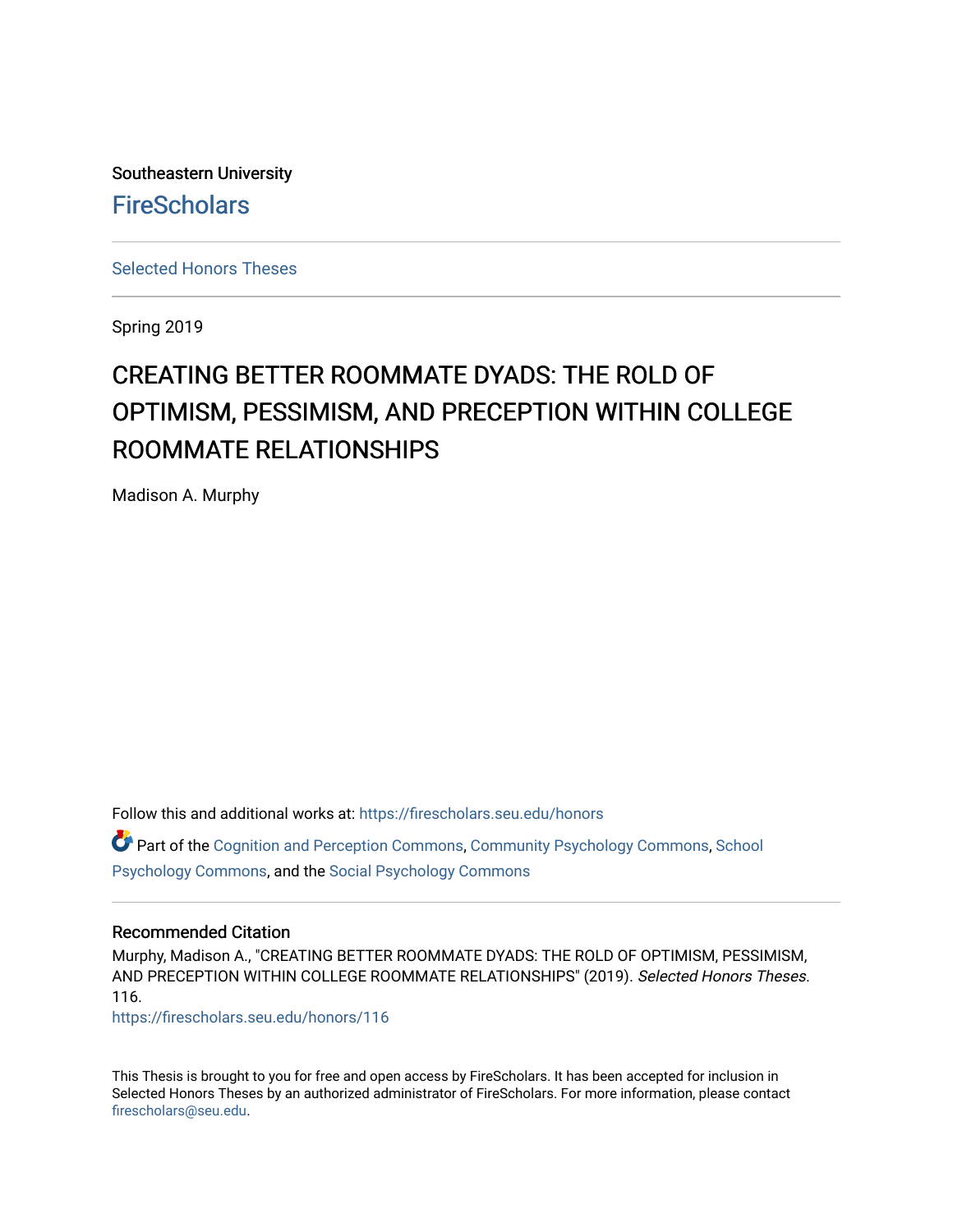Southeastern University

# FireScholars

Selected Honors Theses

Spring 2019

# CREATING BETTER ROOMMATE DYADS: THE ROLD OF OPTIMISM, PESSIMISM, AND PRECEPTION WITHIN COLLEGE ROOMMATE RELATIONSHIPS

Madison A. Murphy

Follow this and additional works at: https://firescholars.seu.edu/honors

Part of the Cognition and Perception Commons, Community Psychology Commons, School Psychology Commons, and the Social Psychology Commons

## Recommended Citation

Murphy, Madison A., "CREATING BETTER ROOMMATE DYADS: THE ROLD OF OPTIMISM, PESSIMISM, AND PRECEPTION WITHIN COLLEGE ROOMMATE RELATIONSHIPS" (2019). *Selected Honors Theses*. 116.
https://firescholars.seu.edu/honors/116

This Thesis is brought to you for free and open access by FireScholars. It has been accepted for inclusion in Selected Honors Theses by an authorized administrator of FireScholars. For more information, please contact firescholars@seu.edu.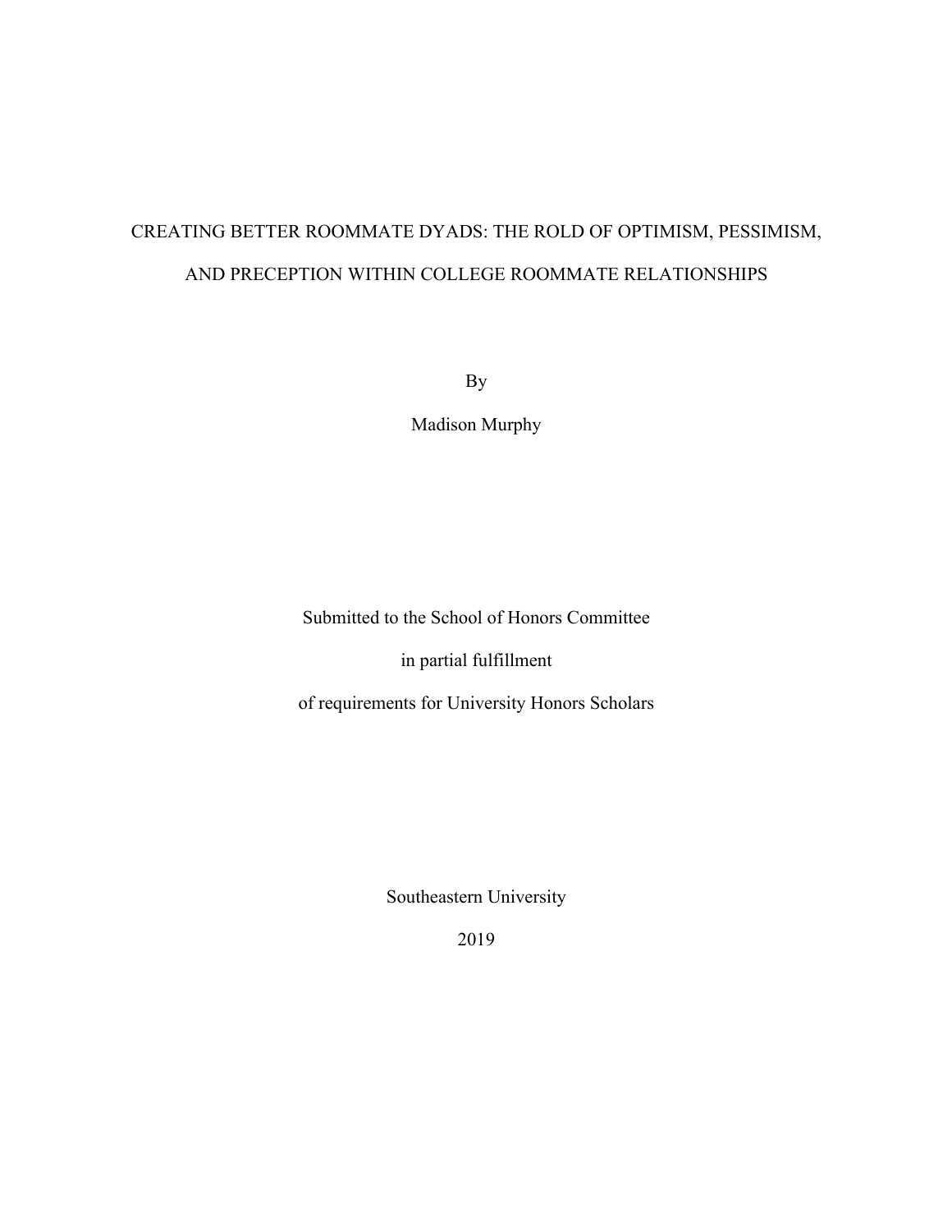# CREATING BETTER ROOMMATE DYADS: THE ROLD OF OPTIMISM, PESSIMISM, AND PRECEPTION WITHIN COLLEGE ROOMMATE RELATIONSHIPS

By

Madison Murphy

Submitted to the School of Honors Committee

in partial fulfillment

of requirements for University Honors Scholars

Southeastern University

2019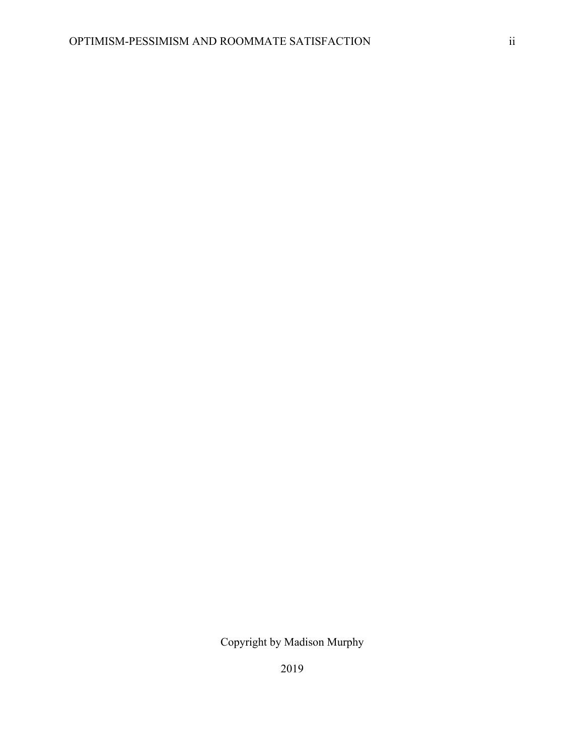Copyright by Madison Murphy

2019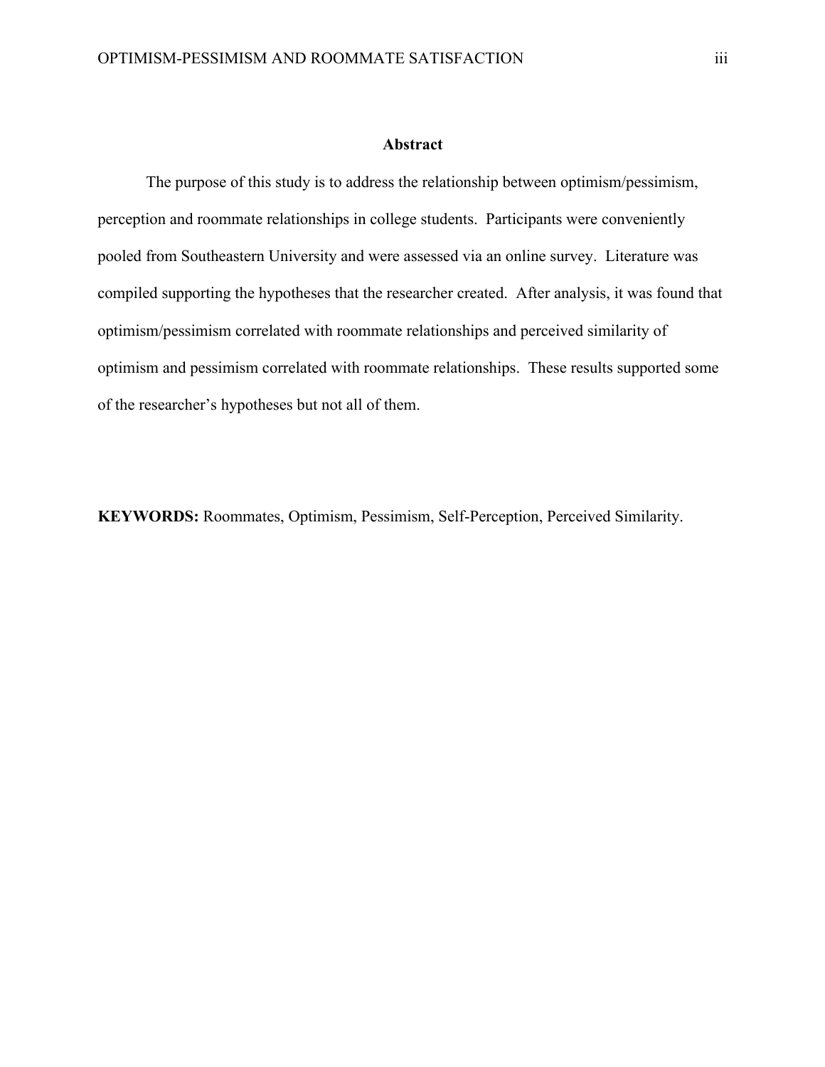## Abstract

The purpose of this study is to address the relationship between optimism/pessimism, perception and roommate relationships in college students. Participants were conveniently pooled from Southeastern University and were assessed via an online survey. Literature was compiled supporting the hypotheses that the researcher created. After analysis, it was found that optimism/pessimism correlated with roommate relationships and perceived similarity of optimism and pessimism correlated with roommate relationships. These results supported some of the researcher's hypotheses but not all of them.

**KEYWORDS:** Roommates, Optimism, Pessimism, Self-Perception, Perceived Similarity.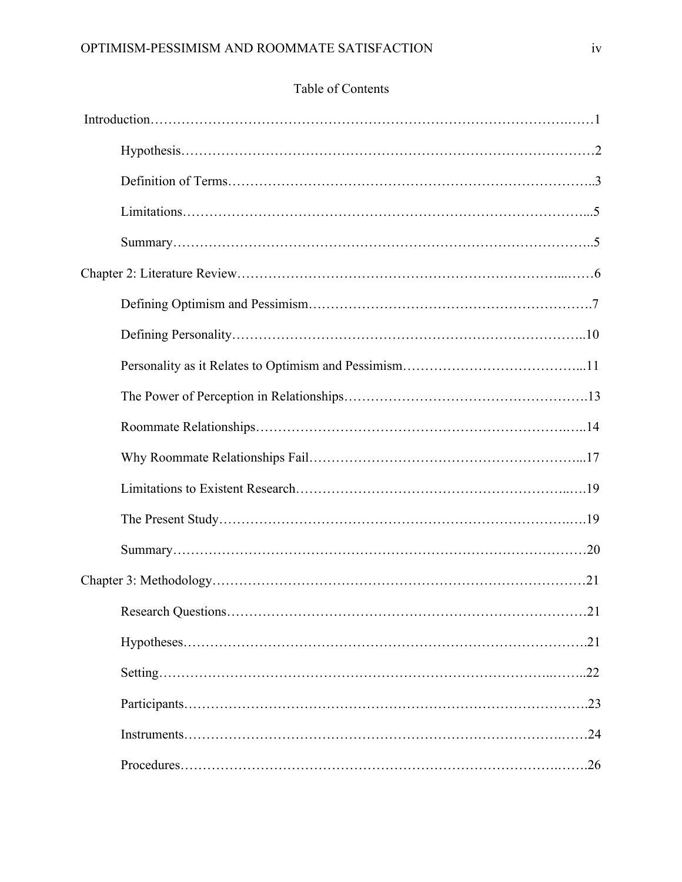Table of Contents

Introduction……………………………………………………………………………………1

Hypothesis…………………………………………………………………………………2

Definition of Terms…………………………………………………………………………3

Limitations…………………………………………………………………………………5

Summary……………………………………………………………………………………5

Chapter 2: Literature Review…………………………………………………………………6

Defining Optimism and Pessimism…………………………………………………………7

Defining Personality………………………………………………………………………10

Personality as it Relates to Optimism and Pessimism……………………………………11

The Power of Perception in Relationships…………………………………………………13

Roommate Relationships…………………………………………………………………14

Why Roommate Relationships Fail…………………………………………………………17

Limitations to Existent Research…………………………………………………………19

The Present Study…………………………………………………………………………19

Summary……………………………………………………………………………………20

Chapter 3: Methodology………………………………………………………………………21

Research Questions…………………………………………………………………………21

Hypotheses…………………………………………………………………………………21

Setting………………………………………………………………………………………22

Participants…………………………………………………………………………………23

Instruments…………………………………………………………………………………24

Procedures…………………………………………………………………………………26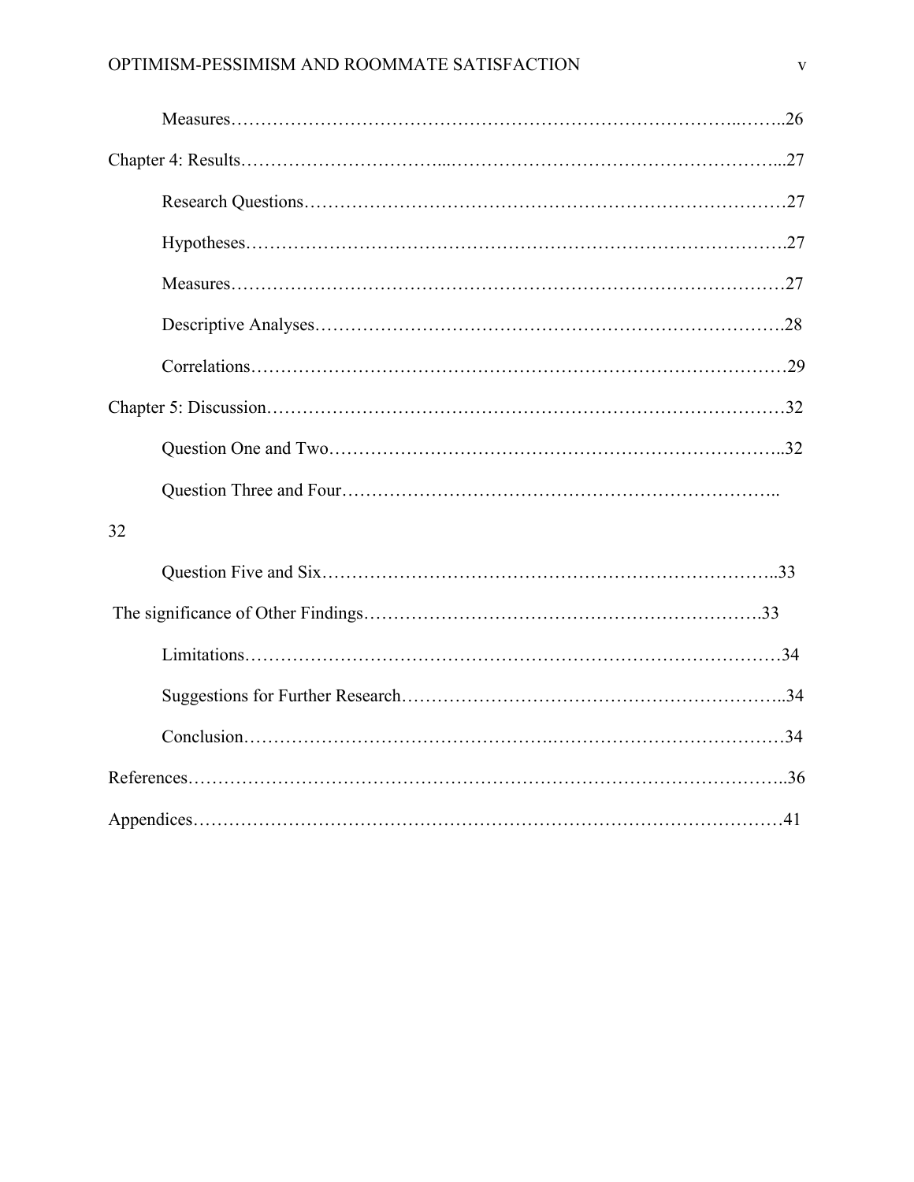Measures……………………………………………………………………………..……..26

Chapter 4: Results…………………………...………………………………………………...27

Research Questions……………………………………………………………………27

Hypotheses…………………………………………………………………………….27

Measures………………………………………………………………………………27

Descriptive Analyses………………………………………………………………….28

Correlations……………………………………………………………………………29

Chapter 5: Discussion…………………………………………………………………………32

Question One and Two…………………………………………………………………..32

Question Three and Four………………………………………………………………..

32

Question Five and Six…………………………………………………………………..33

The significance of Other Findings……………………………………………………….33

Limitations……………………………………………………………………………34

Suggestions for Further Research……………………………………………………..34

Conclusion……………………………………….…………………………………34

References……………………………………………………………………………………..36

Appendices……………………………………………………………………………………41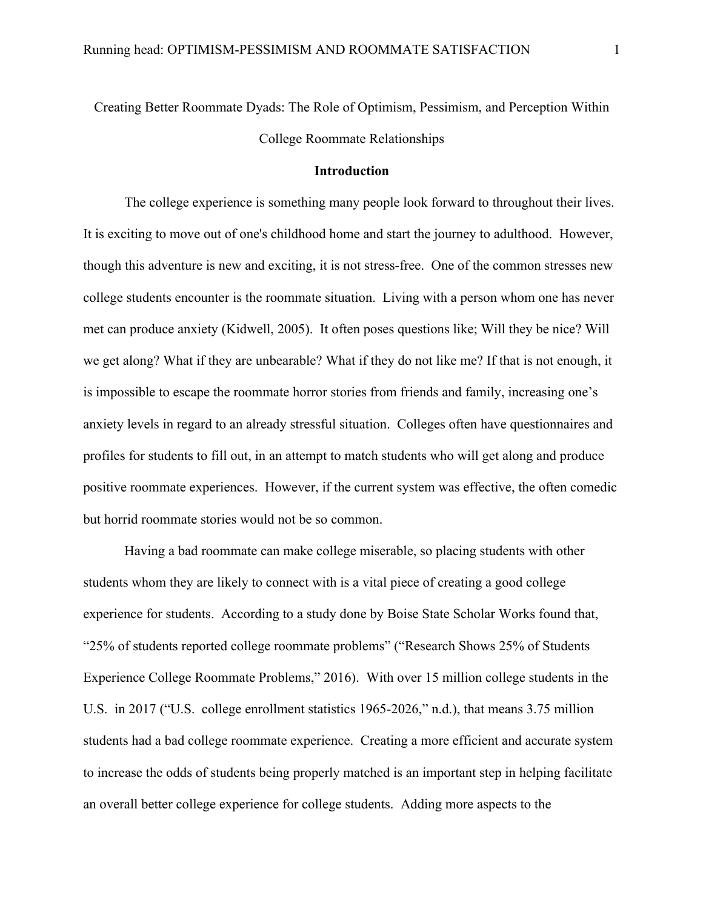Creating Better Roommate Dyads: The Role of Optimism, Pessimism, and Perception Within College Roommate Relationships

## Introduction

The college experience is something many people look forward to throughout their lives. It is exciting to move out of one's childhood home and start the journey to adulthood. However, though this adventure is new and exciting, it is not stress-free. One of the common stresses new college students encounter is the roommate situation. Living with a person whom one has never met can produce anxiety (Kidwell, 2005). It often poses questions like; Will they be nice? Will we get along? What if they are unbearable? What if they do not like me? If that is not enough, it is impossible to escape the roommate horror stories from friends and family, increasing one's anxiety levels in regard to an already stressful situation. Colleges often have questionnaires and profiles for students to fill out, in an attempt to match students who will get along and produce positive roommate experiences. However, if the current system was effective, the often comedic but horrid roommate stories would not be so common.

Having a bad roommate can make college miserable, so placing students with other students whom they are likely to connect with is a vital piece of creating a good college experience for students. According to a study done by Boise State Scholar Works found that, "25% of students reported college roommate problems" ("Research Shows 25% of Students Experience College Roommate Problems," 2016). With over 15 million college students in the U.S. in 2017 ("U.S. college enrollment statistics 1965-2026," n.d.), that means 3.75 million students had a bad college roommate experience. Creating a more efficient and accurate system to increase the odds of students being properly matched is an important step in helping facilitate an overall better college experience for college students. Adding more aspects to the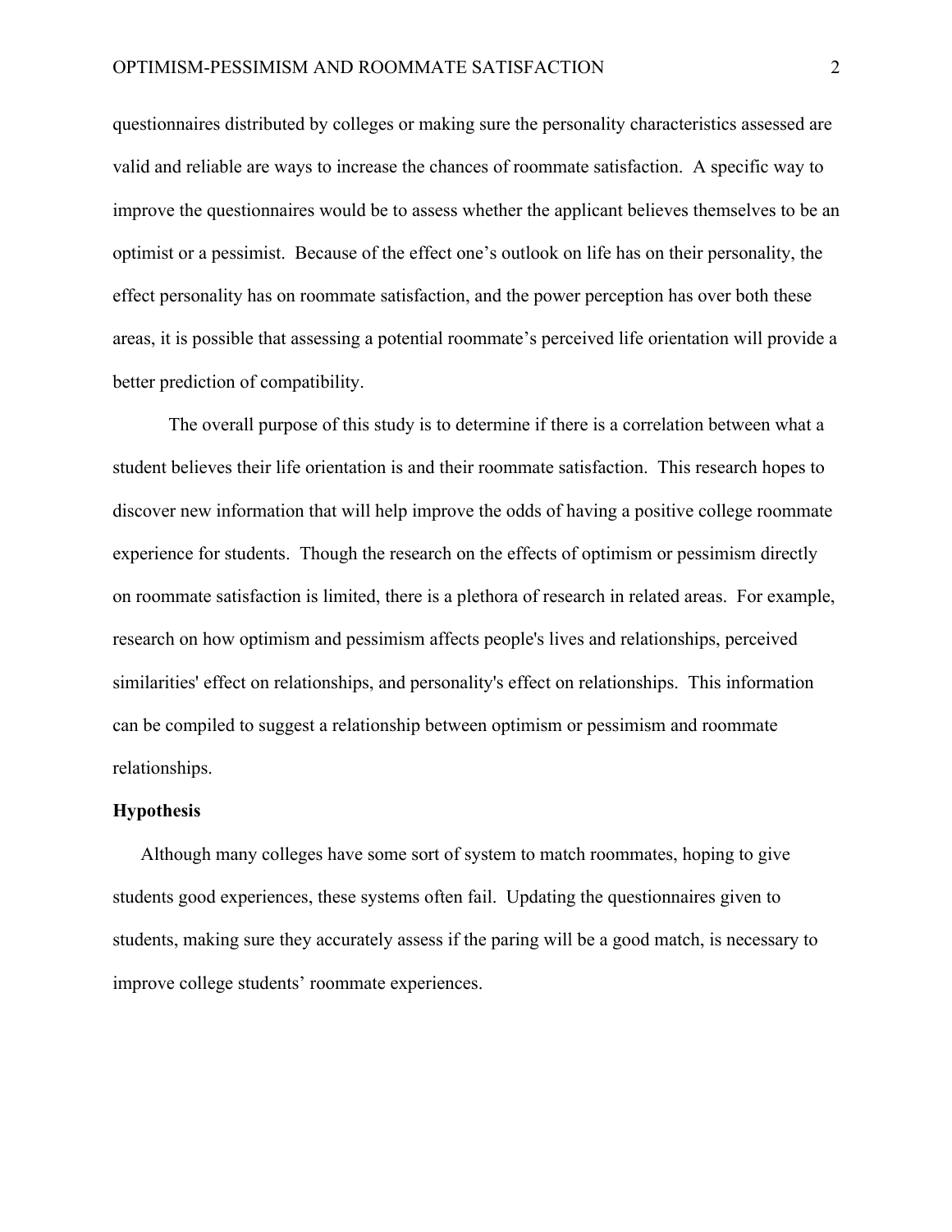questionnaires distributed by colleges or making sure the personality characteristics assessed are valid and reliable are ways to increase the chances of roommate satisfaction. A specific way to improve the questionnaires would be to assess whether the applicant believes themselves to be an optimist or a pessimist. Because of the effect one's outlook on life has on their personality, the effect personality has on roommate satisfaction, and the power perception has over both these areas, it is possible that assessing a potential roommate's perceived life orientation will provide a better prediction of compatibility.

The overall purpose of this study is to determine if there is a correlation between what a student believes their life orientation is and their roommate satisfaction. This research hopes to discover new information that will help improve the odds of having a positive college roommate experience for students. Though the research on the effects of optimism or pessimism directly on roommate satisfaction is limited, there is a plethora of research in related areas. For example, research on how optimism and pessimism affects people's lives and relationships, perceived similarities' effect on relationships, and personality's effect on relationships. This information can be compiled to suggest a relationship between optimism or pessimism and roommate relationships.

**Hypothesis**

Although many colleges have some sort of system to match roommates, hoping to give students good experiences, these systems often fail. Updating the questionnaires given to students, making sure they accurately assess if the paring will be a good match, is necessary to improve college students' roommate experiences.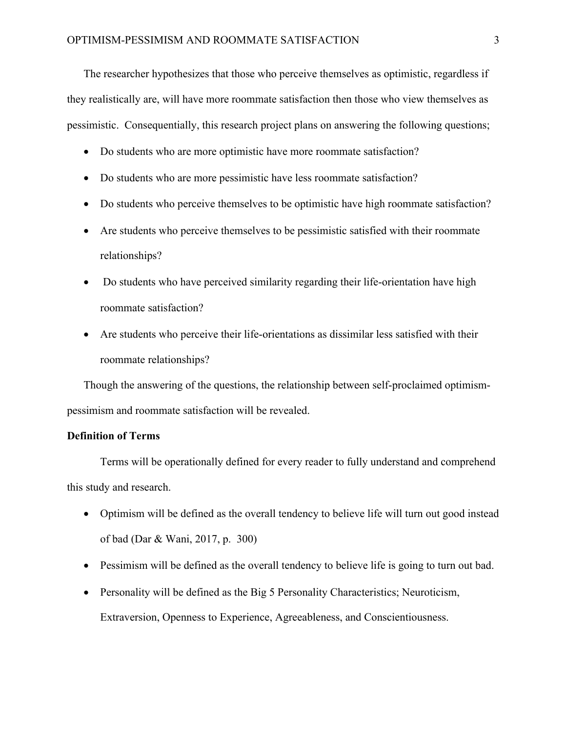The researcher hypothesizes that those who perceive themselves as optimistic, regardless if they realistically are, will have more roommate satisfaction then those who view themselves as pessimistic. Consequentially, this research project plans on answering the following questions;

- Do students who are more optimistic have more roommate satisfaction?
- Do students who are more pessimistic have less roommate satisfaction?
- Do students who perceive themselves to be optimistic have high roommate satisfaction?
- Are students who perceive themselves to be pessimistic satisfied with their roommate relationships?
- Do students who have perceived similarity regarding their life-orientation have high roommate satisfaction?
- Are students who perceive their life-orientations as dissimilar less satisfied with their roommate relationships?

Though the answering of the questions, the relationship between self-proclaimed optimism-pessimism and roommate satisfaction will be revealed.

**Definition of Terms**

Terms will be operationally defined for every reader to fully understand and comprehend this study and research.

- Optimism will be defined as the overall tendency to believe life will turn out good instead of bad (Dar & Wani, 2017, p. 300)
- Pessimism will be defined as the overall tendency to believe life is going to turn out bad.
- Personality will be defined as the Big 5 Personality Characteristics; Neuroticism, Extraversion, Openness to Experience, Agreeableness, and Conscientiousness.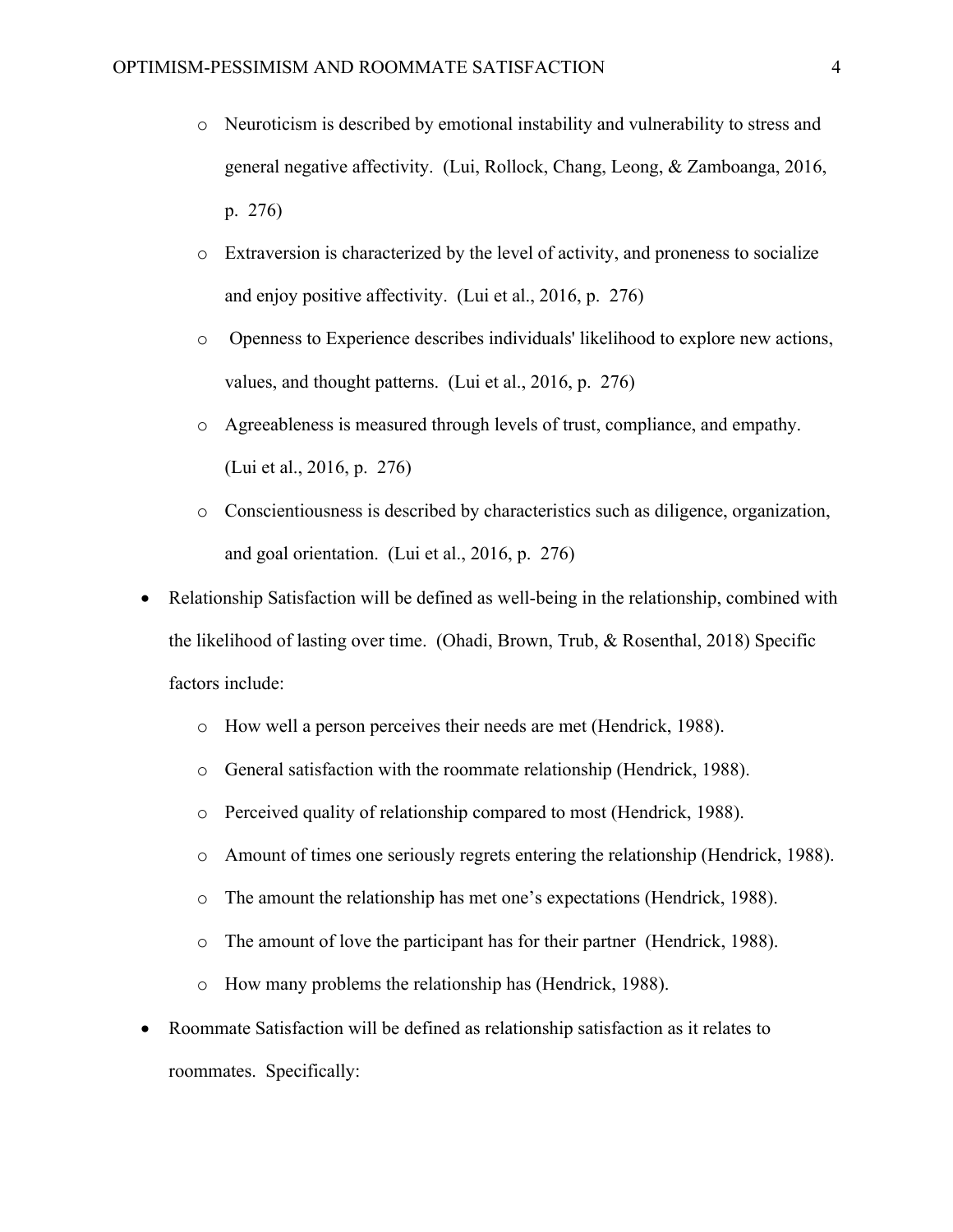- Neuroticism is described by emotional instability and vulnerability to stress and general negative affectivity. (Lui, Rollock, Chang, Leong, & Zamboanga, 2016, p. 276)
- Extraversion is characterized by the level of activity, and proneness to socialize and enjoy positive affectivity. (Lui et al., 2016, p. 276)
- Openness to Experience describes individuals' likelihood to explore new actions, values, and thought patterns. (Lui et al., 2016, p. 276)
- Agreeableness is measured through levels of trust, compliance, and empathy. (Lui et al., 2016, p. 276)
- Conscientiousness is described by characteristics such as diligence, organization, and goal orientation. (Lui et al., 2016, p. 276)

- Relationship Satisfaction will be defined as well-being in the relationship, combined with the likelihood of lasting over time. (Ohadi, Brown, Trub, & Rosenthal, 2018) Specific factors include:
  - How well a person perceives their needs are met (Hendrick, 1988).
  - General satisfaction with the roommate relationship (Hendrick, 1988).
  - Perceived quality of relationship compared to most (Hendrick, 1988).
  - Amount of times one seriously regrets entering the relationship (Hendrick, 1988).
  - The amount the relationship has met one's expectations (Hendrick, 1988).
  - The amount of love the participant has for their partner (Hendrick, 1988).
  - How many problems the relationship has (Hendrick, 1988).
- Roommate Satisfaction will be defined as relationship satisfaction as it relates to roommates. Specifically: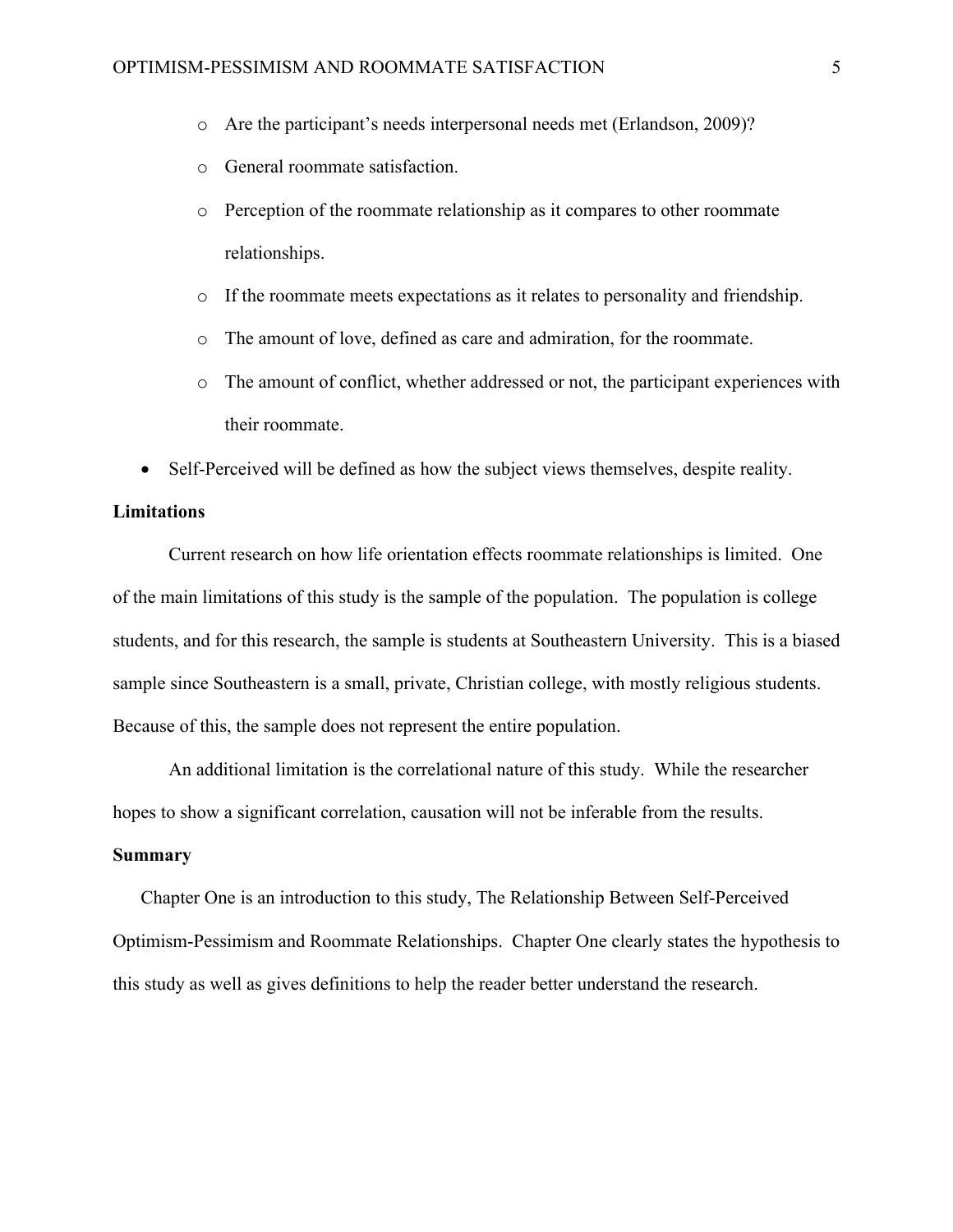- Are the participant's needs interpersonal needs met (Erlandson, 2009)?
- General roommate satisfaction.
- Perception of the roommate relationship as it compares to other roommate relationships.
- If the roommate meets expectations as it relates to personality and friendship.
- The amount of love, defined as care and admiration, for the roommate.
- The amount of conflict, whether addressed or not, the participant experiences with their roommate.

- Self-Perceived will be defined as how the subject views themselves, despite reality.

**Limitations**

Current research on how life orientation effects roommate relationships is limited. One of the main limitations of this study is the sample of the population. The population is college students, and for this research, the sample is students at Southeastern University. This is a biased sample since Southeastern is a small, private, Christian college, with mostly religious students. Because of this, the sample does not represent the entire population.

An additional limitation is the correlational nature of this study. While the researcher hopes to show a significant correlation, causation will not be inferable from the results.

**Summary**

Chapter One is an introduction to this study, The Relationship Between Self-Perceived Optimism-Pessimism and Roommate Relationships. Chapter One clearly states the hypothesis to this study as well as gives definitions to help the reader better understand the research.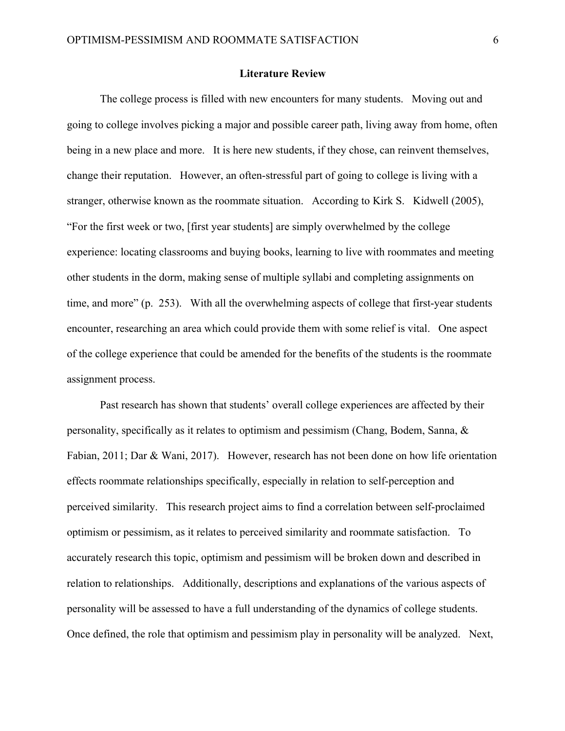## Literature Review

The college process is filled with new encounters for many students. Moving out and going to college involves picking a major and possible career path, living away from home, often being in a new place and more. It is here new students, if they chose, can reinvent themselves, change their reputation. However, an often-stressful part of going to college is living with a stranger, otherwise known as the roommate situation. According to Kirk S. Kidwell (2005), "For the first week or two, [first year students] are simply overwhelmed by the college experience: locating classrooms and buying books, learning to live with roommates and meeting other students in the dorm, making sense of multiple syllabi and completing assignments on time, and more" (p. 253). With all the overwhelming aspects of college that first-year students encounter, researching an area which could provide them with some relief is vital. One aspect of the college experience that could be amended for the benefits of the students is the roommate assignment process.

Past research has shown that students' overall college experiences are affected by their personality, specifically as it relates to optimism and pessimism (Chang, Bodem, Sanna, & Fabian, 2011; Dar & Wani, 2017). However, research has not been done on how life orientation effects roommate relationships specifically, especially in relation to self-perception and perceived similarity. This research project aims to find a correlation between self-proclaimed optimism or pessimism, as it relates to perceived similarity and roommate satisfaction. To accurately research this topic, optimism and pessimism will be broken down and described in relation to relationships. Additionally, descriptions and explanations of the various aspects of personality will be assessed to have a full understanding of the dynamics of college students. Once defined, the role that optimism and pessimism play in personality will be analyzed. Next,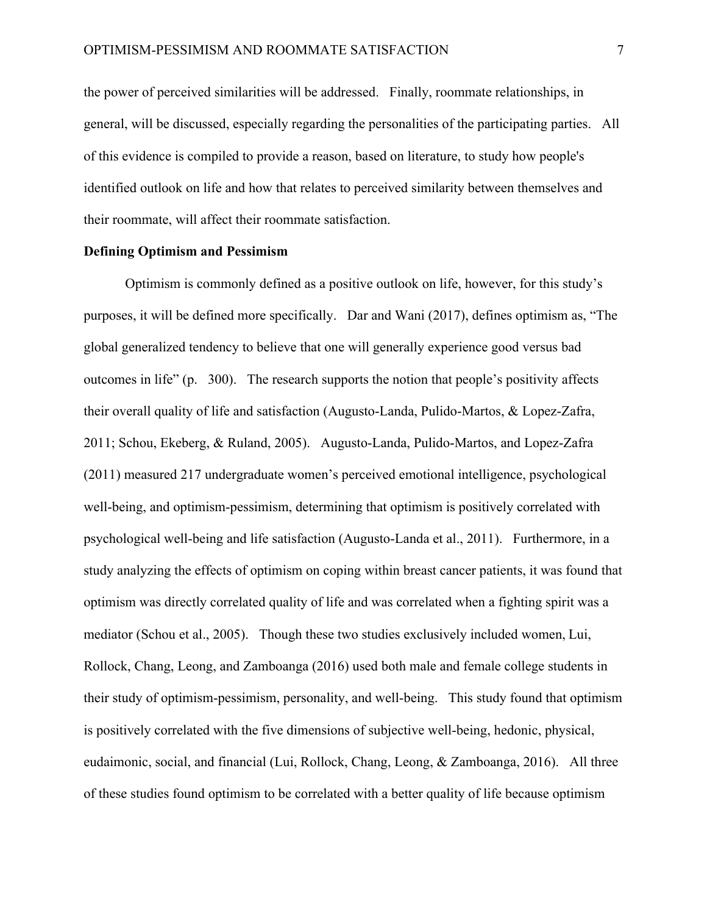the power of perceived similarities will be addressed. Finally, roommate relationships, in general, will be discussed, especially regarding the personalities of the participating parties. All of this evidence is compiled to provide a reason, based on literature, to study how people's identified outlook on life and how that relates to perceived similarity between themselves and their roommate, will affect their roommate satisfaction.

**Defining Optimism and Pessimism**

Optimism is commonly defined as a positive outlook on life, however, for this study's purposes, it will be defined more specifically. Dar and Wani (2017), defines optimism as, "The global generalized tendency to believe that one will generally experience good versus bad outcomes in life" (p. 300). The research supports the notion that people's positivity affects their overall quality of life and satisfaction (Augusto-Landa, Pulido-Martos, & Lopez-Zafra, 2011; Schou, Ekeberg, & Ruland, 2005). Augusto-Landa, Pulido-Martos, and Lopez-Zafra (2011) measured 217 undergraduate women's perceived emotional intelligence, psychological well-being, and optimism-pessimism, determining that optimism is positively correlated with psychological well-being and life satisfaction (Augusto-Landa et al., 2011). Furthermore, in a study analyzing the effects of optimism on coping within breast cancer patients, it was found that optimism was directly correlated quality of life and was correlated when a fighting spirit was a mediator (Schou et al., 2005). Though these two studies exclusively included women, Lui, Rollock, Chang, Leong, and Zamboanga (2016) used both male and female college students in their study of optimism-pessimism, personality, and well-being. This study found that optimism is positively correlated with the five dimensions of subjective well-being, hedonic, physical, eudaimonic, social, and financial (Lui, Rollock, Chang, Leong, & Zamboanga, 2016). All three of these studies found optimism to be correlated with a better quality of life because optimism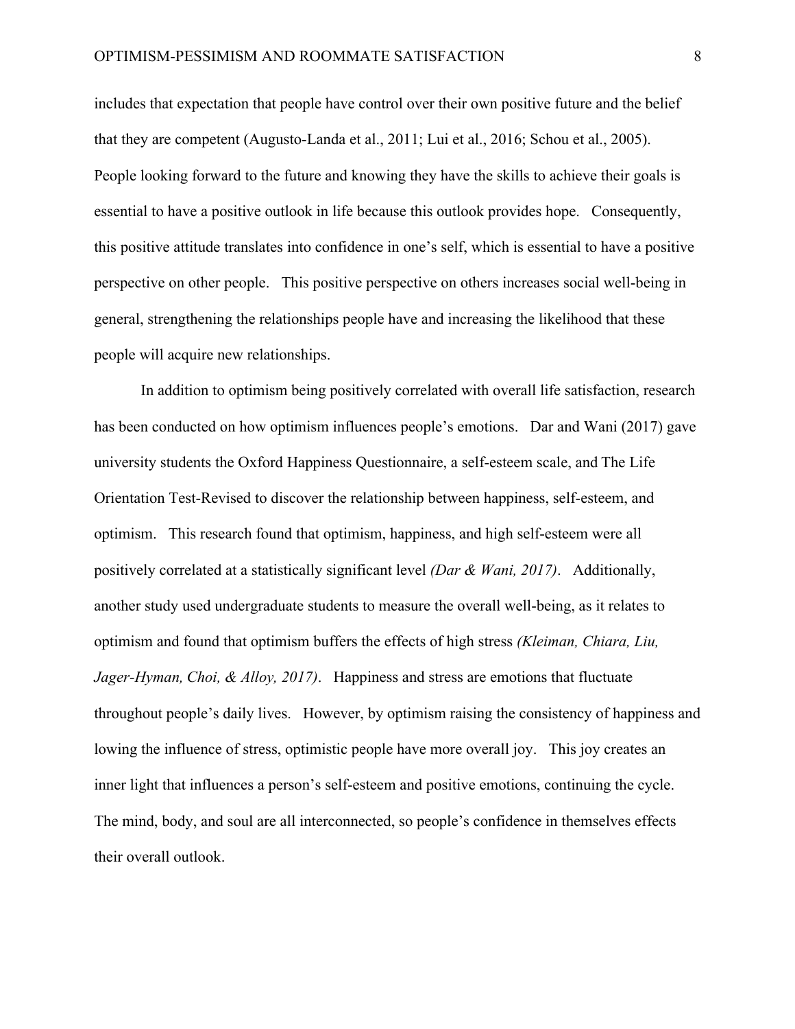includes that expectation that people have control over their own positive future and the belief that they are competent (Augusto-Landa et al., 2011; Lui et al., 2016; Schou et al., 2005). People looking forward to the future and knowing they have the skills to achieve their goals is essential to have a positive outlook in life because this outlook provides hope. Consequently, this positive attitude translates into confidence in one's self, which is essential to have a positive perspective on other people. This positive perspective on others increases social well-being in general, strengthening the relationships people have and increasing the likelihood that these people will acquire new relationships.

In addition to optimism being positively correlated with overall life satisfaction, research has been conducted on how optimism influences people's emotions. Dar and Wani (2017) gave university students the Oxford Happiness Questionnaire, a self-esteem scale, and The Life Orientation Test-Revised to discover the relationship between happiness, self-esteem, and optimism. This research found that optimism, happiness, and high self-esteem were all positively correlated at a statistically significant level *(Dar & Wani, 2017)*. Additionally, another study used undergraduate students to measure the overall well-being, as it relates to optimism and found that optimism buffers the effects of high stress *(Kleiman, Chiara, Liu, Jager-Hyman, Choi, & Alloy, 2017)*. Happiness and stress are emotions that fluctuate throughout people's daily lives. However, by optimism raising the consistency of happiness and lowing the influence of stress, optimistic people have more overall joy. This joy creates an inner light that influences a person's self-esteem and positive emotions, continuing the cycle. The mind, body, and soul are all interconnected, so people's confidence in themselves effects their overall outlook.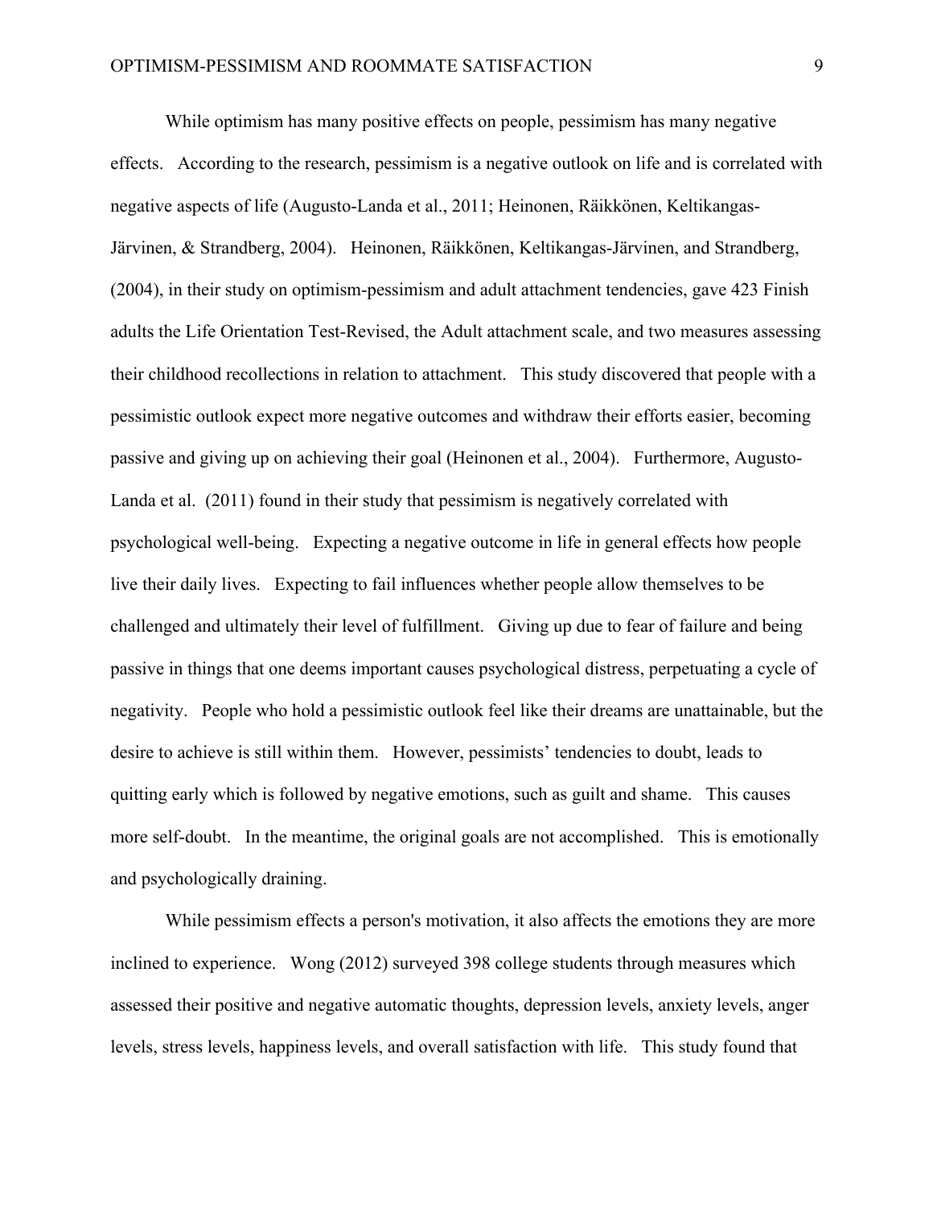While optimism has many positive effects on people, pessimism has many negative effects. According to the research, pessimism is a negative outlook on life and is correlated with negative aspects of life (Augusto-Landa et al., 2011; Heinonen, Räikkönen, Keltikangas-Järvinen, & Strandberg, 2004). Heinonen, Räikkönen, Keltikangas-Järvinen, and Strandberg, (2004), in their study on optimism-pessimism and adult attachment tendencies, gave 423 Finish adults the Life Orientation Test-Revised, the Adult attachment scale, and two measures assessing their childhood recollections in relation to attachment. This study discovered that people with a pessimistic outlook expect more negative outcomes and withdraw their efforts easier, becoming passive and giving up on achieving their goal (Heinonen et al., 2004). Furthermore, Augusto-Landa et al. (2011) found in their study that pessimism is negatively correlated with psychological well-being. Expecting a negative outcome in life in general effects how people live their daily lives. Expecting to fail influences whether people allow themselves to be challenged and ultimately their level of fulfillment. Giving up due to fear of failure and being passive in things that one deems important causes psychological distress, perpetuating a cycle of negativity. People who hold a pessimistic outlook feel like their dreams are unattainable, but the desire to achieve is still within them. However, pessimists' tendencies to doubt, leads to quitting early which is followed by negative emotions, such as guilt and shame. This causes more self-doubt. In the meantime, the original goals are not accomplished. This is emotionally and psychologically draining.

While pessimism effects a person's motivation, it also affects the emotions they are more inclined to experience. Wong (2012) surveyed 398 college students through measures which assessed their positive and negative automatic thoughts, depression levels, anxiety levels, anger levels, stress levels, happiness levels, and overall satisfaction with life. This study found that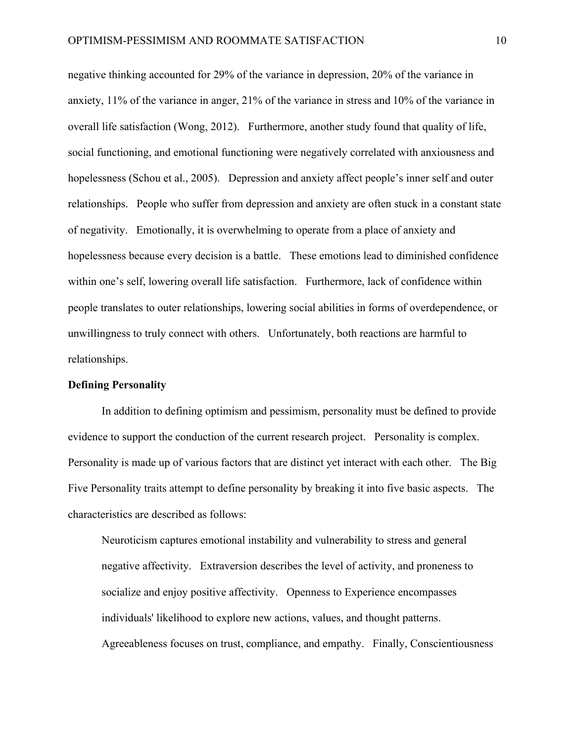negative thinking accounted for 29% of the variance in depression, 20% of the variance in anxiety, 11% of the variance in anger, 21% of the variance in stress and 10% of the variance in overall life satisfaction (Wong, 2012). Furthermore, another study found that quality of life, social functioning, and emotional functioning were negatively correlated with anxiousness and hopelessness (Schou et al., 2005). Depression and anxiety affect people's inner self and outer relationships. People who suffer from depression and anxiety are often stuck in a constant state of negativity. Emotionally, it is overwhelming to operate from a place of anxiety and hopelessness because every decision is a battle. These emotions lead to diminished confidence within one's self, lowering overall life satisfaction. Furthermore, lack of confidence within people translates to outer relationships, lowering social abilities in forms of overdependence, or unwillingness to truly connect with others. Unfortunately, both reactions are harmful to relationships.

**Defining Personality**

In addition to defining optimism and pessimism, personality must be defined to provide evidence to support the conduction of the current research project. Personality is complex. Personality is made up of various factors that are distinct yet interact with each other. The Big Five Personality traits attempt to define personality by breaking it into five basic aspects. The characteristics are described as follows:

> Neuroticism captures emotional instability and vulnerability to stress and general negative affectivity. Extraversion describes the level of activity, and proneness to socialize and enjoy positive affectivity. Openness to Experience encompasses individuals' likelihood to explore new actions, values, and thought patterns. Agreeableness focuses on trust, compliance, and empathy. Finally, Conscientiousness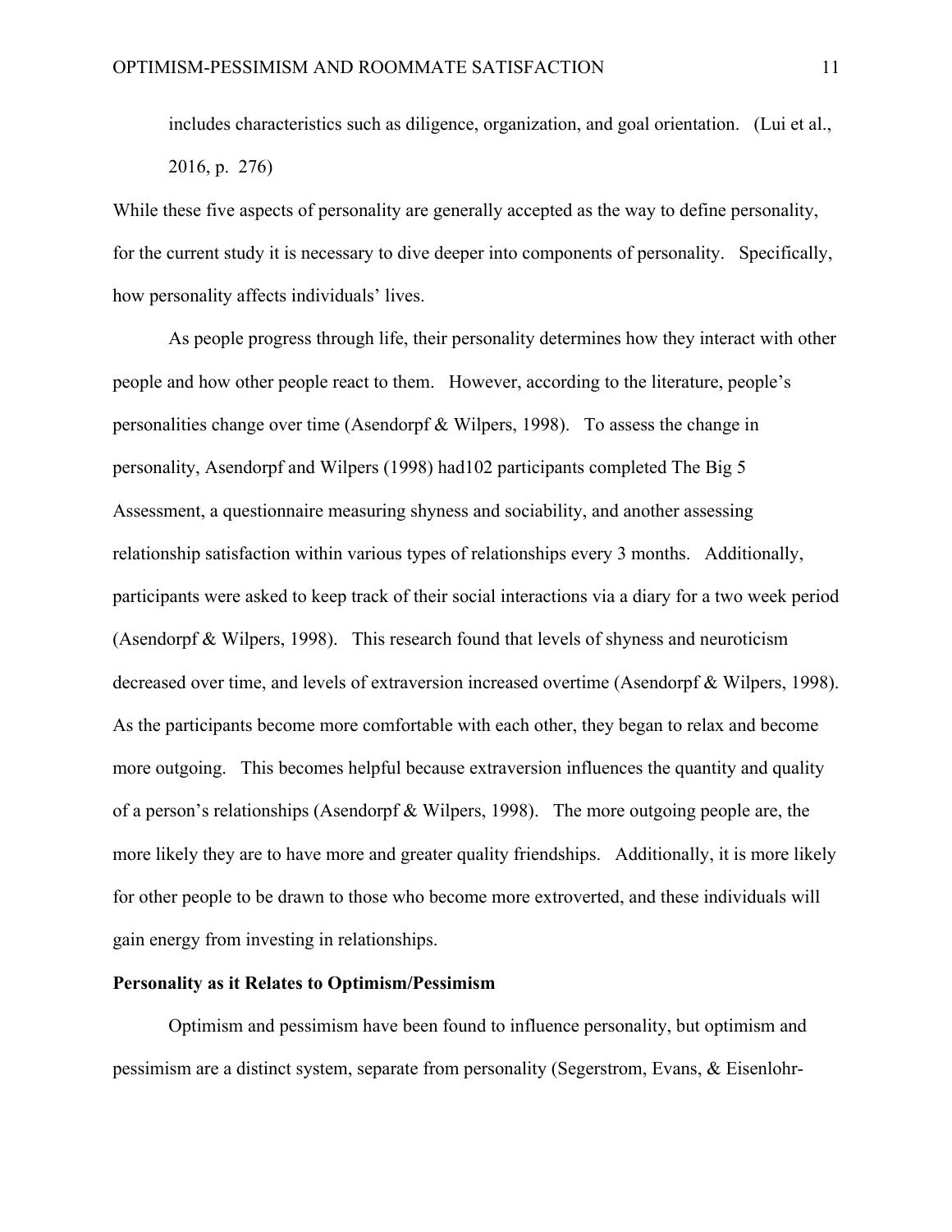includes characteristics such as diligence, organization, and goal orientation. (Lui et al., 2016, p. 276)

While these five aspects of personality are generally accepted as the way to define personality, for the current study it is necessary to dive deeper into components of personality. Specifically, how personality affects individuals' lives.

As people progress through life, their personality determines how they interact with other people and how other people react to them. However, according to the literature, people's personalities change over time (Asendorpf & Wilpers, 1998). To assess the change in personality, Asendorpf and Wilpers (1998) had102 participants completed The Big 5 Assessment, a questionnaire measuring shyness and sociability, and another assessing relationship satisfaction within various types of relationships every 3 months. Additionally, participants were asked to keep track of their social interactions via a diary for a two week period (Asendorpf & Wilpers, 1998). This research found that levels of shyness and neuroticism decreased over time, and levels of extraversion increased overtime (Asendorpf & Wilpers, 1998). As the participants become more comfortable with each other, they began to relax and become more outgoing. This becomes helpful because extraversion influences the quantity and quality of a person's relationships (Asendorpf & Wilpers, 1998). The more outgoing people are, the more likely they are to have more and greater quality friendships. Additionally, it is more likely for other people to be drawn to those who become more extroverted, and these individuals will gain energy from investing in relationships.

**Personality as it Relates to Optimism/Pessimism**

Optimism and pessimism have been found to influence personality, but optimism and pessimism are a distinct system, separate from personality (Segerstrom, Evans, & Eisenlohr-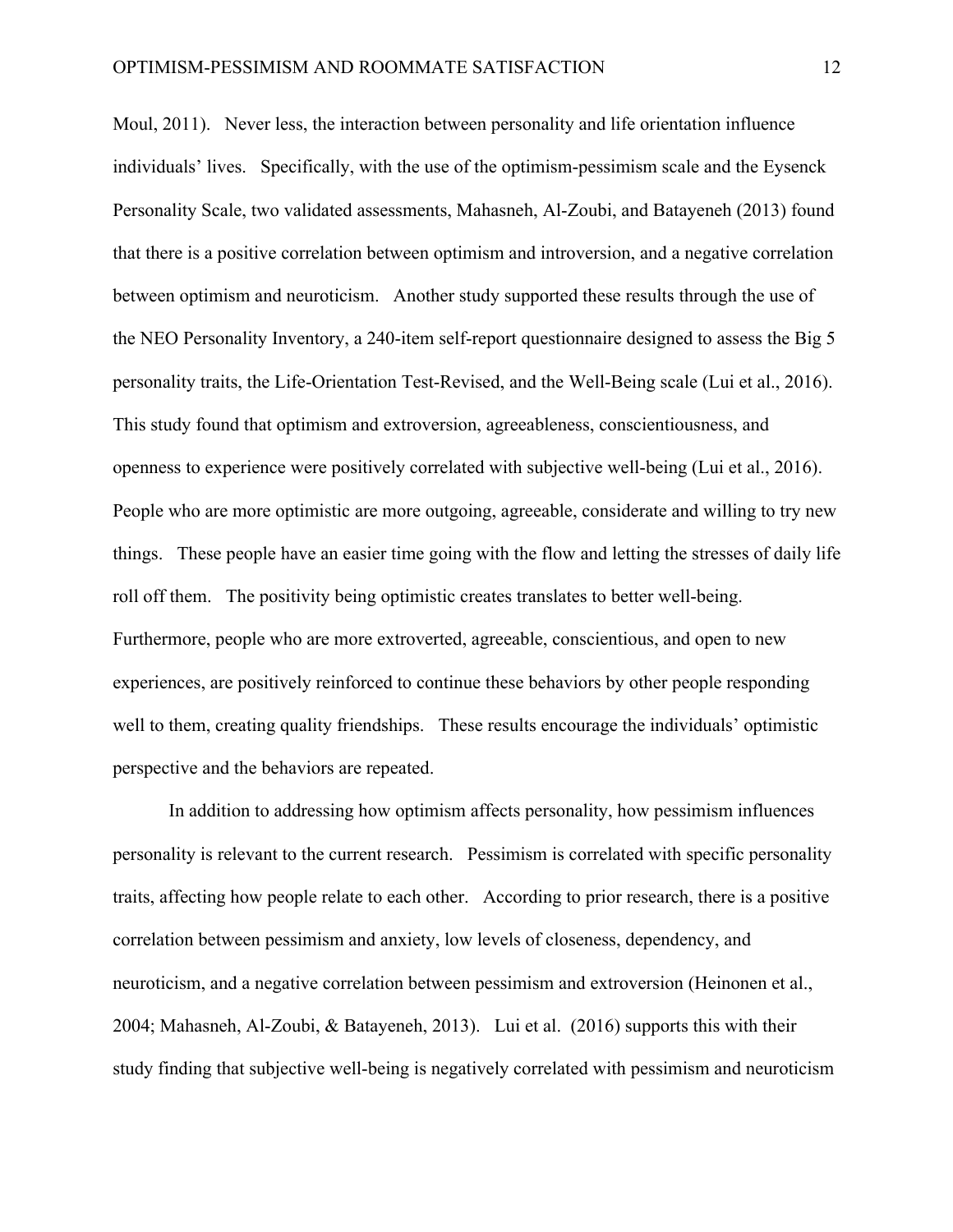Moul, 2011). Never less, the interaction between personality and life orientation influence individuals' lives. Specifically, with the use of the optimism-pessimism scale and the Eysenck Personality Scale, two validated assessments, Mahasneh, Al-Zoubi, and Batayeneh (2013) found that there is a positive correlation between optimism and introversion, and a negative correlation between optimism and neuroticism. Another study supported these results through the use of the NEO Personality Inventory, a 240-item self-report questionnaire designed to assess the Big 5 personality traits, the Life-Orientation Test-Revised, and the Well-Being scale (Lui et al., 2016). This study found that optimism and extroversion, agreeableness, conscientiousness, and openness to experience were positively correlated with subjective well-being (Lui et al., 2016). People who are more optimistic are more outgoing, agreeable, considerate and willing to try new things. These people have an easier time going with the flow and letting the stresses of daily life roll off them. The positivity being optimistic creates translates to better well-being. Furthermore, people who are more extroverted, agreeable, conscientious, and open to new experiences, are positively reinforced to continue these behaviors by other people responding well to them, creating quality friendships. These results encourage the individuals' optimistic perspective and the behaviors are repeated.

In addition to addressing how optimism affects personality, how pessimism influences personality is relevant to the current research. Pessimism is correlated with specific personality traits, affecting how people relate to each other. According to prior research, there is a positive correlation between pessimism and anxiety, low levels of closeness, dependency, and neuroticism, and a negative correlation between pessimism and extroversion (Heinonen et al., 2004; Mahasneh, Al-Zoubi, & Batayeneh, 2013). Lui et al. (2016) supports this with their study finding that subjective well-being is negatively correlated with pessimism and neuroticism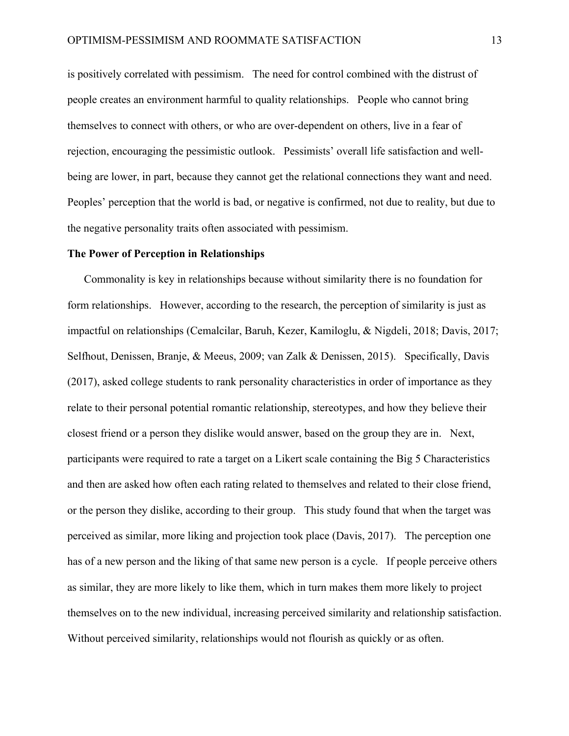is positively correlated with pessimism. The need for control combined with the distrust of people creates an environment harmful to quality relationships. People who cannot bring themselves to connect with others, or who are over-dependent on others, live in a fear of rejection, encouraging the pessimistic outlook. Pessimists' overall life satisfaction and well-being are lower, in part, because they cannot get the relational connections they want and need. Peoples' perception that the world is bad, or negative is confirmed, not due to reality, but due to the negative personality traits often associated with pessimism.

## The Power of Perception in Relationships

Commonality is key in relationships because without similarity there is no foundation for form relationships. However, according to the research, the perception of similarity is just as impactful on relationships (Cemalcilar, Baruh, Kezer, Kamiloglu, & Nigdeli, 2018; Davis, 2017; Selfhout, Denissen, Branje, & Meeus, 2009; van Zalk & Denissen, 2015). Specifically, Davis (2017), asked college students to rank personality characteristics in order of importance as they relate to their personal potential romantic relationship, stereotypes, and how they believe their closest friend or a person they dislike would answer, based on the group they are in. Next, participants were required to rate a target on a Likert scale containing the Big 5 Characteristics and then are asked how often each rating related to themselves and related to their close friend, or the person they dislike, according to their group. This study found that when the target was perceived as similar, more liking and projection took place (Davis, 2017). The perception one has of a new person and the liking of that same new person is a cycle. If people perceive others as similar, they are more likely to like them, which in turn makes them more likely to project themselves on to the new individual, increasing perceived similarity and relationship satisfaction. Without perceived similarity, relationships would not flourish as quickly or as often.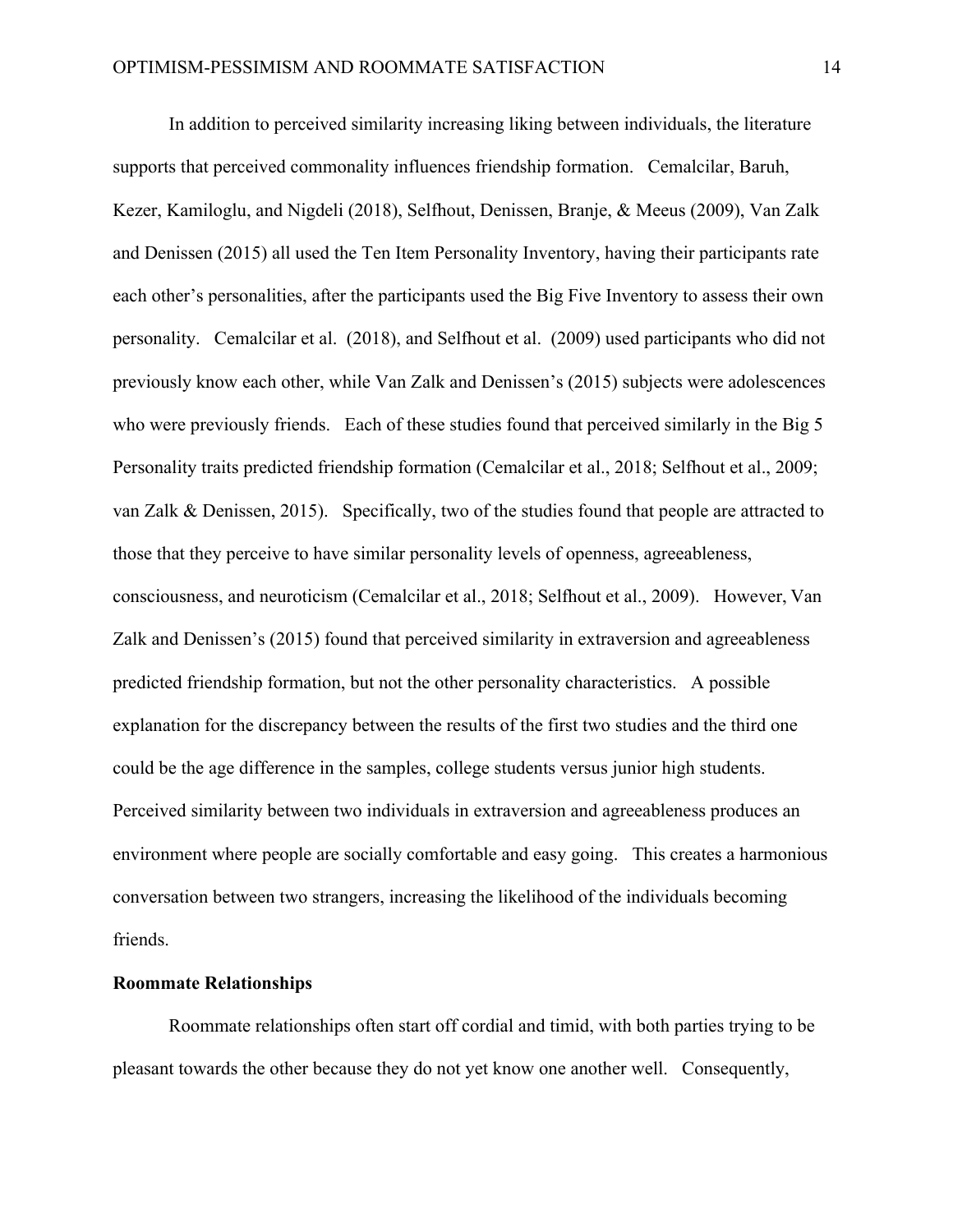In addition to perceived similarity increasing liking between individuals, the literature supports that perceived commonality influences friendship formation. Cemalcilar, Baruh, Kezer, Kamiloglu, and Nigdeli (2018), Selfhout, Denissen, Branje, & Meeus (2009), Van Zalk and Denissen (2015) all used the Ten Item Personality Inventory, having their participants rate each other's personalities, after the participants used the Big Five Inventory to assess their own personality. Cemalcilar et al. (2018), and Selfhout et al. (2009) used participants who did not previously know each other, while Van Zalk and Denissen's (2015) subjects were adolescences who were previously friends. Each of these studies found that perceived similarly in the Big 5 Personality traits predicted friendship formation (Cemalcilar et al., 2018; Selfhout et al., 2009; van Zalk & Denissen, 2015). Specifically, two of the studies found that people are attracted to those that they perceive to have similar personality levels of openness, agreeableness, consciousness, and neuroticism (Cemalcilar et al., 2018; Selfhout et al., 2009). However, Van Zalk and Denissen's (2015) found that perceived similarity in extraversion and agreeableness predicted friendship formation, but not the other personality characteristics. A possible explanation for the discrepancy between the results of the first two studies and the third one could be the age difference in the samples, college students versus junior high students. Perceived similarity between two individuals in extraversion and agreeableness produces an environment where people are socially comfortable and easy going. This creates a harmonious conversation between two strangers, increasing the likelihood of the individuals becoming friends.

**Roommate Relationships**

Roommate relationships often start off cordial and timid, with both parties trying to be pleasant towards the other because they do not yet know one another well. Consequently,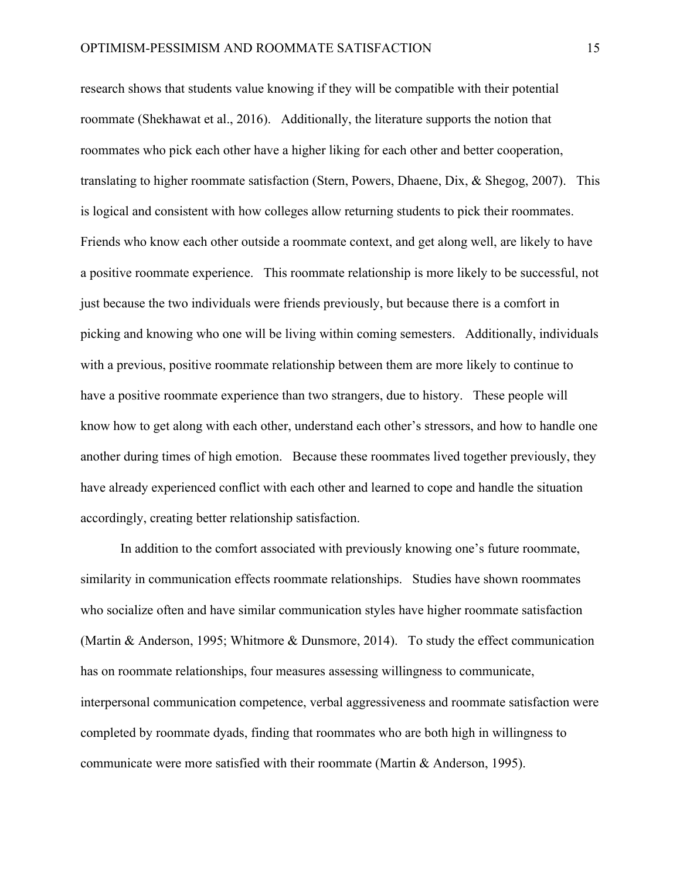research shows that students value knowing if they will be compatible with their potential roommate (Shekhawat et al., 2016). Additionally, the literature supports the notion that roommates who pick each other have a higher liking for each other and better cooperation, translating to higher roommate satisfaction (Stern, Powers, Dhaene, Dix, & Shegog, 2007). This is logical and consistent with how colleges allow returning students to pick their roommates. Friends who know each other outside a roommate context, and get along well, are likely to have a positive roommate experience. This roommate relationship is more likely to be successful, not just because the two individuals were friends previously, but because there is a comfort in picking and knowing who one will be living within coming semesters. Additionally, individuals with a previous, positive roommate relationship between them are more likely to continue to have a positive roommate experience than two strangers, due to history. These people will know how to get along with each other, understand each other's stressors, and how to handle one another during times of high emotion. Because these roommates lived together previously, they have already experienced conflict with each other and learned to cope and handle the situation accordingly, creating better relationship satisfaction.

In addition to the comfort associated with previously knowing one's future roommate, similarity in communication effects roommate relationships. Studies have shown roommates who socialize often and have similar communication styles have higher roommate satisfaction (Martin & Anderson, 1995; Whitmore & Dunsmore, 2014). To study the effect communication has on roommate relationships, four measures assessing willingness to communicate, interpersonal communication competence, verbal aggressiveness and roommate satisfaction were completed by roommate dyads, finding that roommates who are both high in willingness to communicate were more satisfied with their roommate (Martin & Anderson, 1995).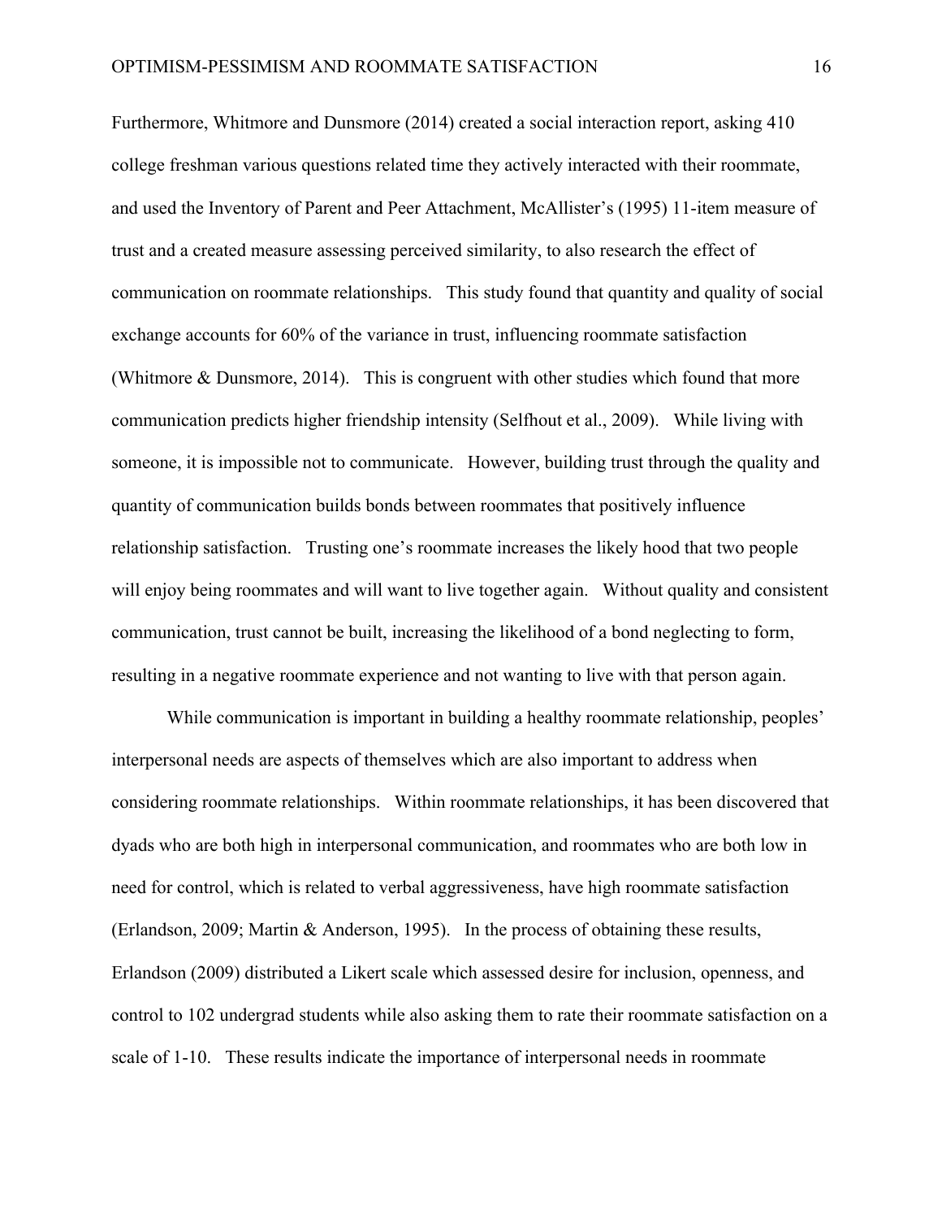Furthermore, Whitmore and Dunsmore (2014) created a social interaction report, asking 410 college freshman various questions related time they actively interacted with their roommate, and used the Inventory of Parent and Peer Attachment, McAllister's (1995) 11-item measure of trust and a created measure assessing perceived similarity, to also research the effect of communication on roommate relationships. This study found that quantity and quality of social exchange accounts for 60% of the variance in trust, influencing roommate satisfaction (Whitmore & Dunsmore, 2014). This is congruent with other studies which found that more communication predicts higher friendship intensity (Selfhout et al., 2009). While living with someone, it is impossible not to communicate. However, building trust through the quality and quantity of communication builds bonds between roommates that positively influence relationship satisfaction. Trusting one's roommate increases the likely hood that two people will enjoy being roommates and will want to live together again. Without quality and consistent communication, trust cannot be built, increasing the likelihood of a bond neglecting to form, resulting in a negative roommate experience and not wanting to live with that person again.

While communication is important in building a healthy roommate relationship, peoples' interpersonal needs are aspects of themselves which are also important to address when considering roommate relationships. Within roommate relationships, it has been discovered that dyads who are both high in interpersonal communication, and roommates who are both low in need for control, which is related to verbal aggressiveness, have high roommate satisfaction (Erlandson, 2009; Martin & Anderson, 1995). In the process of obtaining these results, Erlandson (2009) distributed a Likert scale which assessed desire for inclusion, openness, and control to 102 undergrad students while also asking them to rate their roommate satisfaction on a scale of 1-10. These results indicate the importance of interpersonal needs in roommate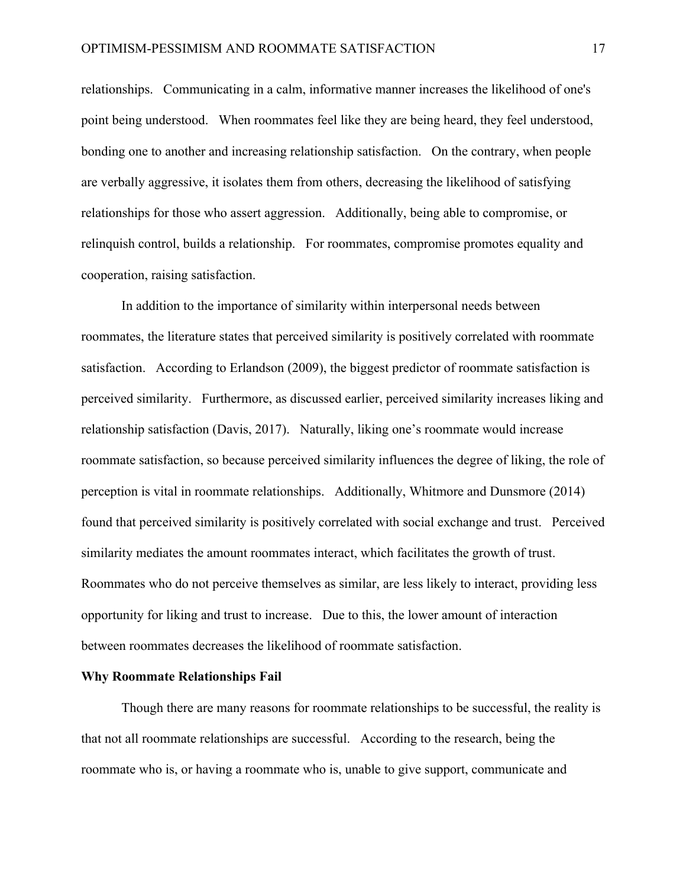relationships. Communicating in a calm, informative manner increases the likelihood of one's point being understood. When roommates feel like they are being heard, they feel understood, bonding one to another and increasing relationship satisfaction. On the contrary, when people are verbally aggressive, it isolates them from others, decreasing the likelihood of satisfying relationships for those who assert aggression. Additionally, being able to compromise, or relinquish control, builds a relationship. For roommates, compromise promotes equality and cooperation, raising satisfaction.

In addition to the importance of similarity within interpersonal needs between roommates, the literature states that perceived similarity is positively correlated with roommate satisfaction. According to Erlandson (2009), the biggest predictor of roommate satisfaction is perceived similarity. Furthermore, as discussed earlier, perceived similarity increases liking and relationship satisfaction (Davis, 2017). Naturally, liking one's roommate would increase roommate satisfaction, so because perceived similarity influences the degree of liking, the role of perception is vital in roommate relationships. Additionally, Whitmore and Dunsmore (2014) found that perceived similarity is positively correlated with social exchange and trust. Perceived similarity mediates the amount roommates interact, which facilitates the growth of trust. Roommates who do not perceive themselves as similar, are less likely to interact, providing less opportunity for liking and trust to increase. Due to this, the lower amount of interaction between roommates decreases the likelihood of roommate satisfaction.

**Why Roommate Relationships Fail**

Though there are many reasons for roommate relationships to be successful, the reality is that not all roommate relationships are successful. According to the research, being the roommate who is, or having a roommate who is, unable to give support, communicate and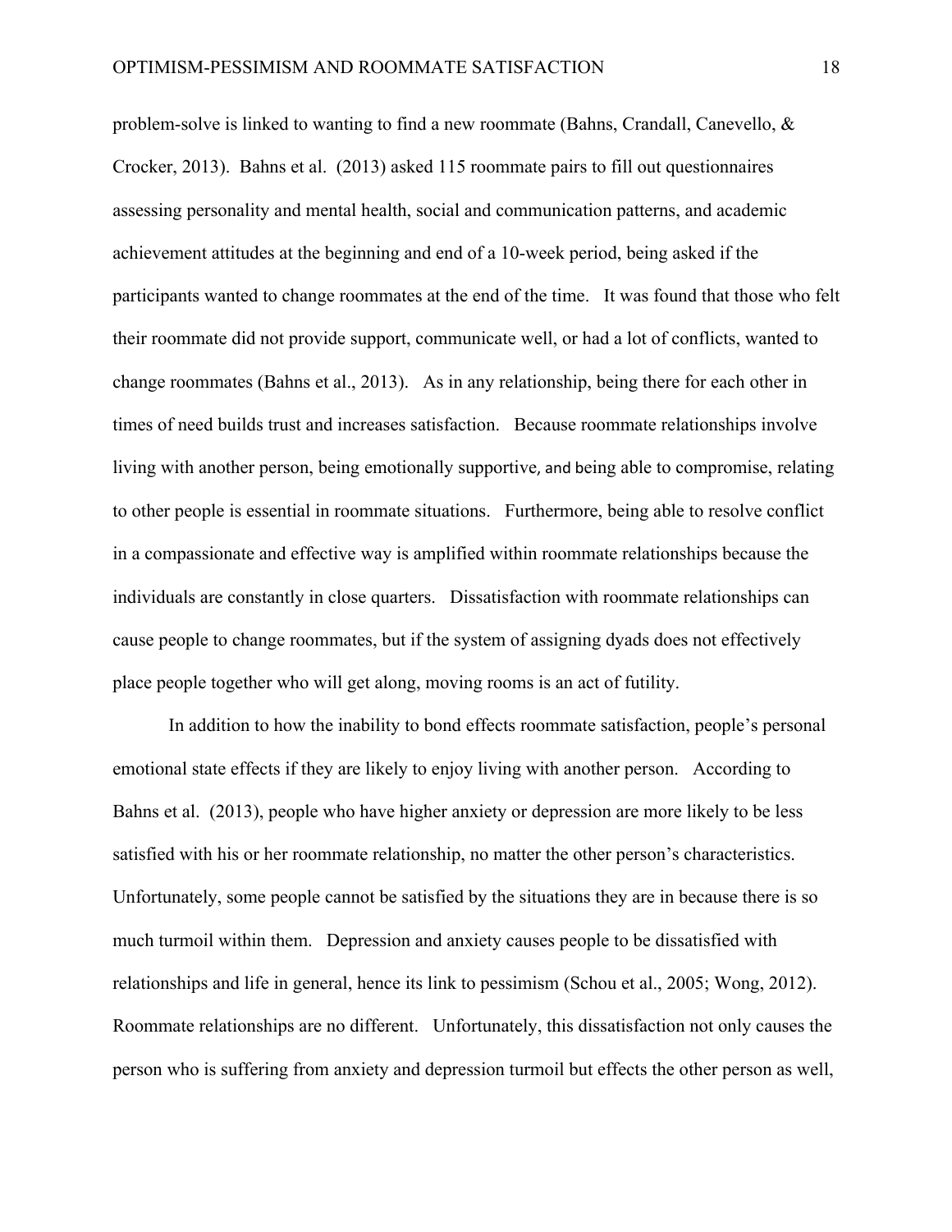problem-solve is linked to wanting to find a new roommate (Bahns, Crandall, Canevello, & Crocker, 2013). Bahns et al. (2013) asked 115 roommate pairs to fill out questionnaires assessing personality and mental health, social and communication patterns, and academic achievement attitudes at the beginning and end of a 10-week period, being asked if the participants wanted to change roommates at the end of the time. It was found that those who felt their roommate did not provide support, communicate well, or had a lot of conflicts, wanted to change roommates (Bahns et al., 2013). As in any relationship, being there for each other in times of need builds trust and increases satisfaction. Because roommate relationships involve living with another person, being emotionally supportive, and being able to compromise, relating to other people is essential in roommate situations. Furthermore, being able to resolve conflict in a compassionate and effective way is amplified within roommate relationships because the individuals are constantly in close quarters. Dissatisfaction with roommate relationships can cause people to change roommates, but if the system of assigning dyads does not effectively place people together who will get along, moving rooms is an act of futility.

In addition to how the inability to bond effects roommate satisfaction, people's personal emotional state effects if they are likely to enjoy living with another person. According to Bahns et al. (2013), people who have higher anxiety or depression are more likely to be less satisfied with his or her roommate relationship, no matter the other person's characteristics. Unfortunately, some people cannot be satisfied by the situations they are in because there is so much turmoil within them. Depression and anxiety causes people to be dissatisfied with relationships and life in general, hence its link to pessimism (Schou et al., 2005; Wong, 2012). Roommate relationships are no different. Unfortunately, this dissatisfaction not only causes the person who is suffering from anxiety and depression turmoil but effects the other person as well,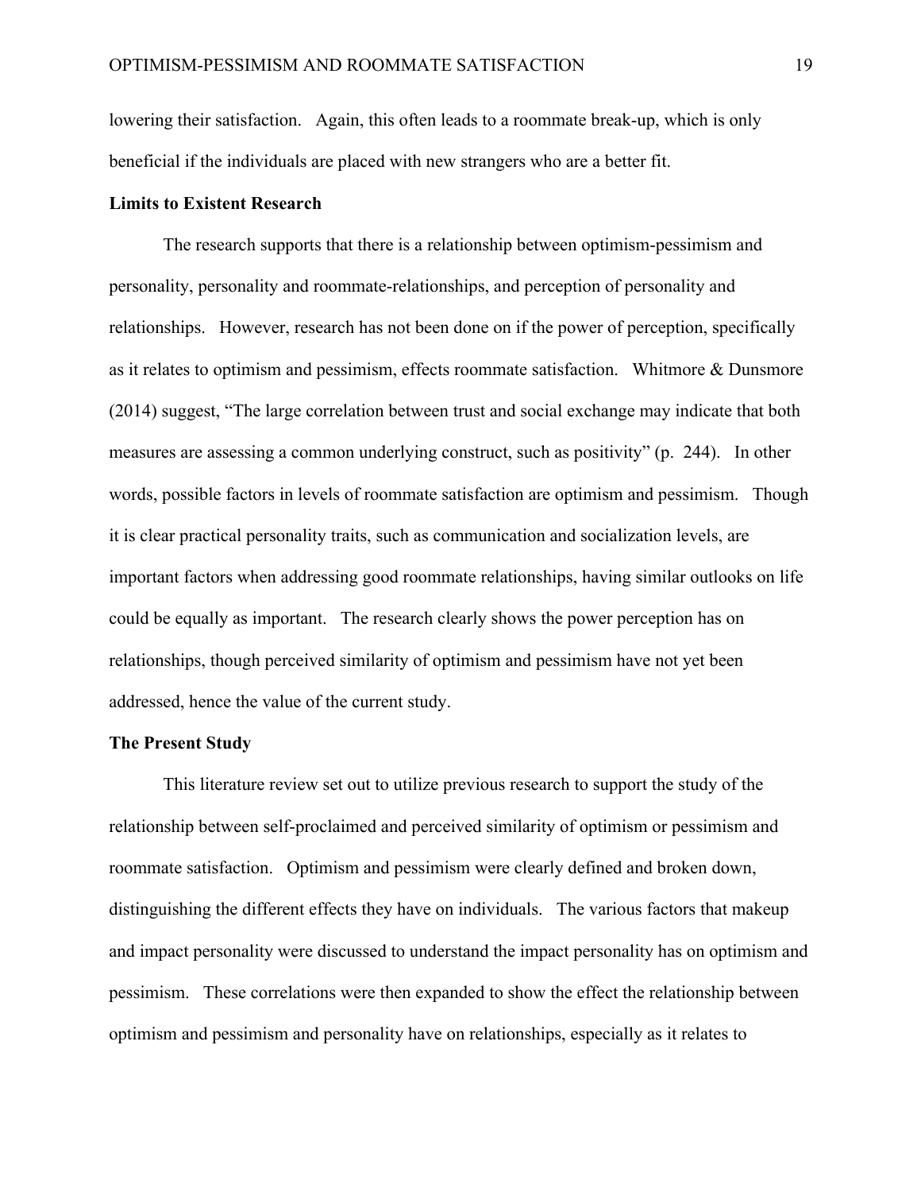lowering their satisfaction. Again, this often leads to a roommate break-up, which is only beneficial if the individuals are placed with new strangers who are a better fit.

**Limits to Existent Research**

The research supports that there is a relationship between optimism-pessimism and personality, personality and roommate-relationships, and perception of personality and relationships. However, research has not been done on if the power of perception, specifically as it relates to optimism and pessimism, effects roommate satisfaction. Whitmore & Dunsmore (2014) suggest, "The large correlation between trust and social exchange may indicate that both measures are assessing a common underlying construct, such as positivity" (p. 244). In other words, possible factors in levels of roommate satisfaction are optimism and pessimism. Though it is clear practical personality traits, such as communication and socialization levels, are important factors when addressing good roommate relationships, having similar outlooks on life could be equally as important. The research clearly shows the power perception has on relationships, though perceived similarity of optimism and pessimism have not yet been addressed, hence the value of the current study.

**The Present Study**

This literature review set out to utilize previous research to support the study of the relationship between self-proclaimed and perceived similarity of optimism or pessimism and roommate satisfaction. Optimism and pessimism were clearly defined and broken down, distinguishing the different effects they have on individuals. The various factors that makeup and impact personality were discussed to understand the impact personality has on optimism and pessimism. These correlations were then expanded to show the effect the relationship between optimism and pessimism and personality have on relationships, especially as it relates to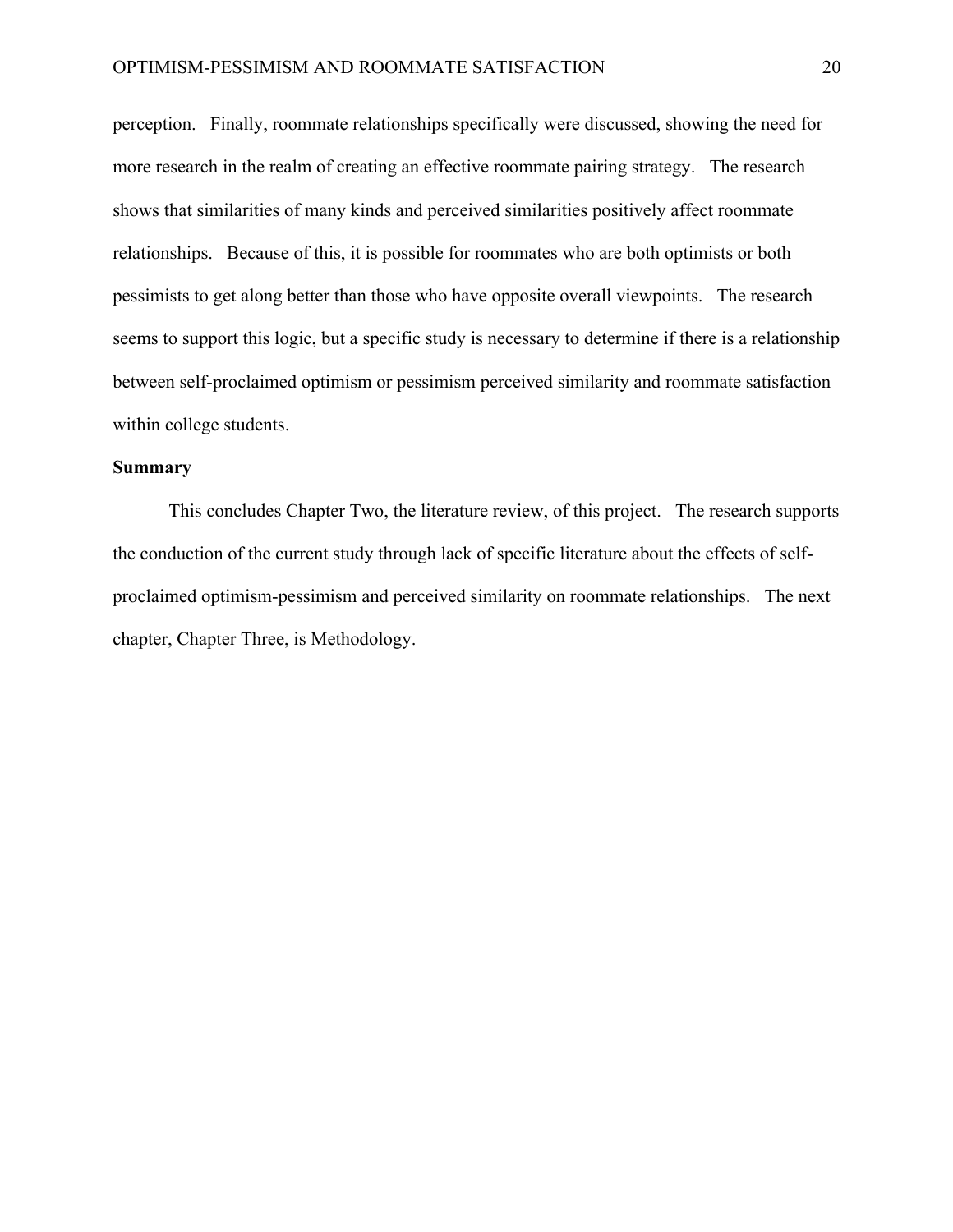perception. Finally, roommate relationships specifically were discussed, showing the need for more research in the realm of creating an effective roommate pairing strategy. The research shows that similarities of many kinds and perceived similarities positively affect roommate relationships. Because of this, it is possible for roommates who are both optimists or both pessimists to get along better than those who have opposite overall viewpoints. The research seems to support this logic, but a specific study is necessary to determine if there is a relationship between self-proclaimed optimism or pessimism perceived similarity and roommate satisfaction within college students.

## Summary

This concludes Chapter Two, the literature review, of this project. The research supports the conduction of the current study through lack of specific literature about the effects of self-proclaimed optimism-pessimism and perceived similarity on roommate relationships. The next chapter, Chapter Three, is Methodology.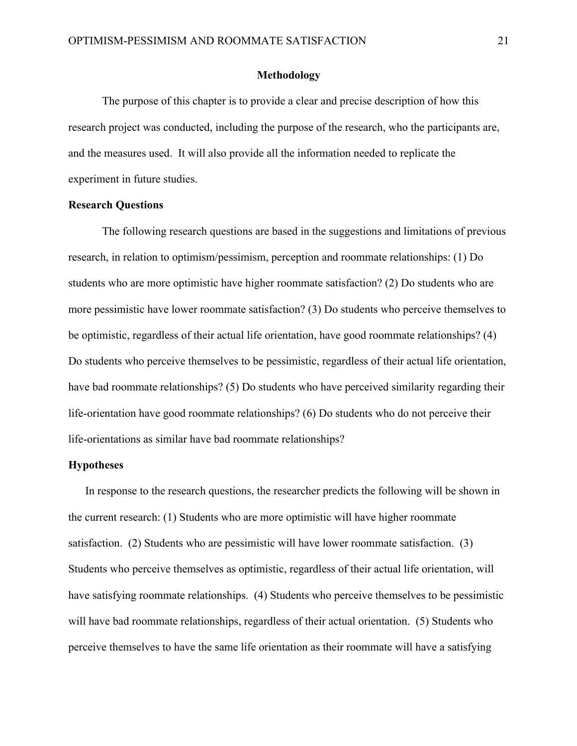# Methodology

The purpose of this chapter is to provide a clear and precise description of how this research project was conducted, including the purpose of the research, who the participants are, and the measures used. It will also provide all the information needed to replicate the experiment in future studies.

## Research Questions

The following research questions are based in the suggestions and limitations of previous research, in relation to optimism/pessimism, perception and roommate relationships: (1) Do students who are more optimistic have higher roommate satisfaction? (2) Do students who are more pessimistic have lower roommate satisfaction? (3) Do students who perceive themselves to be optimistic, regardless of their actual life orientation, have good roommate relationships? (4) Do students who perceive themselves to be pessimistic, regardless of their actual life orientation, have bad roommate relationships? (5) Do students who have perceived similarity regarding their life-orientation have good roommate relationships? (6) Do students who do not perceive their life-orientations as similar have bad roommate relationships?

## Hypotheses

In response to the research questions, the researcher predicts the following will be shown in the current research: (1) Students who are more optimistic will have higher roommate satisfaction. (2) Students who are pessimistic will have lower roommate satisfaction. (3) Students who perceive themselves as optimistic, regardless of their actual life orientation, will have satisfying roommate relationships. (4) Students who perceive themselves to be pessimistic will have bad roommate relationships, regardless of their actual orientation. (5) Students who perceive themselves to have the same life orientation as their roommate will have a satisfying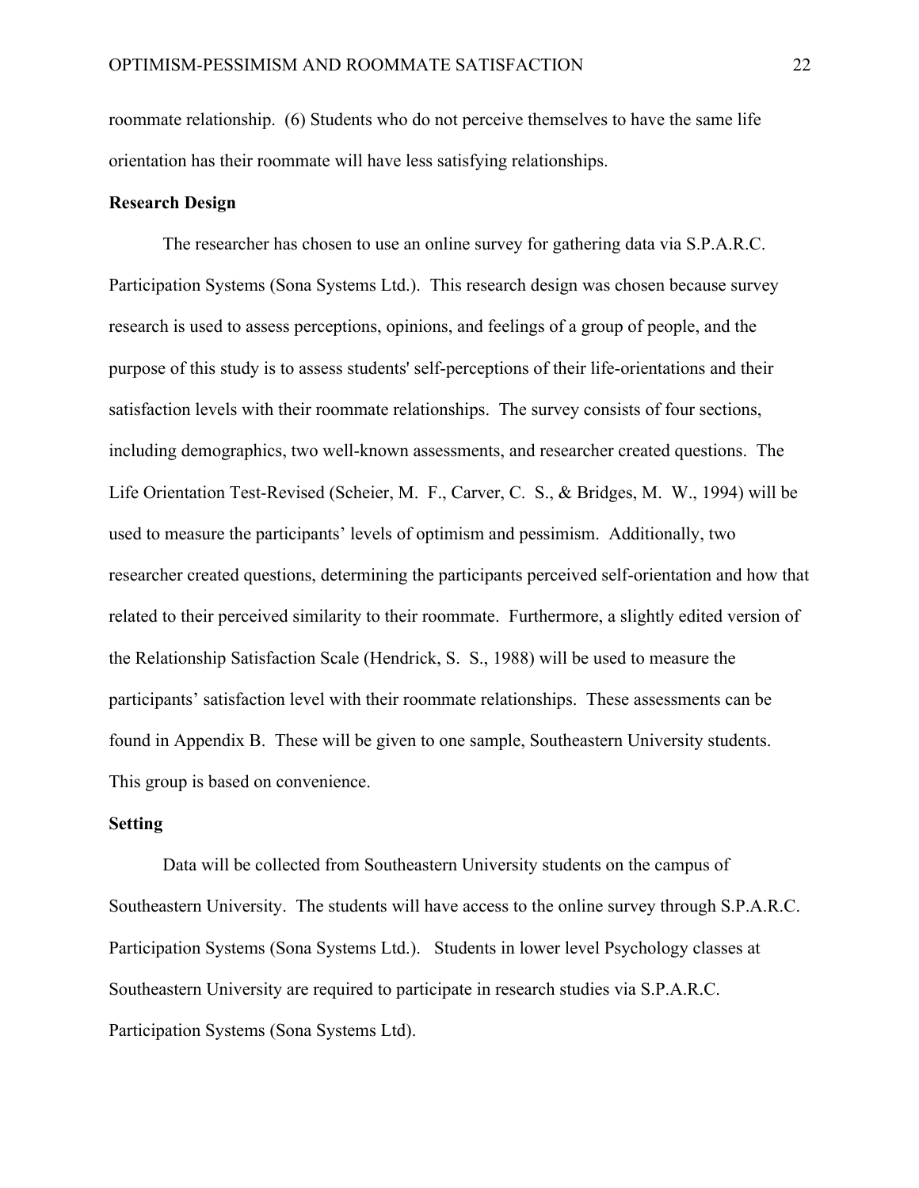roommate relationship.  (6) Students who do not perceive themselves to have the same life orientation has their roommate will have less satisfying relationships.

**Research Design**

The researcher has chosen to use an online survey for gathering data via S.P.A.R.C. Participation Systems (Sona Systems Ltd.).  This research design was chosen because survey research is used to assess perceptions, opinions, and feelings of a group of people, and the purpose of this study is to assess students' self-perceptions of their life-orientations and their satisfaction levels with their roommate relationships.  The survey consists of four sections, including demographics, two well-known assessments, and researcher created questions.  The Life Orientation Test-Revised (Scheier, M.  F., Carver, C.  S., & Bridges, M.  W., 1994) will be used to measure the participants' levels of optimism and pessimism.  Additionally, two researcher created questions, determining the participants perceived self-orientation and how that related to their perceived similarity to their roommate.  Furthermore, a slightly edited version of the Relationship Satisfaction Scale (Hendrick, S.  S., 1988) will be used to measure the participants' satisfaction level with their roommate relationships.  These assessments can be found in Appendix B.  These will be given to one sample, Southeastern University students. This group is based on convenience.

**Setting**

Data will be collected from Southeastern University students on the campus of Southeastern University.  The students will have access to the online survey through S.P.A.R.C. Participation Systems (Sona Systems Ltd.).   Students in lower level Psychology classes at Southeastern University are required to participate in research studies via S.P.A.R.C. Participation Systems (Sona Systems Ltd).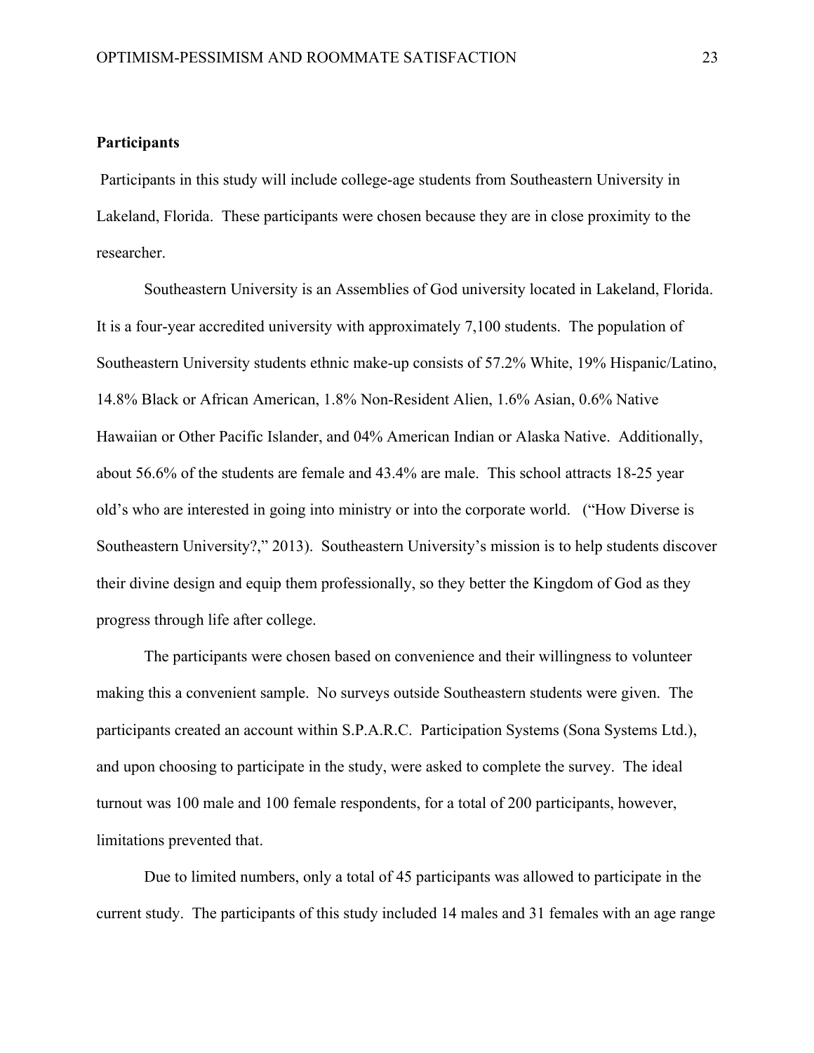**Participants**

Participants in this study will include college-age students from Southeastern University in Lakeland, Florida. These participants were chosen because they are in close proximity to the researcher.

Southeastern University is an Assemblies of God university located in Lakeland, Florida. It is a four-year accredited university with approximately 7,100 students. The population of Southeastern University students ethnic make-up consists of 57.2% White, 19% Hispanic/Latino, 14.8% Black or African American, 1.8% Non-Resident Alien, 1.6% Asian, 0.6% Native Hawaiian or Other Pacific Islander, and 04% American Indian or Alaska Native. Additionally, about 56.6% of the students are female and 43.4% are male. This school attracts 18-25 year old's who are interested in going into ministry or into the corporate world. ("How Diverse is Southeastern University?," 2013). Southeastern University's mission is to help students discover their divine design and equip them professionally, so they better the Kingdom of God as they progress through life after college.

The participants were chosen based on convenience and their willingness to volunteer making this a convenient sample. No surveys outside Southeastern students were given. The participants created an account within S.P.A.R.C. Participation Systems (Sona Systems Ltd.), and upon choosing to participate in the study, were asked to complete the survey. The ideal turnout was 100 male and 100 female respondents, for a total of 200 participants, however, limitations prevented that.

Due to limited numbers, only a total of 45 participants was allowed to participate in the current study. The participants of this study included 14 males and 31 females with an age range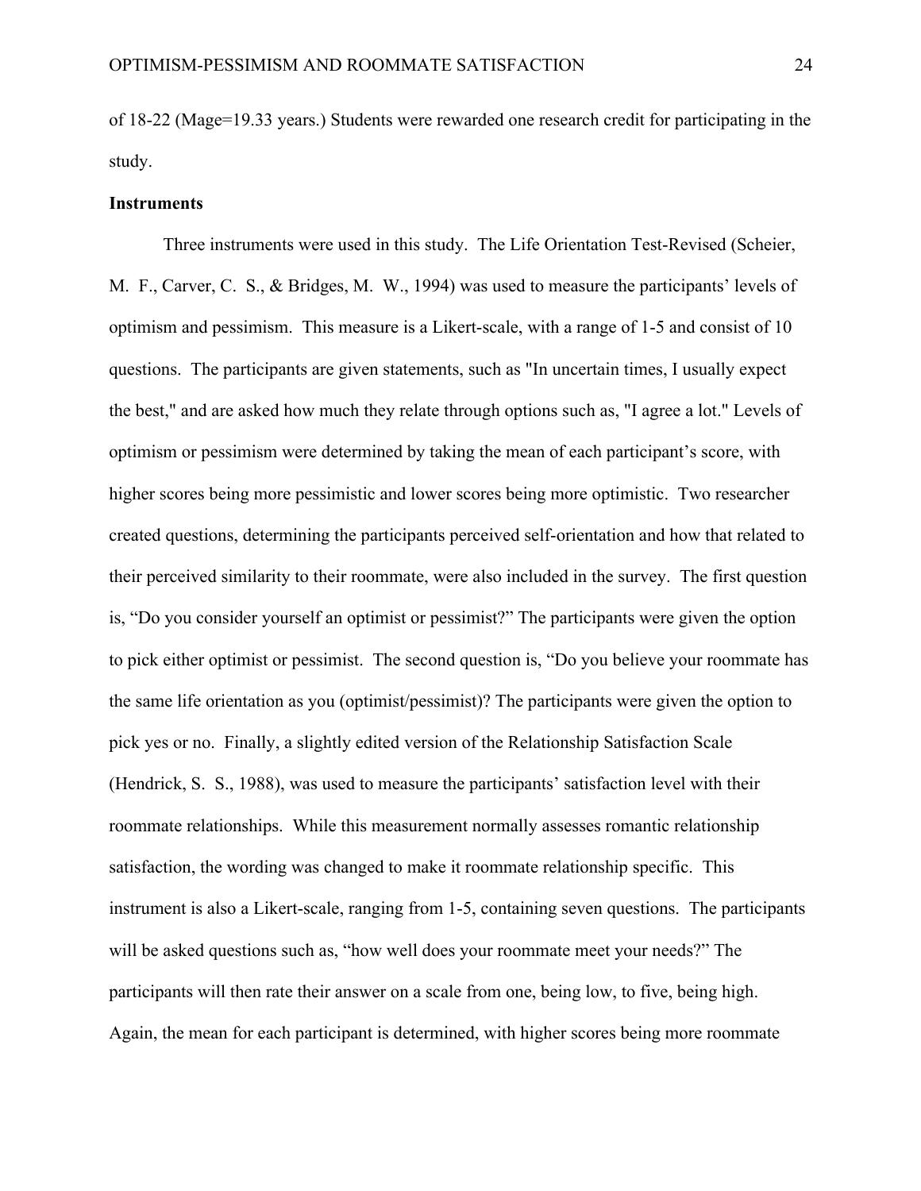of 18-22 (Mage=19.33 years.) Students were rewarded one research credit for participating in the study.

**Instruments**

Three instruments were used in this study. The Life Orientation Test-Revised (Scheier, M. F., Carver, C. S., & Bridges, M. W., 1994) was used to measure the participants' levels of optimism and pessimism. This measure is a Likert-scale, with a range of 1-5 and consist of 10 questions. The participants are given statements, such as "In uncertain times, I usually expect the best," and are asked how much they relate through options such as, "I agree a lot." Levels of optimism or pessimism were determined by taking the mean of each participant's score, with higher scores being more pessimistic and lower scores being more optimistic. Two researcher created questions, determining the participants perceived self-orientation and how that related to their perceived similarity to their roommate, were also included in the survey. The first question is, "Do you consider yourself an optimist or pessimist?" The participants were given the option to pick either optimist or pessimist. The second question is, "Do you believe your roommate has the same life orientation as you (optimist/pessimist)? The participants were given the option to pick yes or no. Finally, a slightly edited version of the Relationship Satisfaction Scale (Hendrick, S. S., 1988), was used to measure the participants' satisfaction level with their roommate relationships. While this measurement normally assesses romantic relationship satisfaction, the wording was changed to make it roommate relationship specific. This instrument is also a Likert-scale, ranging from 1-5, containing seven questions. The participants will be asked questions such as, "how well does your roommate meet your needs?" The participants will then rate their answer on a scale from one, being low, to five, being high. Again, the mean for each participant is determined, with higher scores being more roommate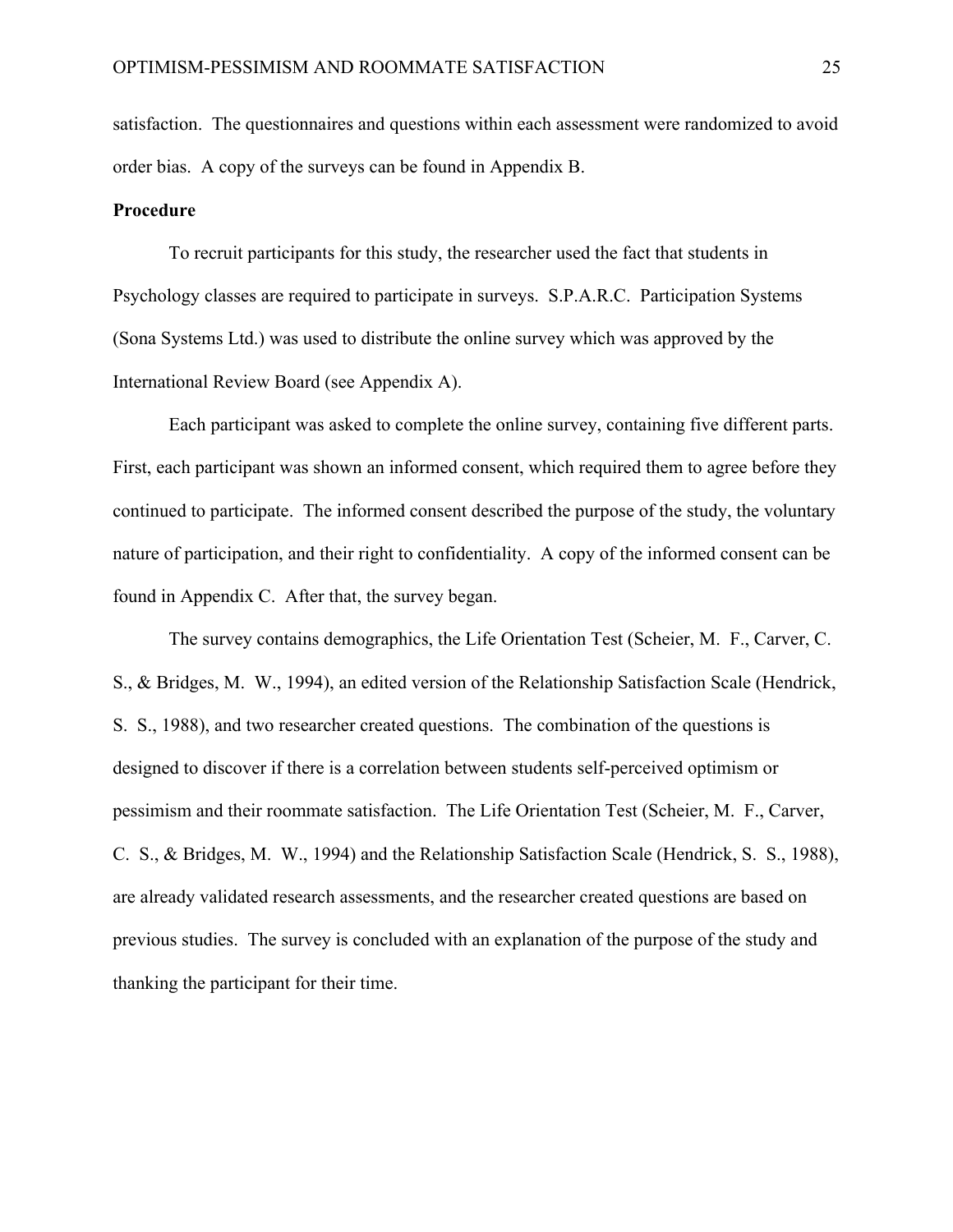satisfaction. The questionnaires and questions within each assessment were randomized to avoid order bias. A copy of the surveys can be found in Appendix B.

**Procedure**

To recruit participants for this study, the researcher used the fact that students in Psychology classes are required to participate in surveys. S.P.A.R.C. Participation Systems (Sona Systems Ltd.) was used to distribute the online survey which was approved by the International Review Board (see Appendix A).

Each participant was asked to complete the online survey, containing five different parts. First, each participant was shown an informed consent, which required them to agree before they continued to participate. The informed consent described the purpose of the study, the voluntary nature of participation, and their right to confidentiality. A copy of the informed consent can be found in Appendix C. After that, the survey began.

The survey contains demographics, the Life Orientation Test (Scheier, M. F., Carver, C. S., & Bridges, M. W., 1994), an edited version of the Relationship Satisfaction Scale (Hendrick, S. S., 1988), and two researcher created questions. The combination of the questions is designed to discover if there is a correlation between students self-perceived optimism or pessimism and their roommate satisfaction. The Life Orientation Test (Scheier, M. F., Carver, C. S., & Bridges, M. W., 1994) and the Relationship Satisfaction Scale (Hendrick, S. S., 1988), are already validated research assessments, and the researcher created questions are based on previous studies. The survey is concluded with an explanation of the purpose of the study and thanking the participant for their time.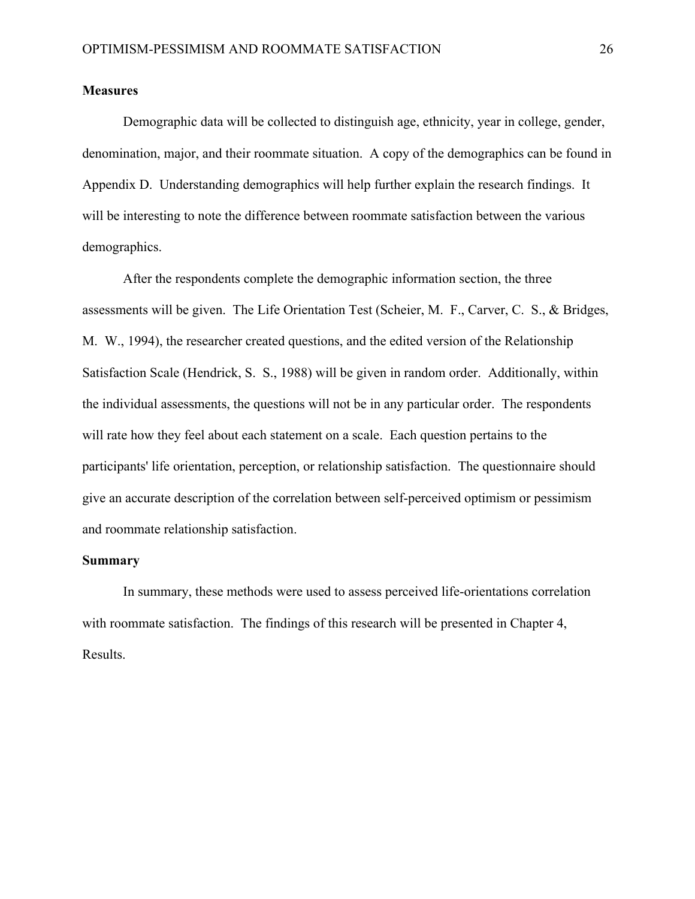## Measures

Demographic data will be collected to distinguish age, ethnicity, year in college, gender, denomination, major, and their roommate situation. A copy of the demographics can be found in Appendix D. Understanding demographics will help further explain the research findings. It will be interesting to note the difference between roommate satisfaction between the various demographics.

After the respondents complete the demographic information section, the three assessments will be given. The Life Orientation Test (Scheier, M. F., Carver, C. S., & Bridges, M. W., 1994), the researcher created questions, and the edited version of the Relationship Satisfaction Scale (Hendrick, S. S., 1988) will be given in random order. Additionally, within the individual assessments, the questions will not be in any particular order. The respondents will rate how they feel about each statement on a scale. Each question pertains to the participants' life orientation, perception, or relationship satisfaction. The questionnaire should give an accurate description of the correlation between self-perceived optimism or pessimism and roommate relationship satisfaction.

## Summary

In summary, these methods were used to assess perceived life-orientations correlation with roommate satisfaction. The findings of this research will be presented in Chapter 4, Results.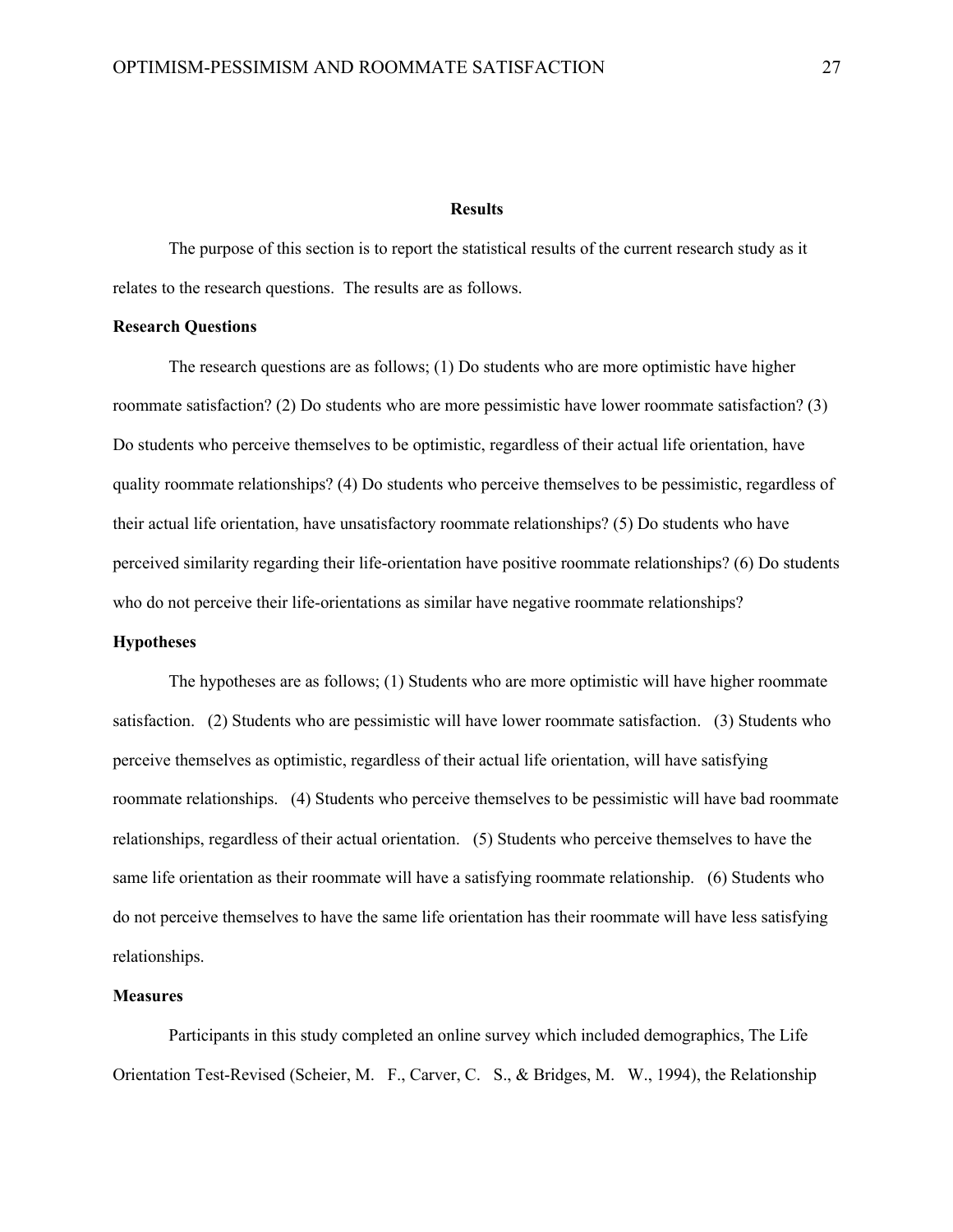# Results

The purpose of this section is to report the statistical results of the current research study as it relates to the research questions. The results are as follows.

## Research Questions

The research questions are as follows; (1) Do students who are more optimistic have higher roommate satisfaction? (2) Do students who are more pessimistic have lower roommate satisfaction? (3) Do students who perceive themselves to be optimistic, regardless of their actual life orientation, have quality roommate relationships? (4) Do students who perceive themselves to be pessimistic, regardless of their actual life orientation, have unsatisfactory roommate relationships? (5) Do students who have perceived similarity regarding their life-orientation have positive roommate relationships? (6) Do students who do not perceive their life-orientations as similar have negative roommate relationships?

## Hypotheses

The hypotheses are as follows; (1) Students who are more optimistic will have higher roommate satisfaction. (2) Students who are pessimistic will have lower roommate satisfaction. (3) Students who perceive themselves as optimistic, regardless of their actual life orientation, will have satisfying roommate relationships. (4) Students who perceive themselves to be pessimistic will have bad roommate relationships, regardless of their actual orientation. (5) Students who perceive themselves to have the same life orientation as their roommate will have a satisfying roommate relationship. (6) Students who do not perceive themselves to have the same life orientation has their roommate will have less satisfying relationships.

## Measures

Participants in this study completed an online survey which included demographics, The Life Orientation Test-Revised (Scheier, M. F., Carver, C. S., & Bridges, M. W., 1994), the Relationship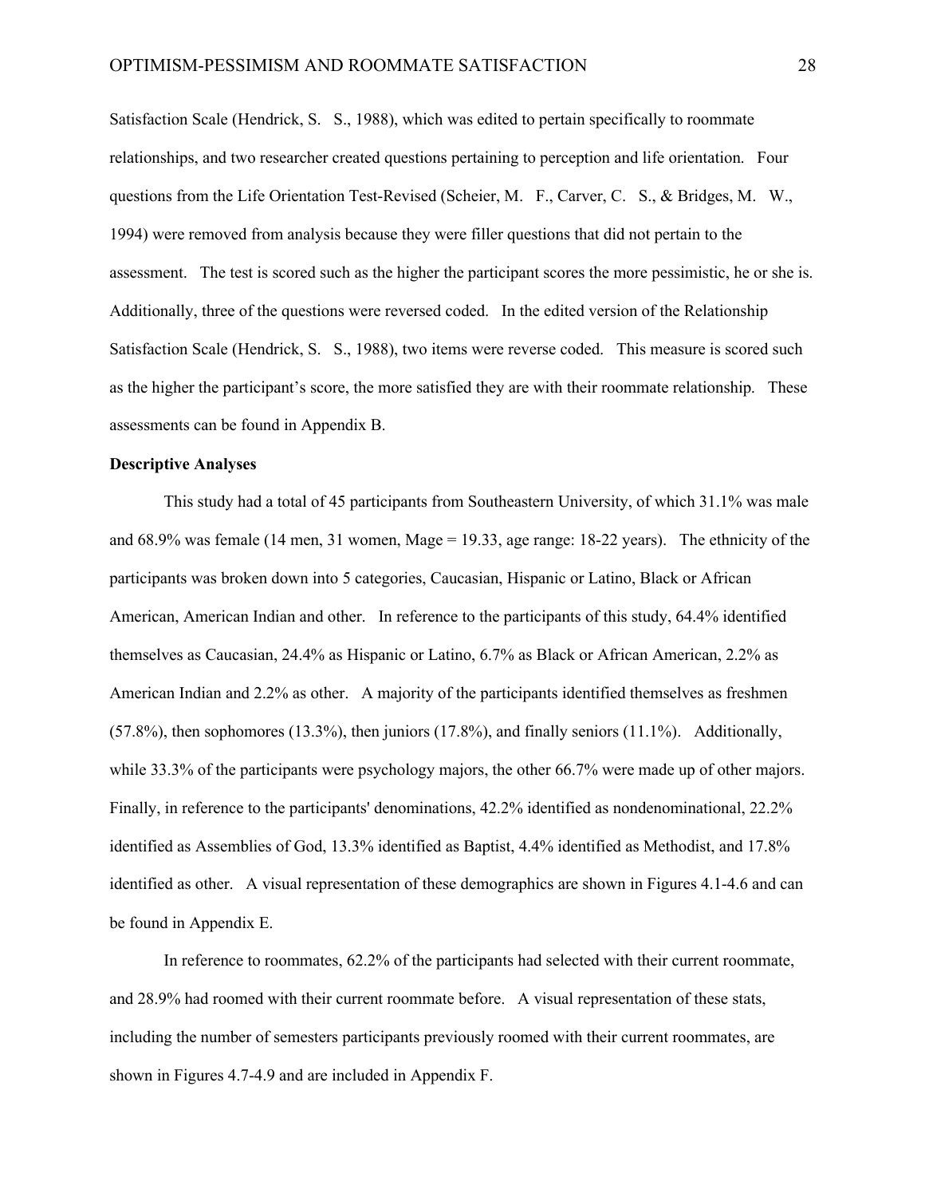Satisfaction Scale (Hendrick, S. S., 1988), which was edited to pertain specifically to roommate relationships, and two researcher created questions pertaining to perception and life orientation. Four questions from the Life Orientation Test-Revised (Scheier, M. F., Carver, C. S., & Bridges, M. W., 1994) were removed from analysis because they were filler questions that did not pertain to the assessment. The test is scored such as the higher the participant scores the more pessimistic, he or she is. Additionally, three of the questions were reversed coded. In the edited version of the Relationship Satisfaction Scale (Hendrick, S. S., 1988), two items were reverse coded. This measure is scored such as the higher the participant's score, the more satisfied they are with their roommate relationship. These assessments can be found in Appendix B.

**Descriptive Analyses**

This study had a total of 45 participants from Southeastern University, of which 31.1% was male and 68.9% was female (14 men, 31 women, Mage = 19.33, age range: 18-22 years). The ethnicity of the participants was broken down into 5 categories, Caucasian, Hispanic or Latino, Black or African American, American Indian and other. In reference to the participants of this study, 64.4% identified themselves as Caucasian, 24.4% as Hispanic or Latino, 6.7% as Black or African American, 2.2% as American Indian and 2.2% as other. A majority of the participants identified themselves as freshmen (57.8%), then sophomores (13.3%), then juniors (17.8%), and finally seniors (11.1%). Additionally, while 33.3% of the participants were psychology majors, the other 66.7% were made up of other majors. Finally, in reference to the participants' denominations, 42.2% identified as nondenominational, 22.2% identified as Assemblies of God, 13.3% identified as Baptist, 4.4% identified as Methodist, and 17.8% identified as other. A visual representation of these demographics are shown in Figures 4.1-4.6 and can be found in Appendix E.

In reference to roommates, 62.2% of the participants had selected with their current roommate, and 28.9% had roomed with their current roommate before. A visual representation of these stats, including the number of semesters participants previously roomed with their current roommates, are shown in Figures 4.7-4.9 and are included in Appendix F.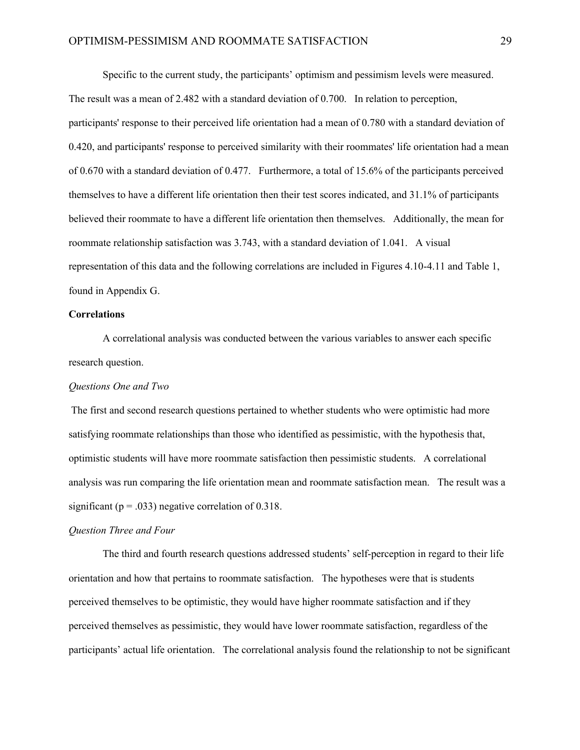Specific to the current study, the participants' optimism and pessimism levels were measured. The result was a mean of 2.482 with a standard deviation of 0.700. In relation to perception, participants' response to their perceived life orientation had a mean of 0.780 with a standard deviation of 0.420, and participants' response to perceived similarity with their roommates' life orientation had a mean of 0.670 with a standard deviation of 0.477. Furthermore, a total of 15.6% of the participants perceived themselves to have a different life orientation then their test scores indicated, and 31.1% of participants believed their roommate to have a different life orientation then themselves. Additionally, the mean for roommate relationship satisfaction was 3.743, with a standard deviation of 1.041. A visual representation of this data and the following correlations are included in Figures 4.10-4.11 and Table 1, found in Appendix G.

**Correlations**

A correlational analysis was conducted between the various variables to answer each specific research question.

*Questions One and Two*

The first and second research questions pertained to whether students who were optimistic had more satisfying roommate relationships than those who identified as pessimistic, with the hypothesis that, optimistic students will have more roommate satisfaction then pessimistic students. A correlational analysis was run comparing the life orientation mean and roommate satisfaction mean. The result was a significant ($p = .033$) negative correlation of 0.318.

*Question Three and Four*

The third and fourth research questions addressed students' self-perception in regard to their life orientation and how that pertains to roommate satisfaction. The hypotheses were that is students perceived themselves to be optimistic, they would have higher roommate satisfaction and if they perceived themselves as pessimistic, they would have lower roommate satisfaction, regardless of the participants' actual life orientation. The correlational analysis found the relationship to not be significant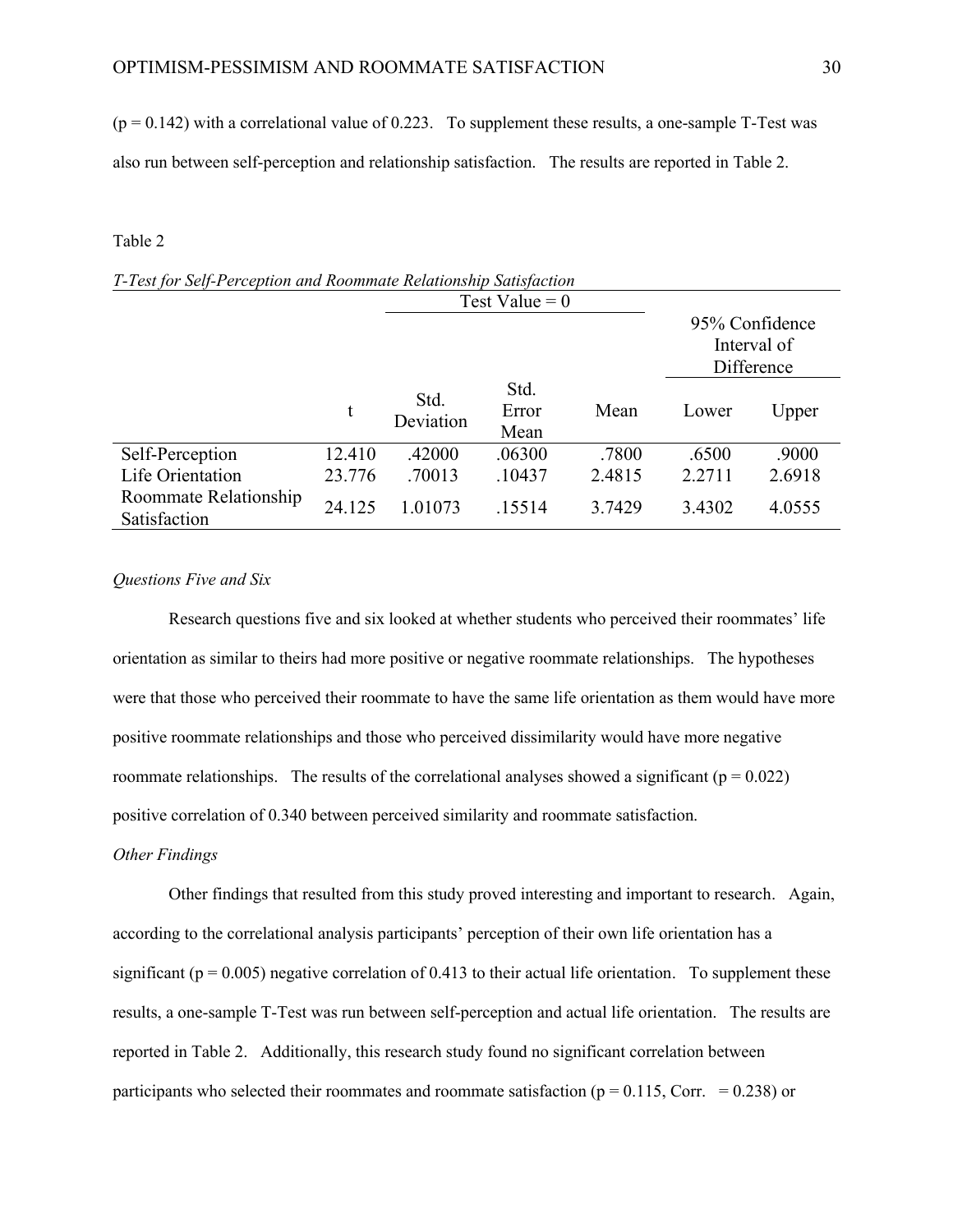($p = 0.142$) with a correlational value of 0.223. To supplement these results, a one-sample T-Test was also run between self-perception and relationship satisfaction. The results are reported in Table 2.

Table 2

*T-Test for Self-Perception and Roommate Relationship Satisfaction*

| | Test Value = 0 | | | | | |
|---|---|---|---|---|---|---|
| | | | | | 95% Confidence Interval of Difference | |
| | t | Std. Deviation | Std. Error Mean | Mean | Lower | Upper |
| Self-Perception | 12.410 | .42000 | .06300 | .7800 | .6500 | .9000 |
| Life Orientation | 23.776 | .70013 | .10437 | 2.4815 | 2.2711 | 2.6918 |
| Roommate Relationship Satisfaction | 24.125 | 1.01073 | .15514 | 3.7429 | 3.4302 | 4.0555 |

*Questions Five and Six*

Research questions five and six looked at whether students who perceived their roommates' life orientation as similar to theirs had more positive or negative roommate relationships. The hypotheses were that those who perceived their roommate to have the same life orientation as them would have more positive roommate relationships and those who perceived dissimilarity would have more negative roommate relationships. The results of the correlational analyses showed a significant ($p = 0.022$) positive correlation of 0.340 between perceived similarity and roommate satisfaction.

*Other Findings*

Other findings that resulted from this study proved interesting and important to research. Again, according to the correlational analysis participants' perception of their own life orientation has a significant ($p = 0.005$) negative correlation of 0.413 to their actual life orientation. To supplement these results, a one-sample T-Test was run between self-perception and actual life orientation. The results are reported in Table 2. Additionally, this research study found no significant correlation between participants who selected their roommates and roommate satisfaction ($p = 0.115$, Corr. $= 0.238$) or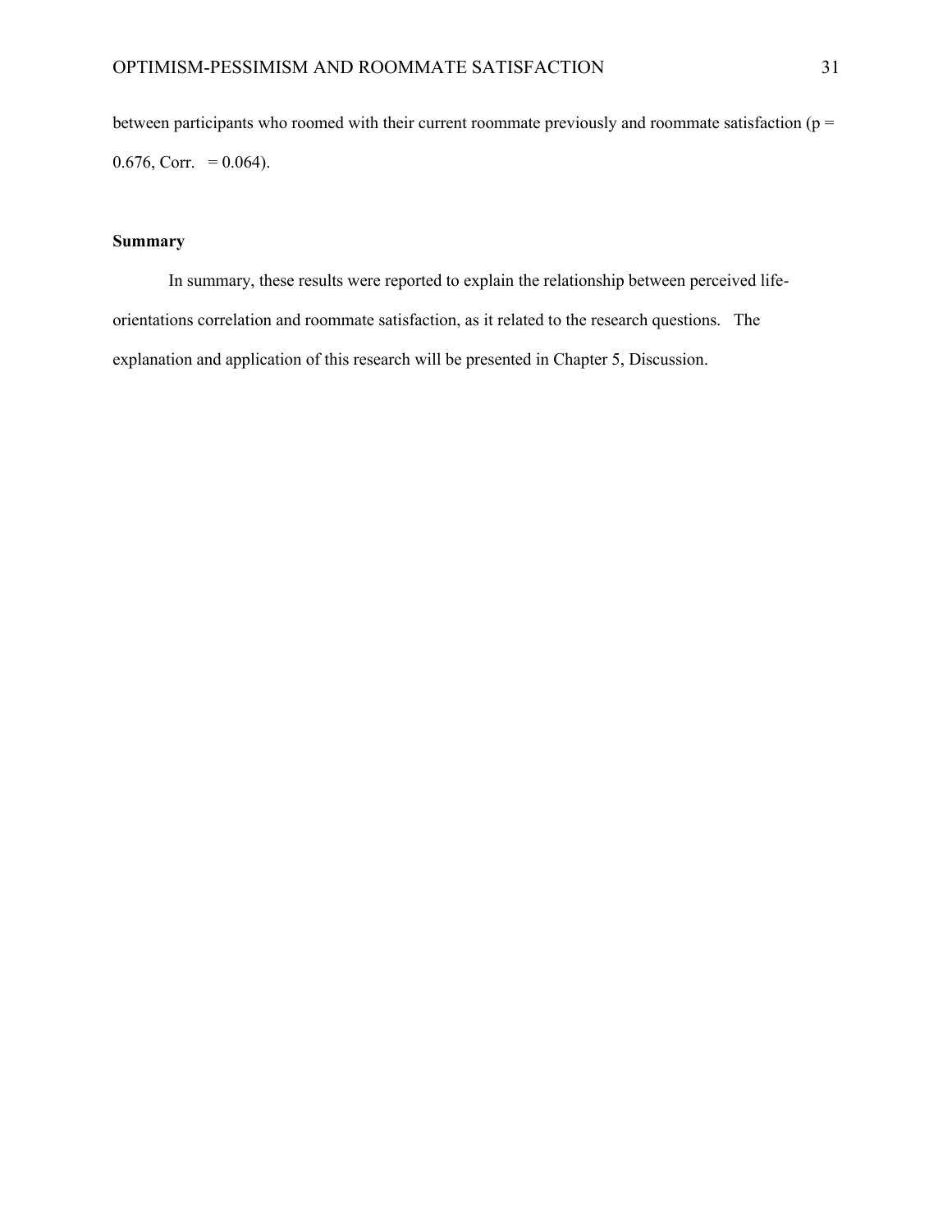between participants who roomed with their current roommate previously and roommate satisfaction ($p = 0.676$, Corr. $= 0.064$).

## Summary

In summary, these results were reported to explain the relationship between perceived life-orientations correlation and roommate satisfaction, as it related to the research questions. The explanation and application of this research will be presented in Chapter 5, Discussion.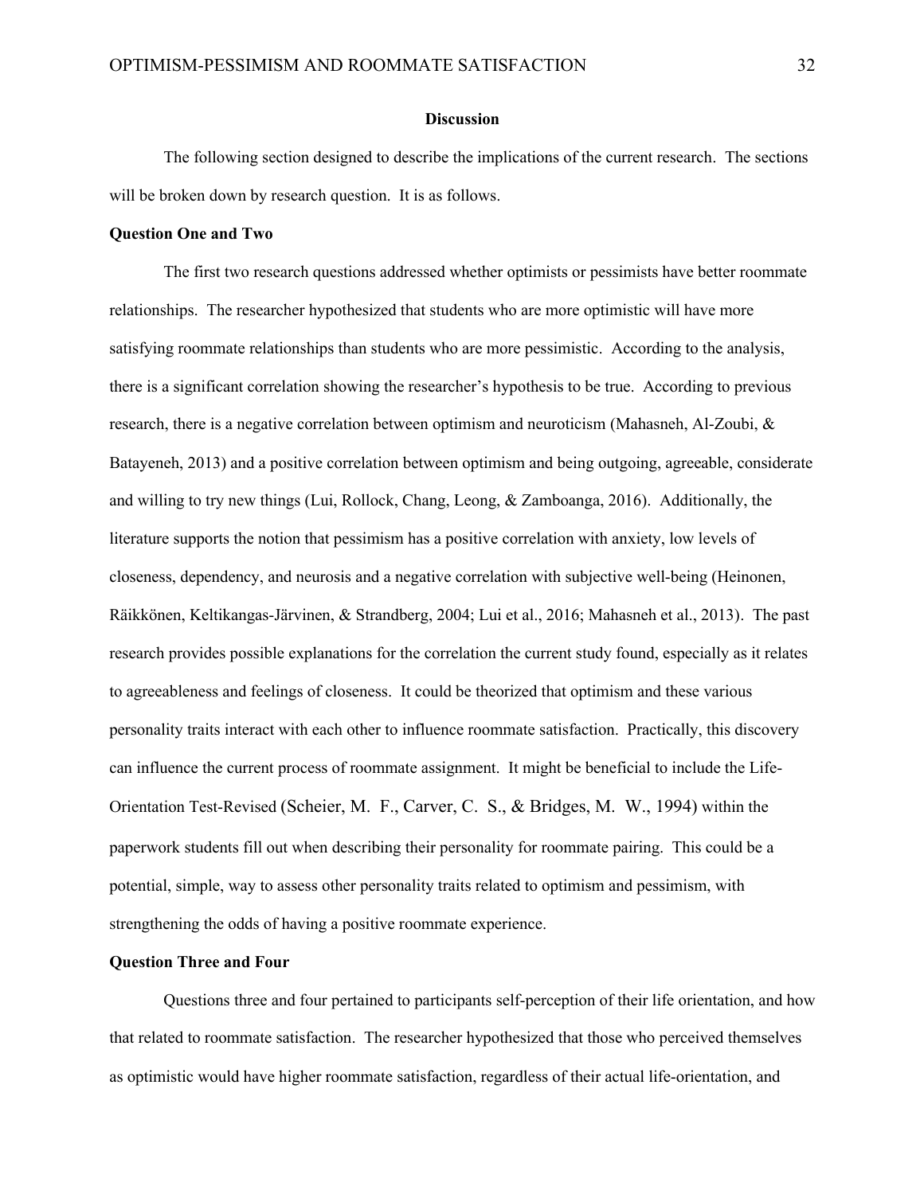## Discussion

The following section designed to describe the implications of the current research. The sections will be broken down by research question. It is as follows.

### Question One and Two

The first two research questions addressed whether optimists or pessimists have better roommate relationships. The researcher hypothesized that students who are more optimistic will have more satisfying roommate relationships than students who are more pessimistic. According to the analysis, there is a significant correlation showing the researcher's hypothesis to be true. According to previous research, there is a negative correlation between optimism and neuroticism (Mahasneh, Al-Zoubi, & Batayeneh, 2013) and a positive correlation between optimism and being outgoing, agreeable, considerate and willing to try new things (Lui, Rollock, Chang, Leong, & Zamboanga, 2016). Additionally, the literature supports the notion that pessimism has a positive correlation with anxiety, low levels of closeness, dependency, and neurosis and a negative correlation with subjective well-being (Heinonen, Räikkönen, Keltikangas-Järvinen, & Strandberg, 2004; Lui et al., 2016; Mahasneh et al., 2013). The past research provides possible explanations for the correlation the current study found, especially as it relates to agreeableness and feelings of closeness. It could be theorized that optimism and these various personality traits interact with each other to influence roommate satisfaction. Practically, this discovery can influence the current process of roommate assignment. It might be beneficial to include the Life-Orientation Test-Revised (Scheier, M. F., Carver, C. S., & Bridges, M. W., 1994) within the paperwork students fill out when describing their personality for roommate pairing. This could be a potential, simple, way to assess other personality traits related to optimism and pessimism, with strengthening the odds of having a positive roommate experience.

### Question Three and Four

Questions three and four pertained to participants self-perception of their life orientation, and how that related to roommate satisfaction. The researcher hypothesized that those who perceived themselves as optimistic would have higher roommate satisfaction, regardless of their actual life-orientation, and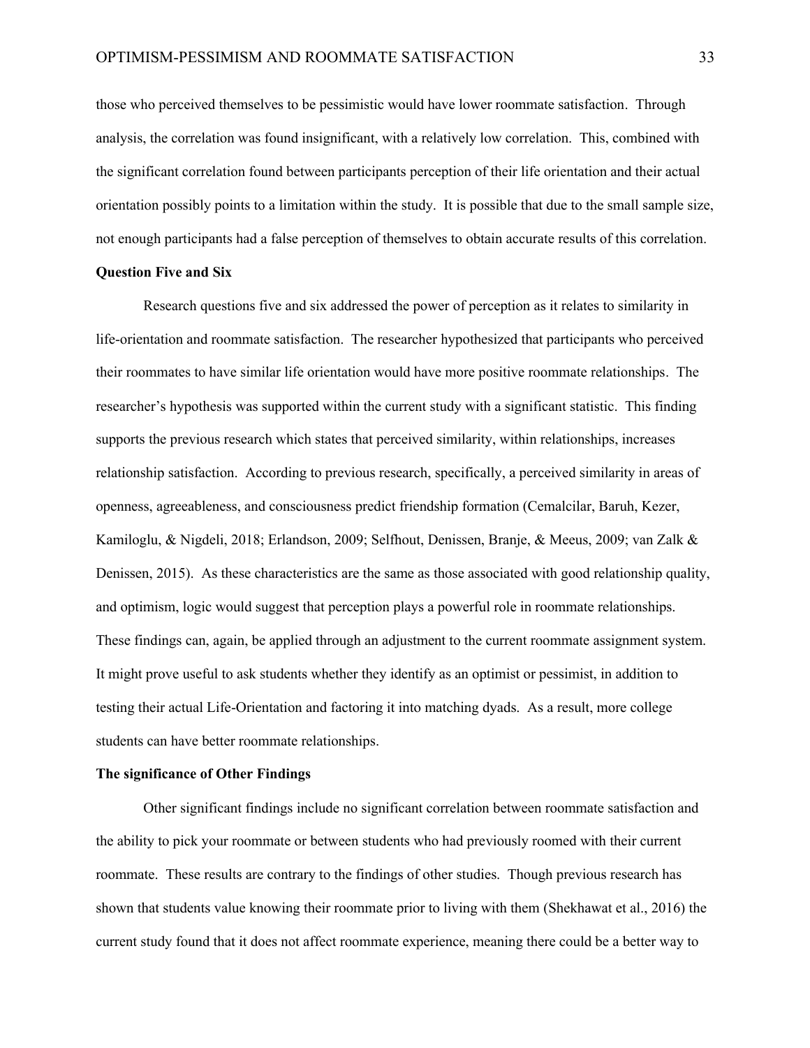those who perceived themselves to be pessimistic would have lower roommate satisfaction. Through analysis, the correlation was found insignificant, with a relatively low correlation. This, combined with the significant correlation found between participants perception of their life orientation and their actual orientation possibly points to a limitation within the study. It is possible that due to the small sample size, not enough participants had a false perception of themselves to obtain accurate results of this correlation.

**Question Five and Six**

Research questions five and six addressed the power of perception as it relates to similarity in life-orientation and roommate satisfaction. The researcher hypothesized that participants who perceived their roommates to have similar life orientation would have more positive roommate relationships. The researcher's hypothesis was supported within the current study with a significant statistic. This finding supports the previous research which states that perceived similarity, within relationships, increases relationship satisfaction. According to previous research, specifically, a perceived similarity in areas of openness, agreeableness, and consciousness predict friendship formation (Cemalcilar, Baruh, Kezer, Kamiloglu, & Nigdeli, 2018; Erlandson, 2009; Selfhout, Denissen, Branje, & Meeus, 2009; van Zalk & Denissen, 2015). As these characteristics are the same as those associated with good relationship quality, and optimism, logic would suggest that perception plays a powerful role in roommate relationships. These findings can, again, be applied through an adjustment to the current roommate assignment system. It might prove useful to ask students whether they identify as an optimist or pessimist, in addition to testing their actual Life-Orientation and factoring it into matching dyads. As a result, more college students can have better roommate relationships.

**The significance of Other Findings**

Other significant findings include no significant correlation between roommate satisfaction and the ability to pick your roommate or between students who had previously roomed with their current roommate. These results are contrary to the findings of other studies. Though previous research has shown that students value knowing their roommate prior to living with them (Shekhawat et al., 2016) the current study found that it does not affect roommate experience, meaning there could be a better way to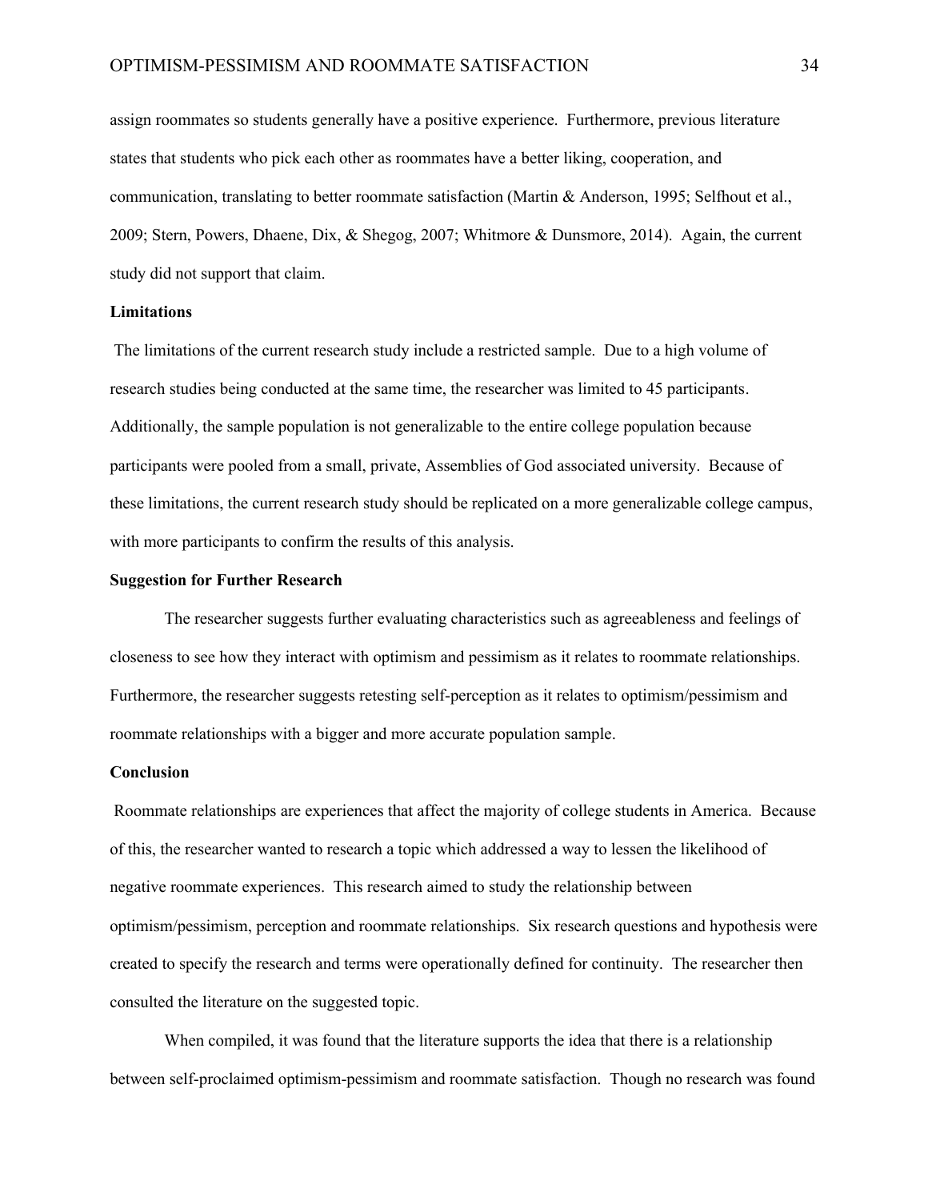assign roommates so students generally have a positive experience. Furthermore, previous literature states that students who pick each other as roommates have a better liking, cooperation, and communication, translating to better roommate satisfaction (Martin & Anderson, 1995; Selfhout et al., 2009; Stern, Powers, Dhaene, Dix, & Shegog, 2007; Whitmore & Dunsmore, 2014). Again, the current study did not support that claim.

**Limitations**

The limitations of the current research study include a restricted sample. Due to a high volume of research studies being conducted at the same time, the researcher was limited to 45 participants. Additionally, the sample population is not generalizable to the entire college population because participants were pooled from a small, private, Assemblies of God associated university. Because of these limitations, the current research study should be replicated on a more generalizable college campus, with more participants to confirm the results of this analysis.

**Suggestion for Further Research**

The researcher suggests further evaluating characteristics such as agreeableness and feelings of closeness to see how they interact with optimism and pessimism as it relates to roommate relationships. Furthermore, the researcher suggests retesting self-perception as it relates to optimism/pessimism and roommate relationships with a bigger and more accurate population sample.

**Conclusion**

Roommate relationships are experiences that affect the majority of college students in America. Because of this, the researcher wanted to research a topic which addressed a way to lessen the likelihood of negative roommate experiences. This research aimed to study the relationship between optimism/pessimism, perception and roommate relationships. Six research questions and hypothesis were created to specify the research and terms were operationally defined for continuity. The researcher then consulted the literature on the suggested topic.

When compiled, it was found that the literature supports the idea that there is a relationship between self-proclaimed optimism-pessimism and roommate satisfaction. Though no research was found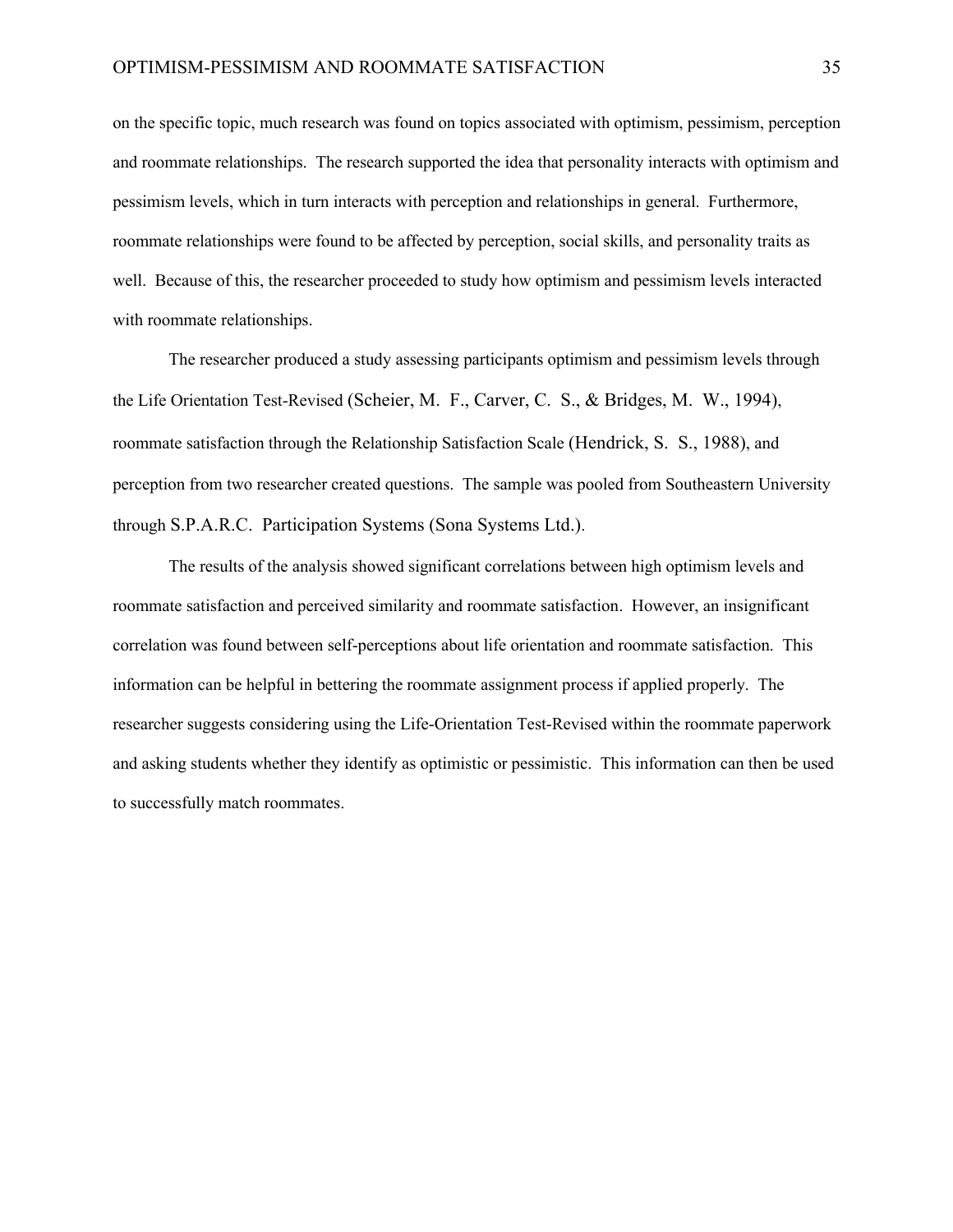on the specific topic, much research was found on topics associated with optimism, pessimism, perception and roommate relationships. The research supported the idea that personality interacts with optimism and pessimism levels, which in turn interacts with perception and relationships in general. Furthermore, roommate relationships were found to be affected by perception, social skills, and personality traits as well. Because of this, the researcher proceeded to study how optimism and pessimism levels interacted with roommate relationships.

The researcher produced a study assessing participants optimism and pessimism levels through the Life Orientation Test-Revised (Scheier, M. F., Carver, C. S., & Bridges, M. W., 1994), roommate satisfaction through the Relationship Satisfaction Scale (Hendrick, S. S., 1988), and perception from two researcher created questions. The sample was pooled from Southeastern University through S.P.A.R.C. Participation Systems (Sona Systems Ltd.).

The results of the analysis showed significant correlations between high optimism levels and roommate satisfaction and perceived similarity and roommate satisfaction. However, an insignificant correlation was found between self-perceptions about life orientation and roommate satisfaction. This information can be helpful in bettering the roommate assignment process if applied properly. The researcher suggests considering using the Life-Orientation Test-Revised within the roommate paperwork and asking students whether they identify as optimistic or pessimistic. This information can then be used to successfully match roommates.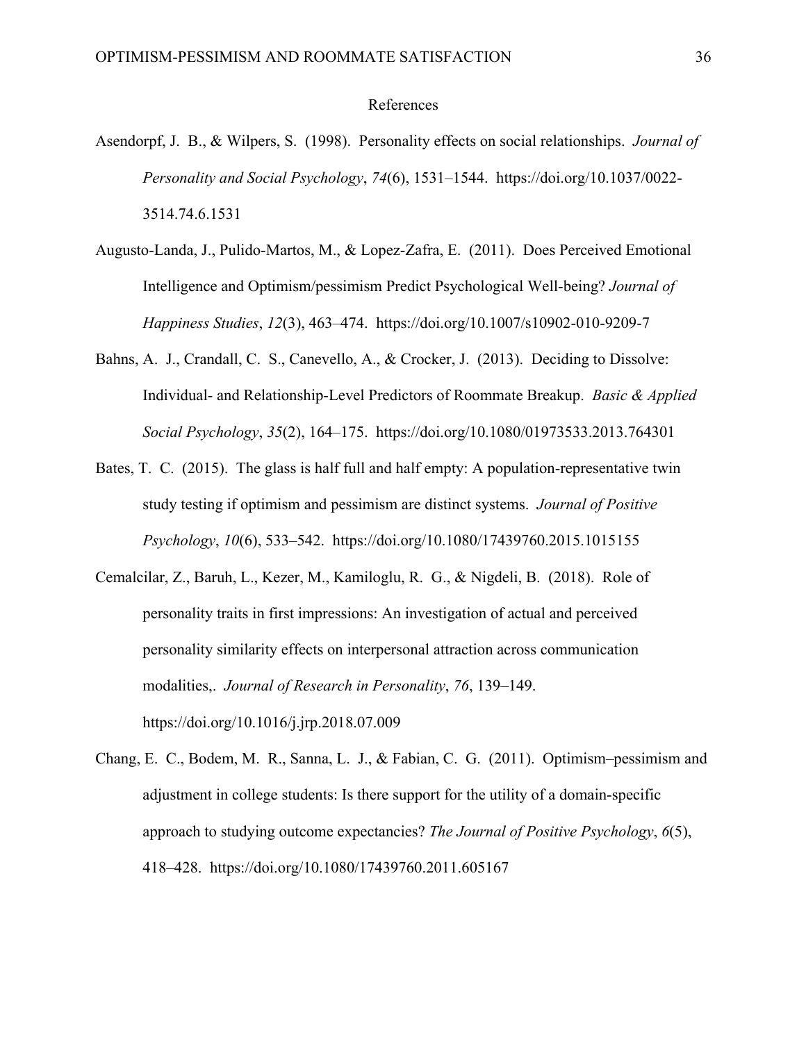# References

Asendorpf, J. B., & Wilpers, S. (1998). Personality effects on social relationships. *Journal of Personality and Social Psychology*, *74*(6), 1531–1544. https://doi.org/10.1037/0022-3514.74.6.1531

Augusto-Landa, J., Pulido-Martos, M., & Lopez-Zafra, E. (2011). Does Perceived Emotional Intelligence and Optimism/pessimism Predict Psychological Well-being? *Journal of Happiness Studies*, *12*(3), 463–474. https://doi.org/10.1007/s10902-010-9209-7

Bahns, A. J., Crandall, C. S., Canevello, A., & Crocker, J. (2013). Deciding to Dissolve: Individual- and Relationship-Level Predictors of Roommate Breakup. *Basic & Applied Social Psychology*, *35*(2), 164–175. https://doi.org/10.1080/01973533.2013.764301

Bates, T. C. (2015). The glass is half full and half empty: A population-representative twin study testing if optimism and pessimism are distinct systems. *Journal of Positive Psychology*, *10*(6), 533–542. https://doi.org/10.1080/17439760.2015.1015155

Cemalcilar, Z., Baruh, L., Kezer, M., Kamiloglu, R. G., & Nigdeli, B. (2018). Role of personality traits in first impressions: An investigation of actual and perceived personality similarity effects on interpersonal attraction across communication modalities,. *Journal of Research in Personality*, *76*, 139–149. https://doi.org/10.1016/j.jrp.2018.07.009

Chang, E. C., Bodem, M. R., Sanna, L. J., & Fabian, C. G. (2011). Optimism–pessimism and adjustment in college students: Is there support for the utility of a domain-specific approach to studying outcome expectancies? *The Journal of Positive Psychology*, *6*(5), 418–428. https://doi.org/10.1080/17439760.2011.605167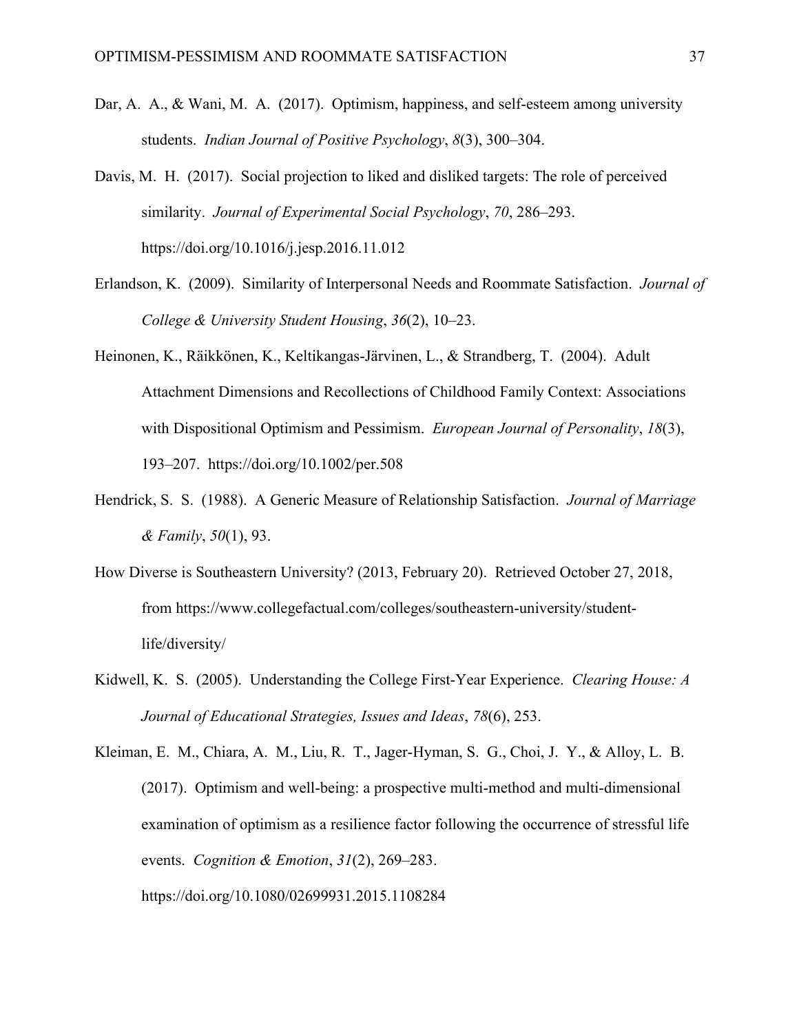Dar, A. A., & Wani, M. A. (2017). Optimism, happiness, and self-esteem among university students. *Indian Journal of Positive Psychology*, *8*(3), 300–304.

Davis, M. H. (2017). Social projection to liked and disliked targets: The role of perceived similarity. *Journal of Experimental Social Psychology*, *70*, 286–293. https://doi.org/10.1016/j.jesp.2016.11.012

Erlandson, K. (2009). Similarity of Interpersonal Needs and Roommate Satisfaction. *Journal of College & University Student Housing*, *36*(2), 10–23.

Heinonen, K., Räikkönen, K., Keltikangas-Järvinen, L., & Strandberg, T. (2004). Adult Attachment Dimensions and Recollections of Childhood Family Context: Associations with Dispositional Optimism and Pessimism. *European Journal of Personality*, *18*(3), 193–207. https://doi.org/10.1002/per.508

Hendrick, S. S. (1988). A Generic Measure of Relationship Satisfaction. *Journal of Marriage & Family*, *50*(1), 93.

How Diverse is Southeastern University? (2013, February 20). Retrieved October 27, 2018, from https://www.collegefactual.com/colleges/southeastern-university/student-life/diversity/

Kidwell, K. S. (2005). Understanding the College First-Year Experience. *Clearing House: A Journal of Educational Strategies, Issues and Ideas*, *78*(6), 253.

Kleiman, E. M., Chiara, A. M., Liu, R. T., Jager-Hyman, S. G., Choi, J. Y., & Alloy, L. B. (2017). Optimism and well-being: a prospective multi-method and multi-dimensional examination of optimism as a resilience factor following the occurrence of stressful life events. *Cognition & Emotion*, *31*(2), 269–283. https://doi.org/10.1080/02699931.2015.1108284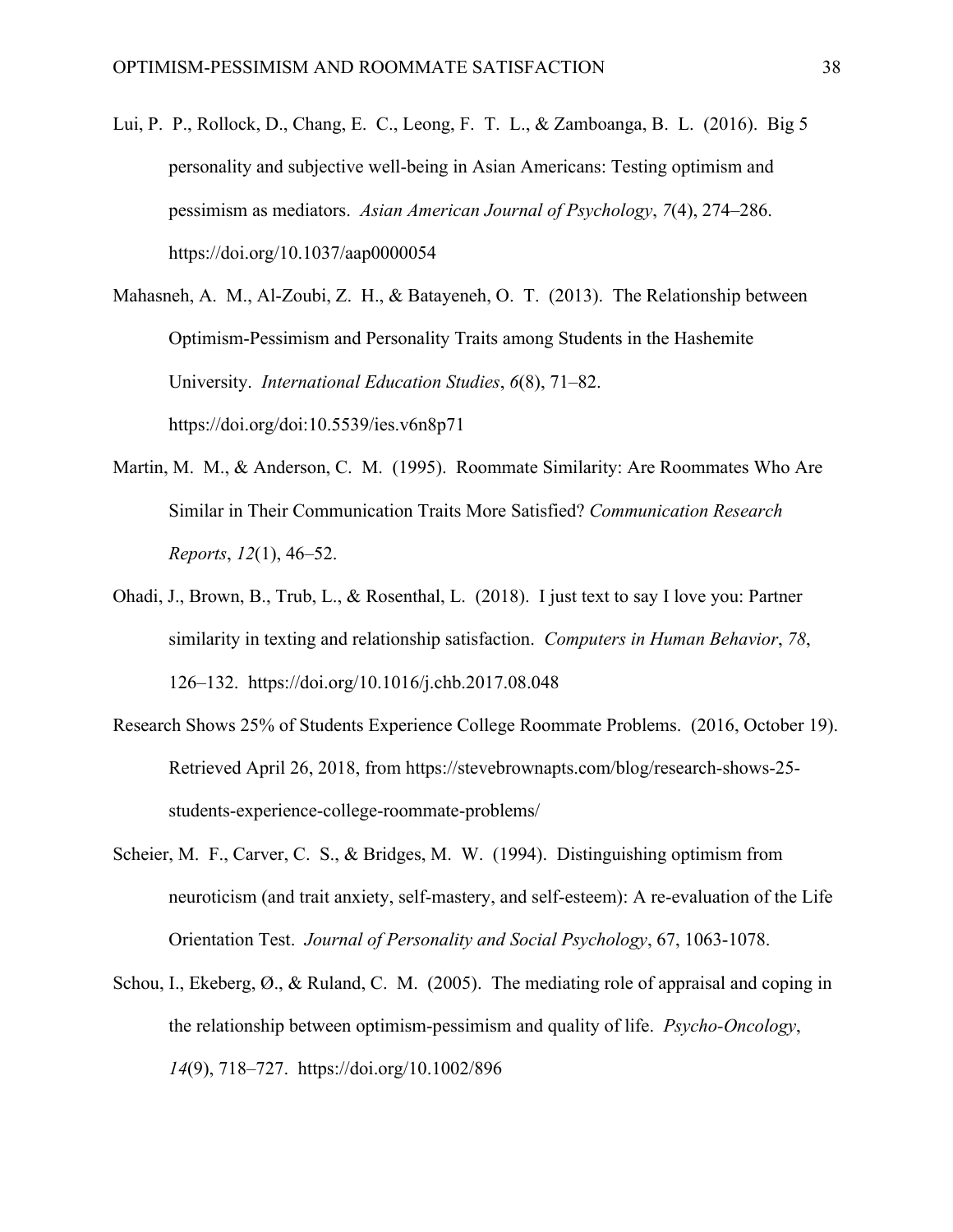Lui, P. P., Rollock, D., Chang, E. C., Leong, F. T. L., & Zamboanga, B. L. (2016). Big 5 personality and subjective well-being in Asian Americans: Testing optimism and pessimism as mediators. *Asian American Journal of Psychology*, *7*(4), 274–286. https://doi.org/10.1037/aap0000054

Mahasneh, A. M., Al-Zoubi, Z. H., & Batayeneh, O. T. (2013). The Relationship between Optimism-Pessimism and Personality Traits among Students in the Hashemite University. *International Education Studies*, *6*(8), 71–82. https://doi.org/doi:10.5539/ies.v6n8p71

Martin, M. M., & Anderson, C. M. (1995). Roommate Similarity: Are Roommates Who Are Similar in Their Communication Traits More Satisfied? *Communication Research Reports*, *12*(1), 46–52.

Ohadi, J., Brown, B., Trub, L., & Rosenthal, L. (2018). I just text to say I love you: Partner similarity in texting and relationship satisfaction. *Computers in Human Behavior*, *78*, 126–132. https://doi.org/10.1016/j.chb.2017.08.048

Research Shows 25% of Students Experience College Roommate Problems. (2016, October 19). Retrieved April 26, 2018, from https://stevebrownapts.com/blog/research-shows-25-students-experience-college-roommate-problems/

Scheier, M. F., Carver, C. S., & Bridges, M. W. (1994). Distinguishing optimism from neuroticism (and trait anxiety, self-mastery, and self-esteem): A re-evaluation of the Life Orientation Test. *Journal of Personality and Social Psychology*, 67, 1063-1078.

Schou, I., Ekeberg, Ø., & Ruland, C. M. (2005). The mediating role of appraisal and coping in the relationship between optimism-pessimism and quality of life. *Psycho-Oncology*, *14*(9), 718–727. https://doi.org/10.1002/896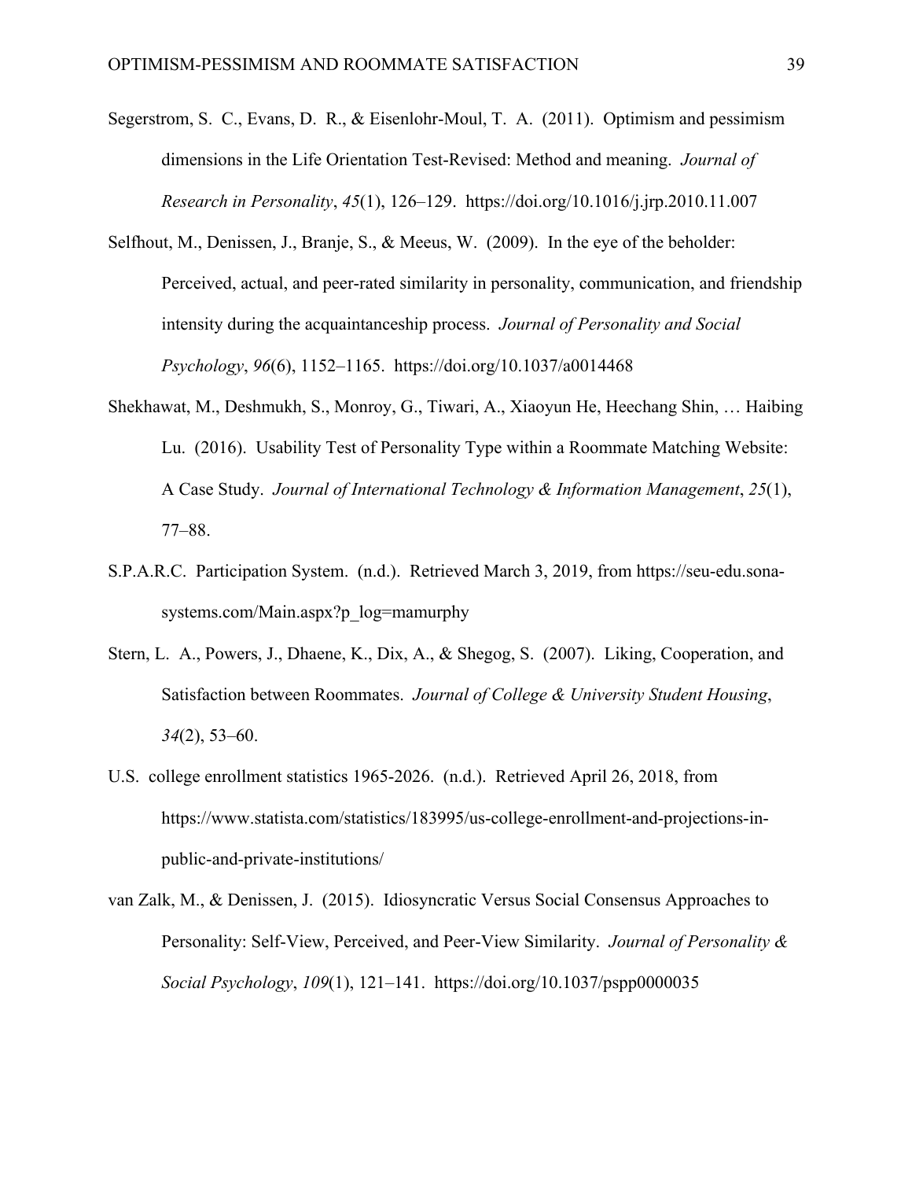Segerstrom, S. C., Evans, D. R., & Eisenlohr-Moul, T. A. (2011). Optimism and pessimism dimensions in the Life Orientation Test-Revised: Method and meaning. *Journal of Research in Personality*, *45*(1), 126–129. https://doi.org/10.1016/j.jrp.2010.11.007

Selfhout, M., Denissen, J., Branje, S., & Meeus, W. (2009). In the eye of the beholder: Perceived, actual, and peer-rated similarity in personality, communication, and friendship intensity during the acquaintanceship process. *Journal of Personality and Social Psychology*, *96*(6), 1152–1165. https://doi.org/10.1037/a0014468

Shekhawat, M., Deshmukh, S., Monroy, G., Tiwari, A., Xiaoyun He, Heechang Shin, … Haibing Lu. (2016). Usability Test of Personality Type within a Roommate Matching Website: A Case Study. *Journal of International Technology & Information Management*, *25*(1), 77–88.

S.P.A.R.C. Participation System. (n.d.). Retrieved March 3, 2019, from https://seu-edu.sona-systems.com/Main.aspx?p_log=mamurphy

Stern, L. A., Powers, J., Dhaene, K., Dix, A., & Shegog, S. (2007). Liking, Cooperation, and Satisfaction between Roommates. *Journal of College & University Student Housing*, *34*(2), 53–60.

U.S. college enrollment statistics 1965-2026. (n.d.). Retrieved April 26, 2018, from https://www.statista.com/statistics/183995/us-college-enrollment-and-projections-in-public-and-private-institutions/

van Zalk, M., & Denissen, J. (2015). Idiosyncratic Versus Social Consensus Approaches to Personality: Self-View, Perceived, and Peer-View Similarity. *Journal of Personality & Social Psychology*, *109*(1), 121–141. https://doi.org/10.1037/pspp0000035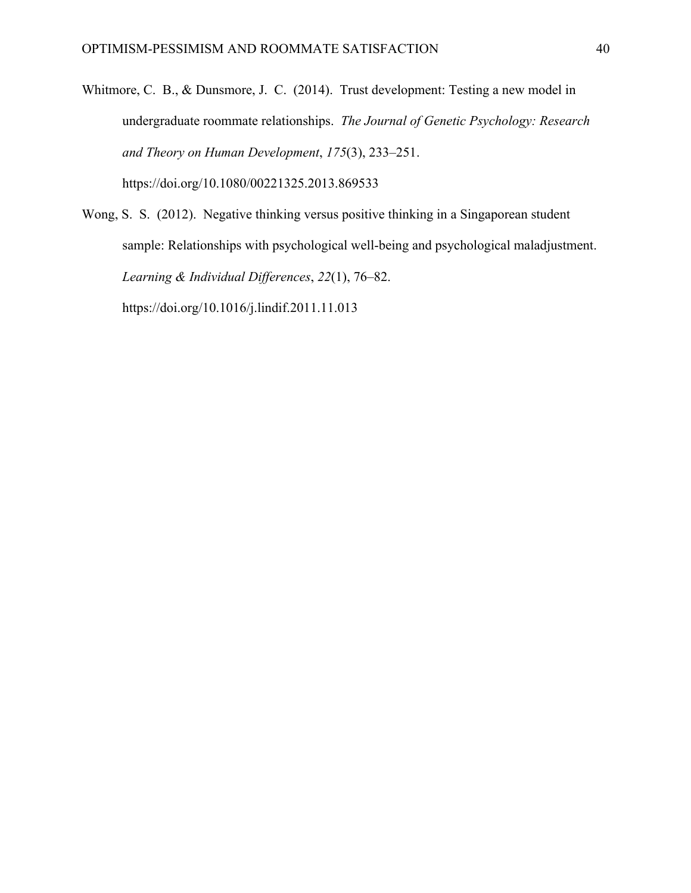Whitmore, C. B., & Dunsmore, J. C. (2014). Trust development: Testing a new model in undergraduate roommate relationships. *The Journal of Genetic Psychology: Research and Theory on Human Development*, *175*(3), 233–251. https://doi.org/10.1080/00221325.2013.869533

Wong, S. S. (2012). Negative thinking versus positive thinking in a Singaporean student sample: Relationships with psychological well-being and psychological maladjustment. *Learning & Individual Differences*, *22*(1), 76–82. https://doi.org/10.1016/j.lindif.2011.11.013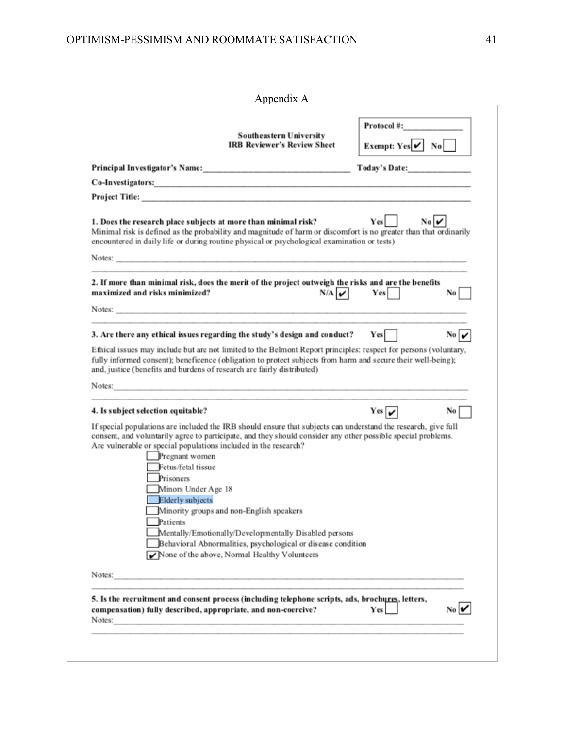Appendix A

**Southeastern University**
**IRB Reviewer's Review Sheet**

**Protocol #:**______________
**Exempt: Yes** ☑ **No** ☐

**Principal Investigator's Name:**_________________________________ **Today's Date:**_______________

**Co-Investigators:**_____________________________________________________________________________

**Project Title:** _______________________________________________________________________________

**1. Does the research place subjects at more than minimal risk?** Yes ☐ No ☑
Minimal risk is defined as the probability and magnitude of harm or discomfort is no greater than that ordinarily encountered in daily life or during routine physical or psychological examination or tests)

Notes: ____________________________________________________________________________________

**2. If more than minimal risk, does the merit of the project outweigh the risks and are the benefits maximized and risks minimized?** N/A ☑ Yes ☐ No ☐

Notes: ____________________________________________________________________________________

**3. Are there any ethical issues regarding the study's design and conduct?** Yes ☐ No ☑

Ethical issues may include but are not limited to the Belmont Report principles: respect for persons (voluntary, fully informed consent); beneficence (obligation to protect subjects from harm and secure their well-being); and, justice (benefits and burdens of research are fairly distributed)

Notes: ____________________________________________________________________________________

**4. Is subject selection equitable?** Yes ☑ No ☐

If special populations are included the IRB should ensure that subjects can understand the research, give full consent, and voluntarily agree to participate, and they should consider any other possible special problems. Are vulnerable or special populations included in the research?

- ☐ Pregnant women
- ☐ Fetus/fetal tissue
- ☐ Prisoners
- ☐ Minors Under Age 18
- ☐ Elderly subjects
- ☐ Minority groups and non-English speakers
- ☐ Patients
- ☐ Mentally/Emotionally/Developmentally Disabled persons
- ☐ Behavioral Abnormalities, psychological or disease condition
- ☑ None of the above, Normal Healthy Volunteers

Notes: ____________________________________________________________________________________

**5. Is the recruitment and consent process (including telephone scripts, ads, brochures, letters, compensation) fully described, appropriate, and non-coercive?** Yes ☐ No ☑

Notes: ____________________________________________________________________________________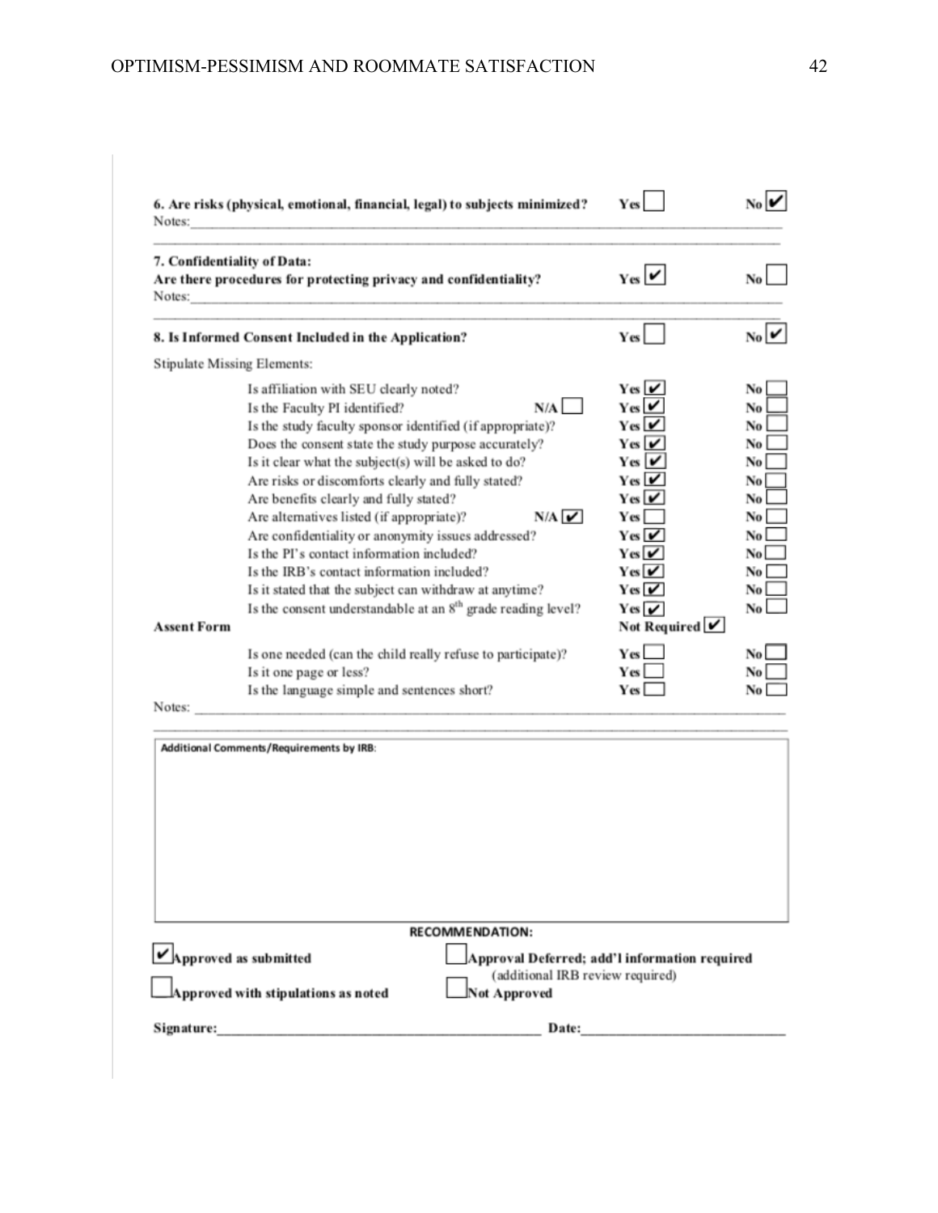**6. Are risks (physical, emotional, financial, legal) to subjects minimized?** Yes ☐ No ☑

Notes:

---

**7. Confidentiality of Data:**

**Are there procedures for protecting privacy and confidentiality?** Yes ☑ No ☐

Notes:

---

**8. Is Informed Consent Included in the Application?** Yes ☐ No ☑

Stipulate Missing Elements:

| | N/A | Yes | No |
|---|---|---|---|
| Is affiliation with SEU clearly noted? | | ☑ | ☐ |
| Is the Faculty PI identified? | ☐ | ☑ | ☐ |
| Is the study faculty sponsor identified (if appropriate)? | | ☑ | ☐ |
| Does the consent state the study purpose accurately? | | ☑ | ☐ |
| Is it clear what the subject(s) will be asked to do? | | ☑ | ☐ |
| Are risks or discomforts clearly and fully stated? | | ☑ | ☐ |
| Are benefits clearly and fully stated? | | ☑ | ☐ |
| Are alternatives listed (if appropriate)? | ☑ | ☐ | ☐ |
| Are confidentiality or anonymity issues addressed? | | ☑ | ☐ |
| Is the PI's contact information included? | | ☑ | ☐ |
| Is the IRB's contact information included? | | ☑ | ☐ |
| Is it stated that the subject can withdraw at anytime? | | ☑ | ☐ |
| Is the consent understandable at an 8th grade reading level? | | ☑ | ☐ |

**Assent Form** Not Required ☑

| | Yes | No |
|---|---|---|
| Is one needed (can the child really refuse to participate)? | ☐ | ☐ |
| Is it one page or less? | ☐ | ☐ |
| Is the language simple and sentences short? | ☐ | ☐ |

Notes:

---

**Additional Comments/Requirements by IRB:**

**RECOMMENDATION:**

☑ **Approved as submitted**

☐ **Approved with stipulations as noted**

☐ **Approval Deferred; add'l information required** (additional IRB review required)

☐ **Not Approved**

**Signature:**\_\_\_\_\_\_\_\_\_\_\_\_\_\_\_\_\_\_\_\_ **Date:**\_\_\_\_\_\_\_\_\_\_\_\_\_\_\_\_\_\_\_\_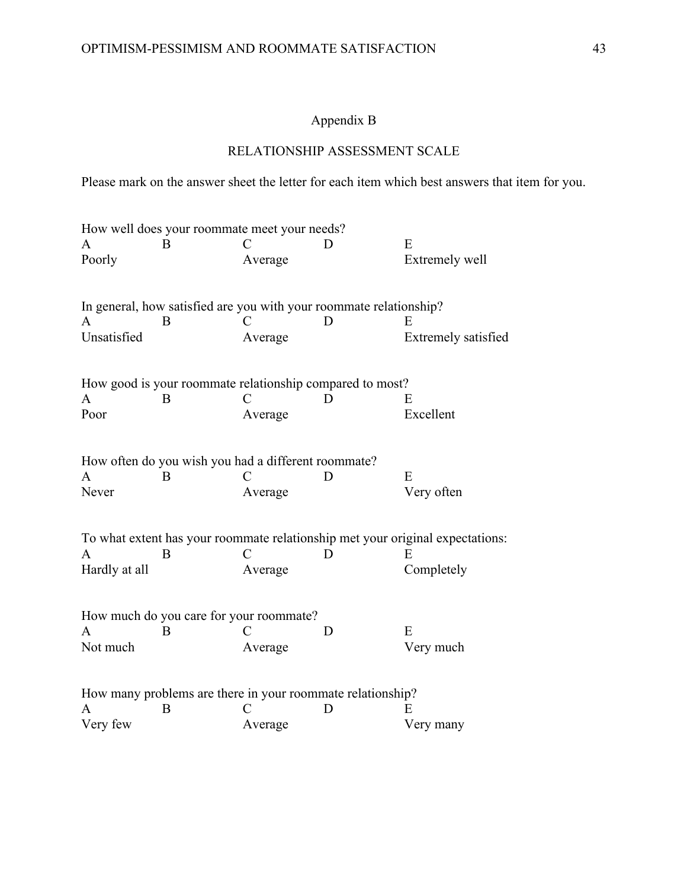## Appendix B

### RELATIONSHIP ASSESSMENT SCALE

Please mark on the answer sheet the letter for each item which best answers that item for you.

How well does your roommate meet your needs?

| A | B | C | D | E |
|---|---|---|---|---|
| Poorly | | Average | | Extremely well |

In general, how satisfied are you with your roommate relationship?

| A | B | C | D | E |
|---|---|---|---|---|
| Unsatisfied | | Average | | Extremely satisfied |

How good is your roommate relationship compared to most?

| A | B | C | D | E |
|---|---|---|---|---|
| Poor | | Average | | Excellent |

How often do you wish you had a different roommate?

| A | B | C | D | E |
|---|---|---|---|---|
| Never | | Average | | Very often |

To what extent has your roommate relationship met your original expectations:

| A | B | C | D | E |
|---|---|---|---|---|
| Hardly at all | | Average | | Completely |

How much do you care for your roommate?

| A | B | C | D | E |
|---|---|---|---|---|
| Not much | | Average | | Very much |

How many problems are there in your roommate relationship?

| A | B | C | D | E |
|---|---|---|---|---|
| Very few | | Average | | Very many |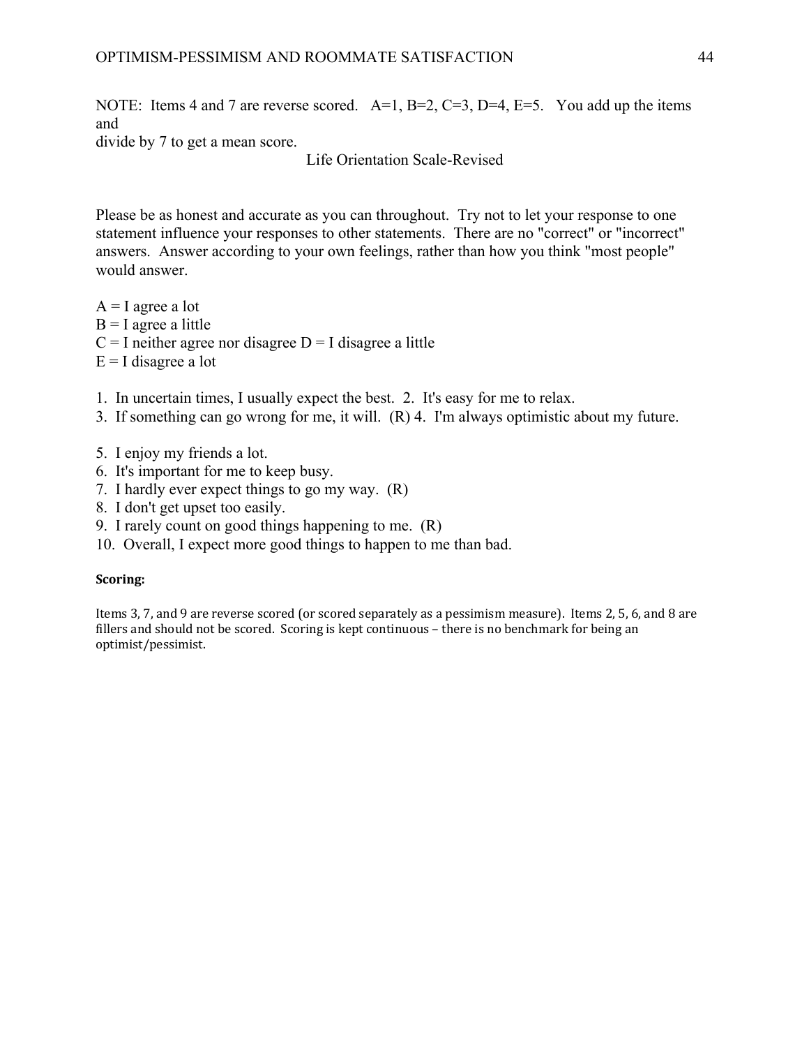NOTE: Items 4 and 7 are reverse scored. A=1, B=2, C=3, D=4, E=5. You add up the items and
divide by 7 to get a mean score.

## Life Orientation Scale-Revised

Please be as honest and accurate as you can throughout. Try not to let your response to one statement influence your responses to other statements. There are no "correct" or "incorrect" answers. Answer according to your own feelings, rather than how you think "most people" would answer.

A = I agree a lot
B = I agree a little
C = I neither agree nor disagree D = I disagree a little
E = I disagree a lot

1. In uncertain times, I usually expect the best. 2. It's easy for me to relax.
3. If something can go wrong for me, it will. (R) 4. I'm always optimistic about my future.

5. I enjoy my friends a lot.
6. It's important for me to keep busy.
7. I hardly ever expect things to go my way. (R)
8. I don't get upset too easily.
9. I rarely count on good things happening to me. (R)
10. Overall, I expect more good things to happen to me than bad.

**Scoring:**

Items 3, 7, and 9 are reverse scored (or scored separately as a pessimism measure). Items 2, 5, 6, and 8 are fillers and should not be scored. Scoring is kept continuous – there is no benchmark for being an optimist/pessimist.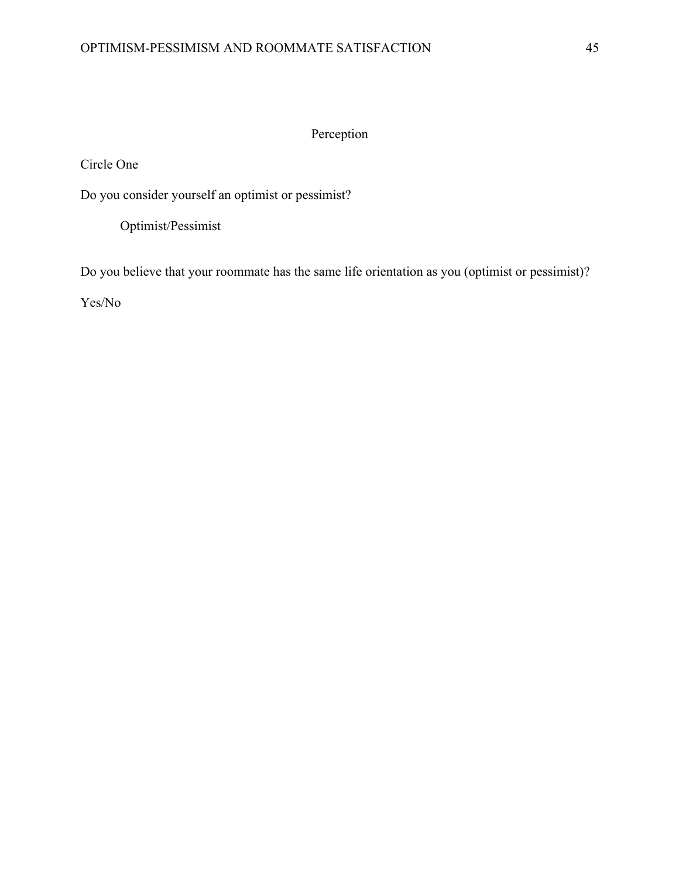## Perception

Circle One

Do you consider yourself an optimist or pessimist?

Optimist/Pessimist

Do you believe that your roommate has the same life orientation as you (optimist or pessimist)?

Yes/No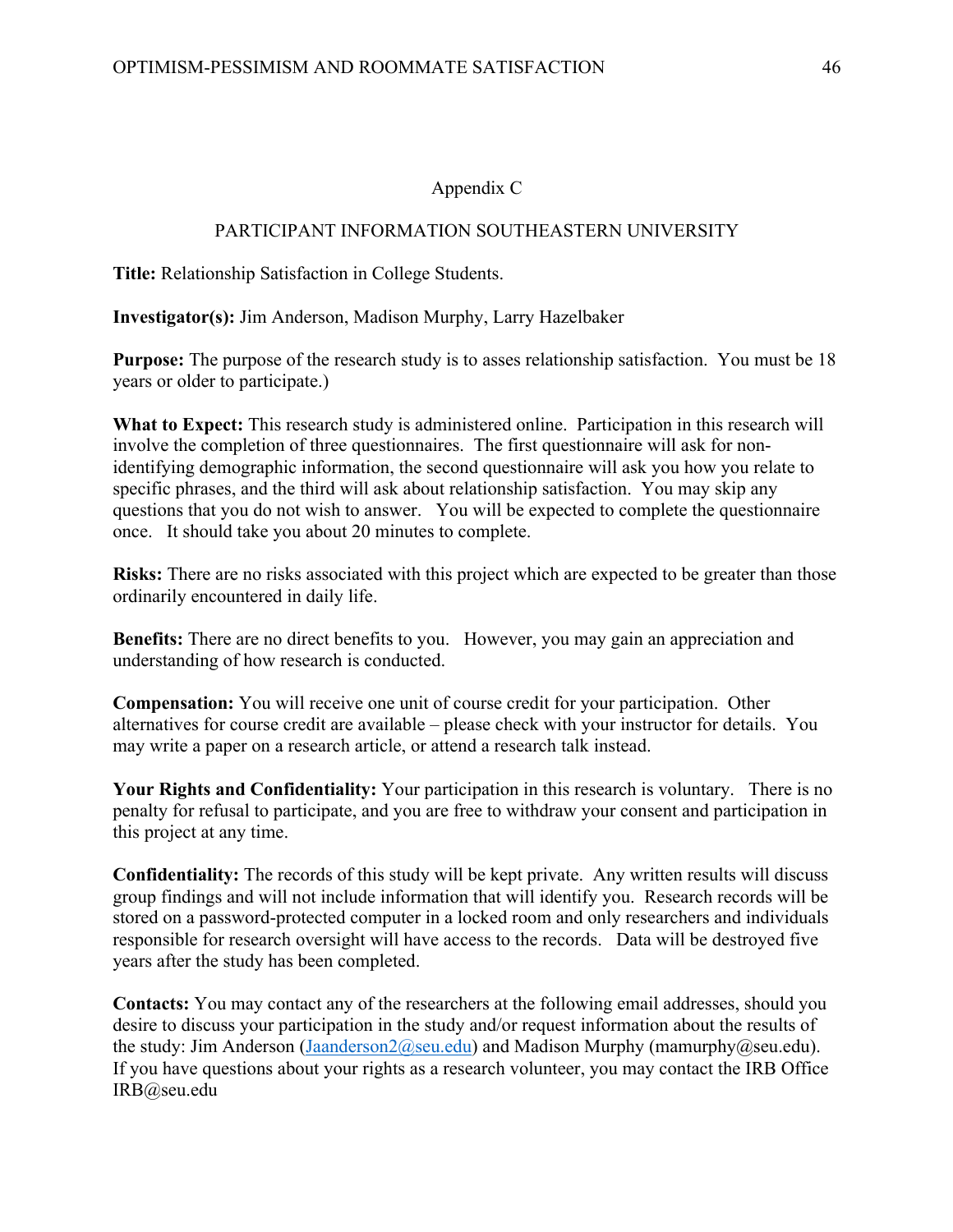# Appendix C

## PARTICIPANT INFORMATION SOUTHEASTERN UNIVERSITY

**Title:** Relationship Satisfaction in College Students.

**Investigator(s):** Jim Anderson, Madison Murphy, Larry Hazelbaker

**Purpose:** The purpose of the research study is to asses relationship satisfaction. You must be 18 years or older to participate.)

**What to Expect:** This research study is administered online. Participation in this research will involve the completion of three questionnaires. The first questionnaire will ask for non-identifying demographic information, the second questionnaire will ask you how you relate to specific phrases, and the third will ask about relationship satisfaction. You may skip any questions that you do not wish to answer. You will be expected to complete the questionnaire once. It should take you about 20 minutes to complete.

**Risks:** There are no risks associated with this project which are expected to be greater than those ordinarily encountered in daily life.

**Benefits:** There are no direct benefits to you. However, you may gain an appreciation and understanding of how research is conducted.

**Compensation:** You will receive one unit of course credit for your participation. Other alternatives for course credit are available – please check with your instructor for details. You may write a paper on a research article, or attend a research talk instead.

**Your Rights and Confidentiality:** Your participation in this research is voluntary. There is no penalty for refusal to participate, and you are free to withdraw your consent and participation in this project at any time.

**Confidentiality:** The records of this study will be kept private. Any written results will discuss group findings and will not include information that will identify you. Research records will be stored on a password-protected computer in a locked room and only researchers and individuals responsible for research oversight will have access to the records. Data will be destroyed five years after the study has been completed.

**Contacts:** You may contact any of the researchers at the following email addresses, should you desire to discuss your participation in the study and/or request information about the results of the study: Jim Anderson (Jaanderson2@seu.edu) and Madison Murphy (mamurphy@seu.edu). If you have questions about your rights as a research volunteer, you may contact the IRB Office IRB@seu.edu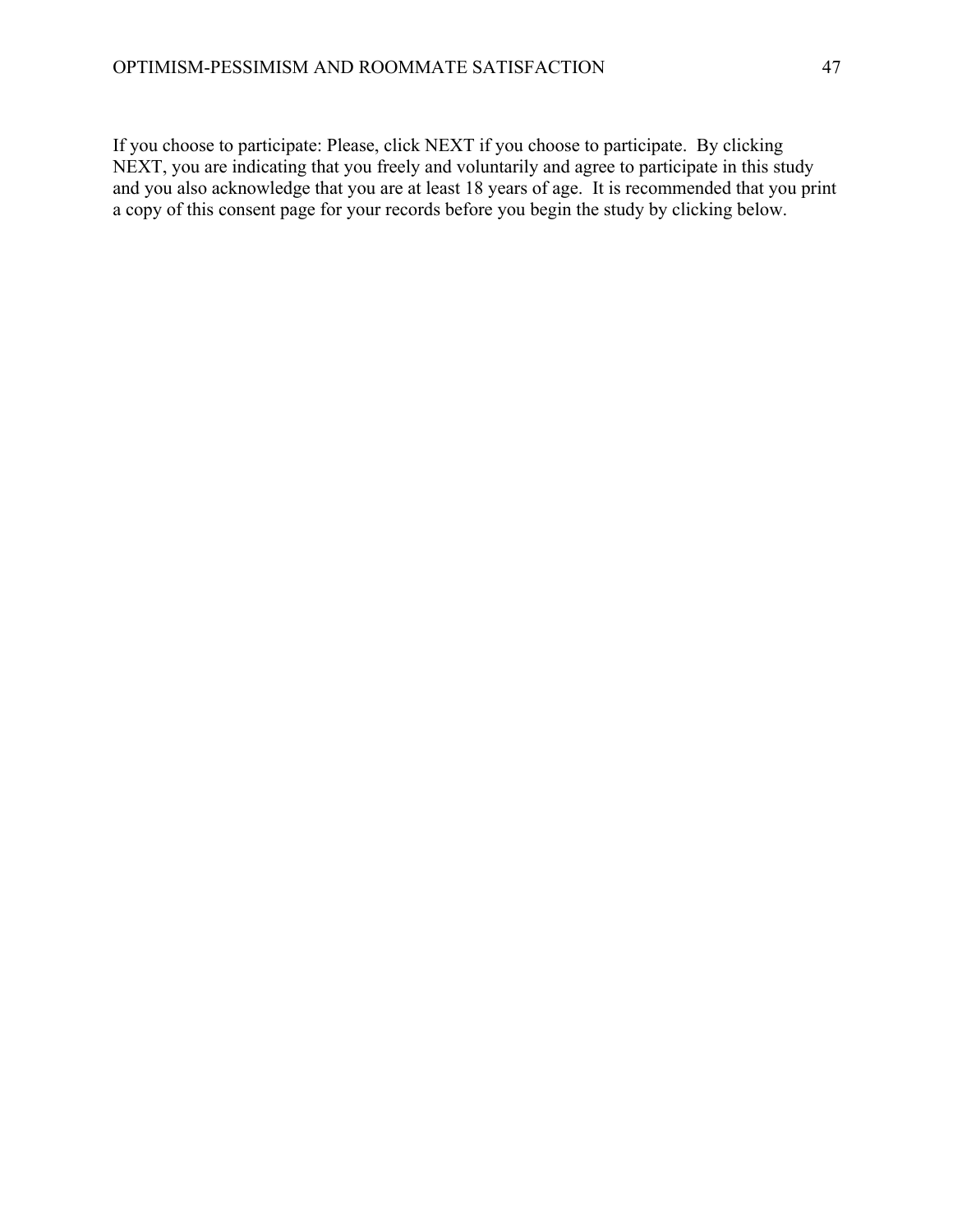If you choose to participate: Please, click NEXT if you choose to participate. By clicking NEXT, you are indicating that you freely and voluntarily and agree to participate in this study and you also acknowledge that you are at least 18 years of age. It is recommended that you print a copy of this consent page for your records before you begin the study by clicking below.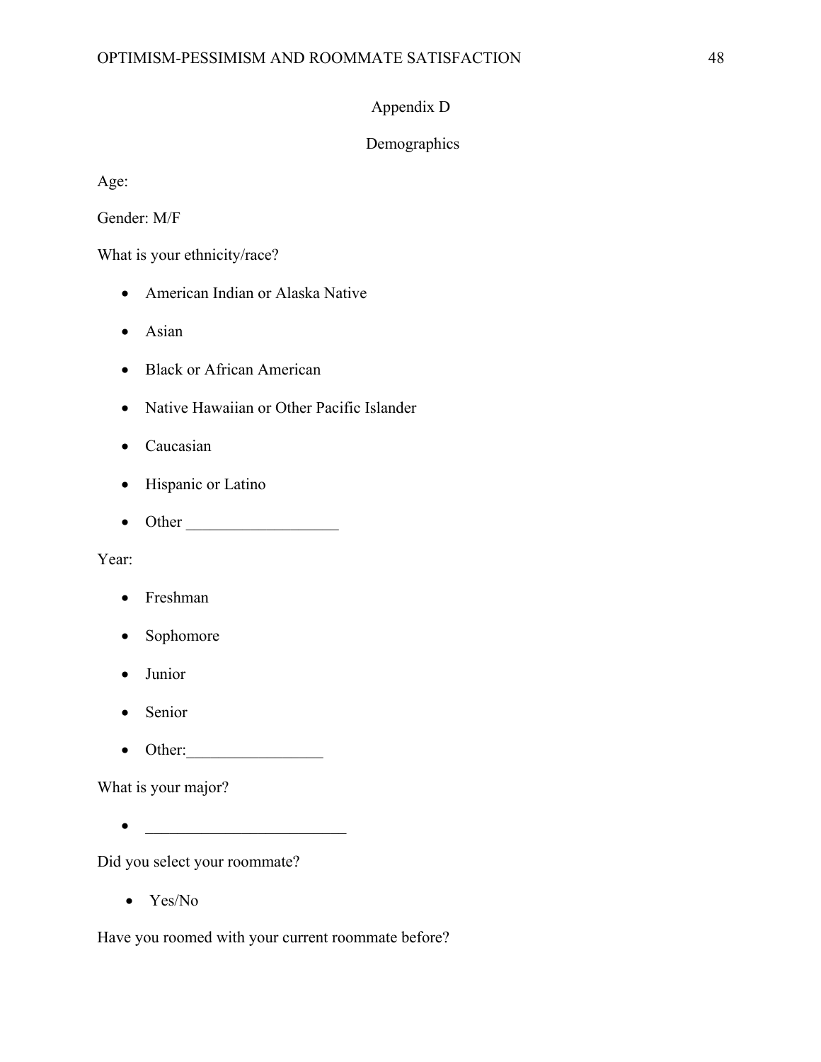# Appendix D

## Demographics

Age:

Gender: M/F

What is your ethnicity/race?

- American Indian or Alaska Native
- Asian
- Black or African American
- Native Hawaiian or Other Pacific Islander
- Caucasian
- Hispanic or Latino
- Other ___________________

Year:

- Freshman
- Sophomore
- Junior
- Senior
- Other:_________________

What is your major?

- _________________________

Did you select your roommate?

- Yes/No

Have you roomed with your current roommate before?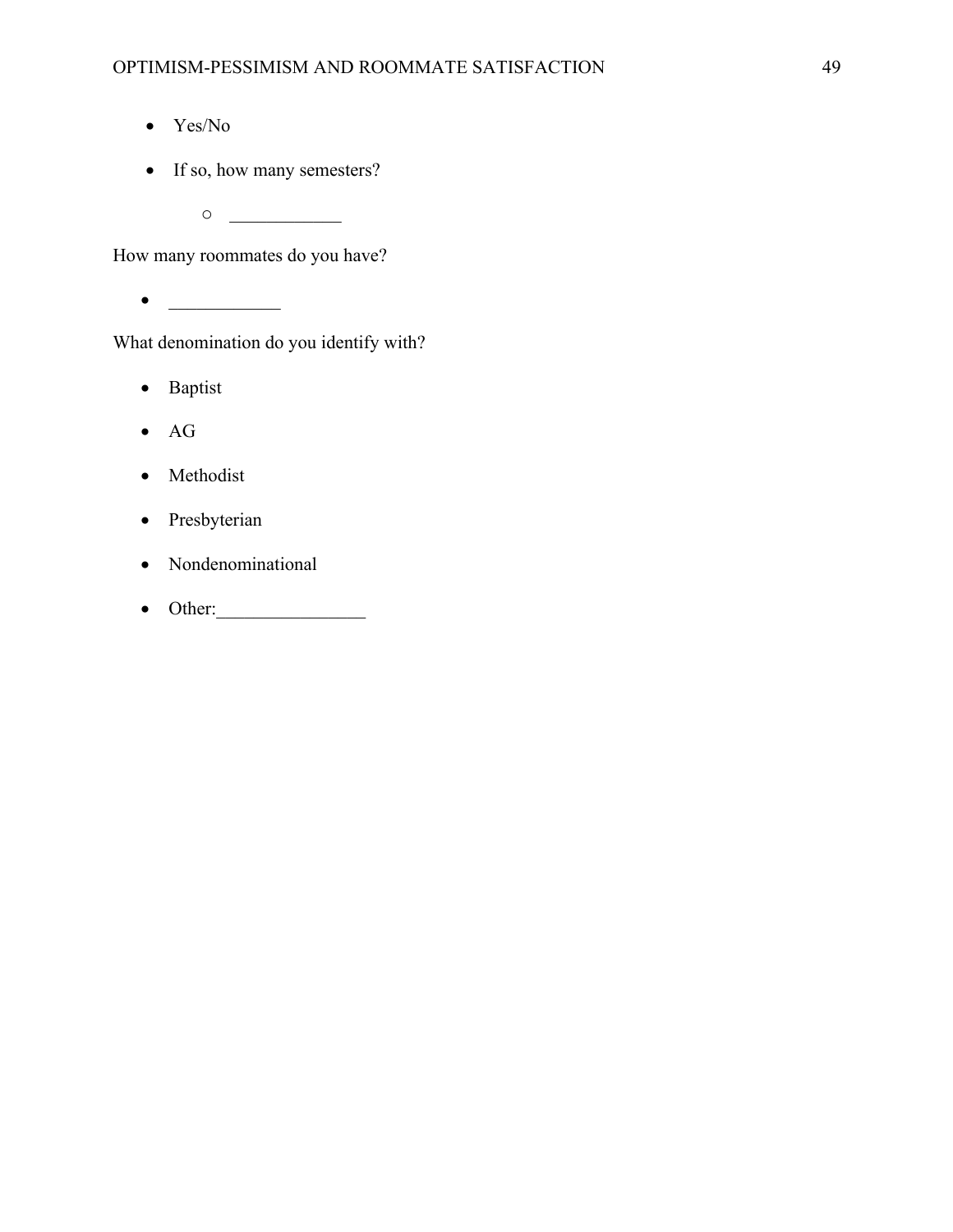- Yes/No
- If so, how many semesters?
    - ____________

How many roommates do you have?

- ____________

What denomination do you identify with?

- Baptist
- AG
- Methodist
- Presbyterian
- Nondenominational
- Other:________________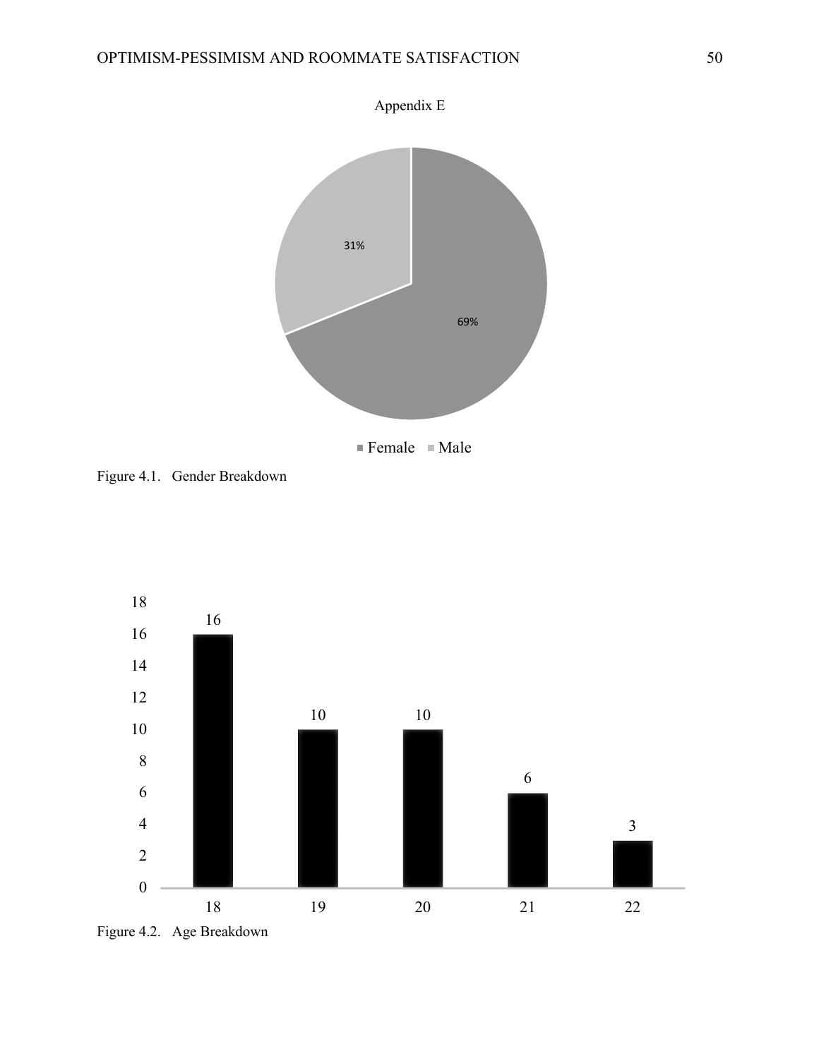Appendix E

31%

69%

■ Female ■ Male

Figure 4.1. Gender Breakdown

Figure 4.2. Age Breakdown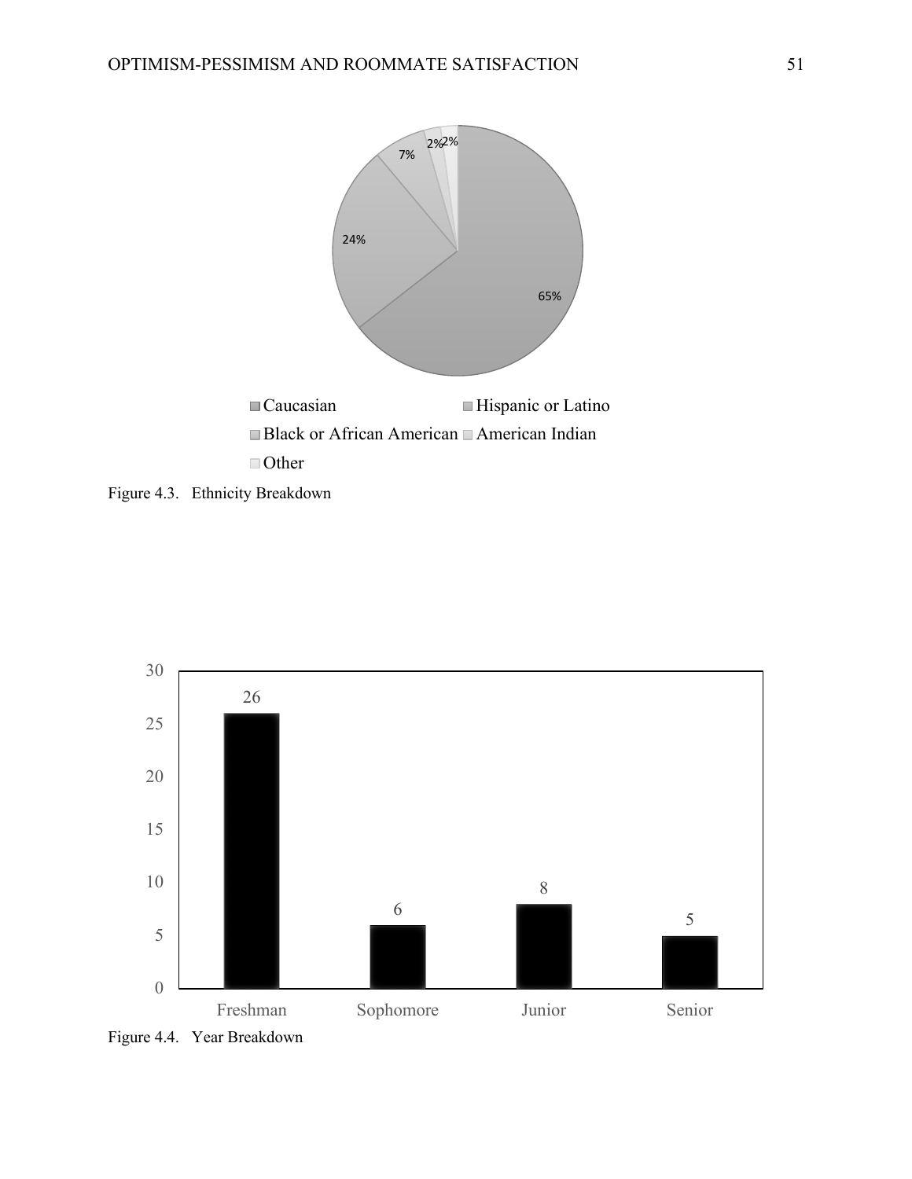Figure 4.3. Ethnicity Breakdown

Figure 4.4. Year Breakdown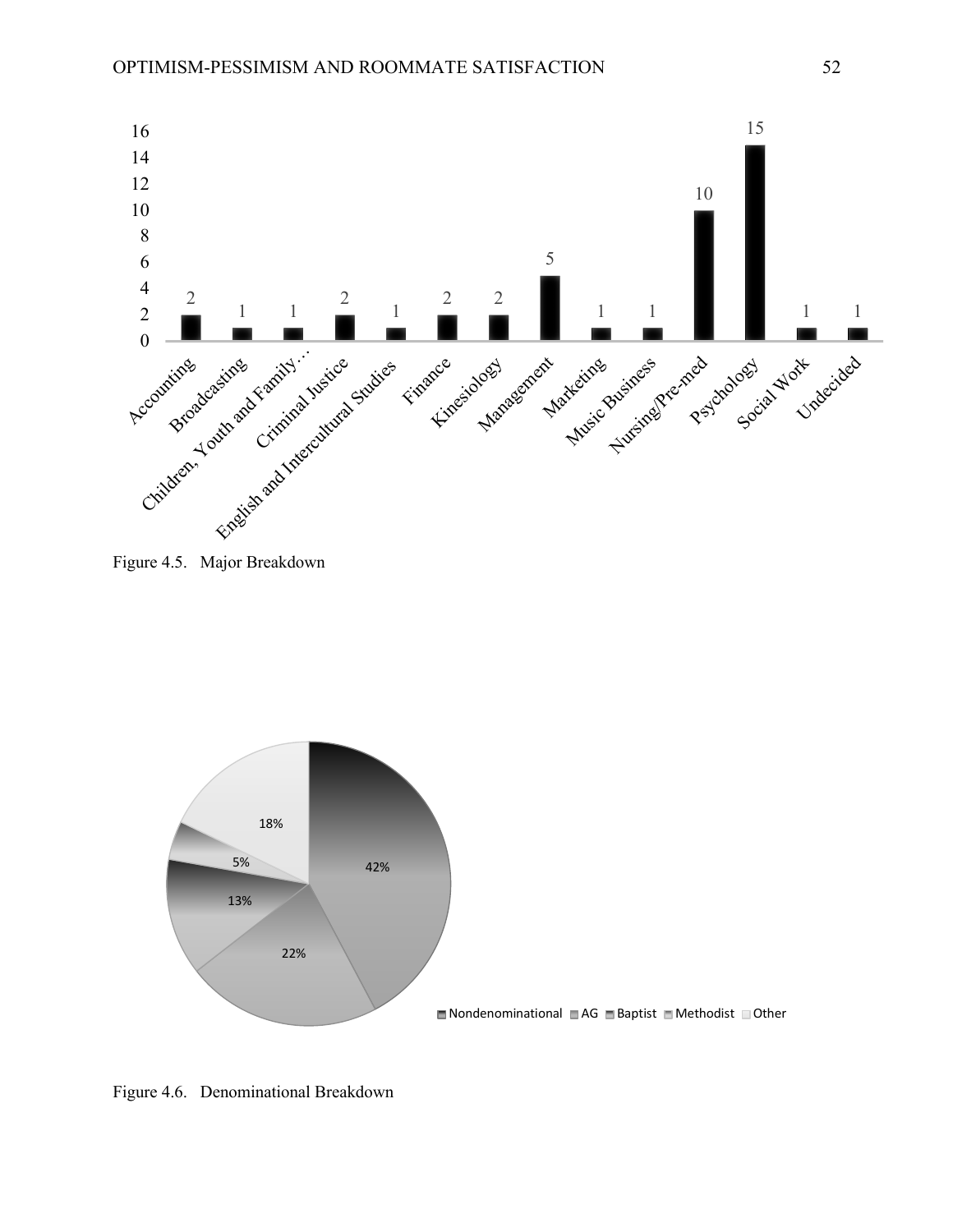Figure 4.5. Major Breakdown

Figure 4.6. Denominational Breakdown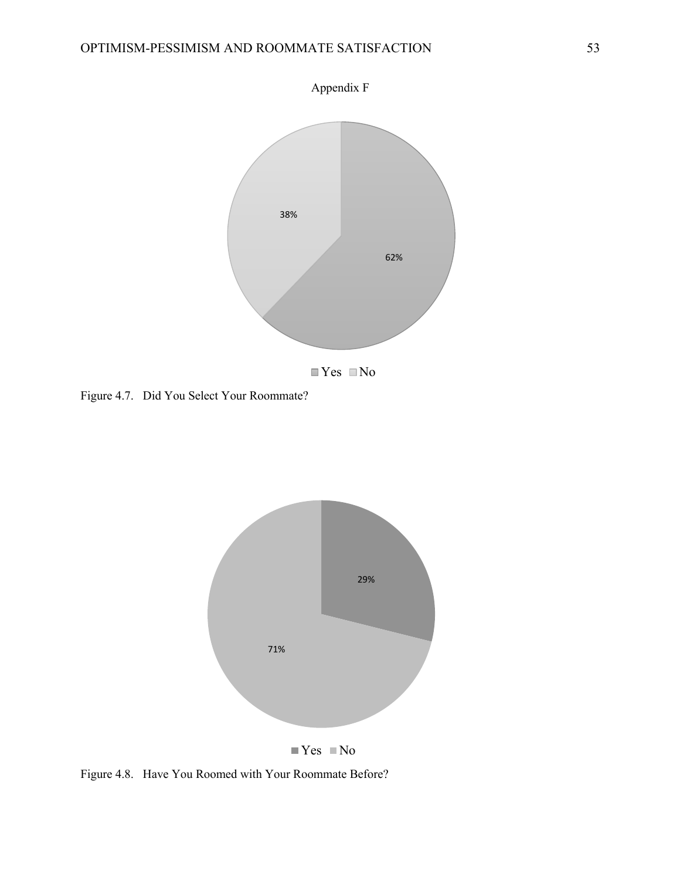Appendix F

38%

62%

Yes No

Figure 4.7. Did You Select Your Roommate?

29%

71%

Yes No

Figure 4.8. Have You Roomed with Your Roommate Before?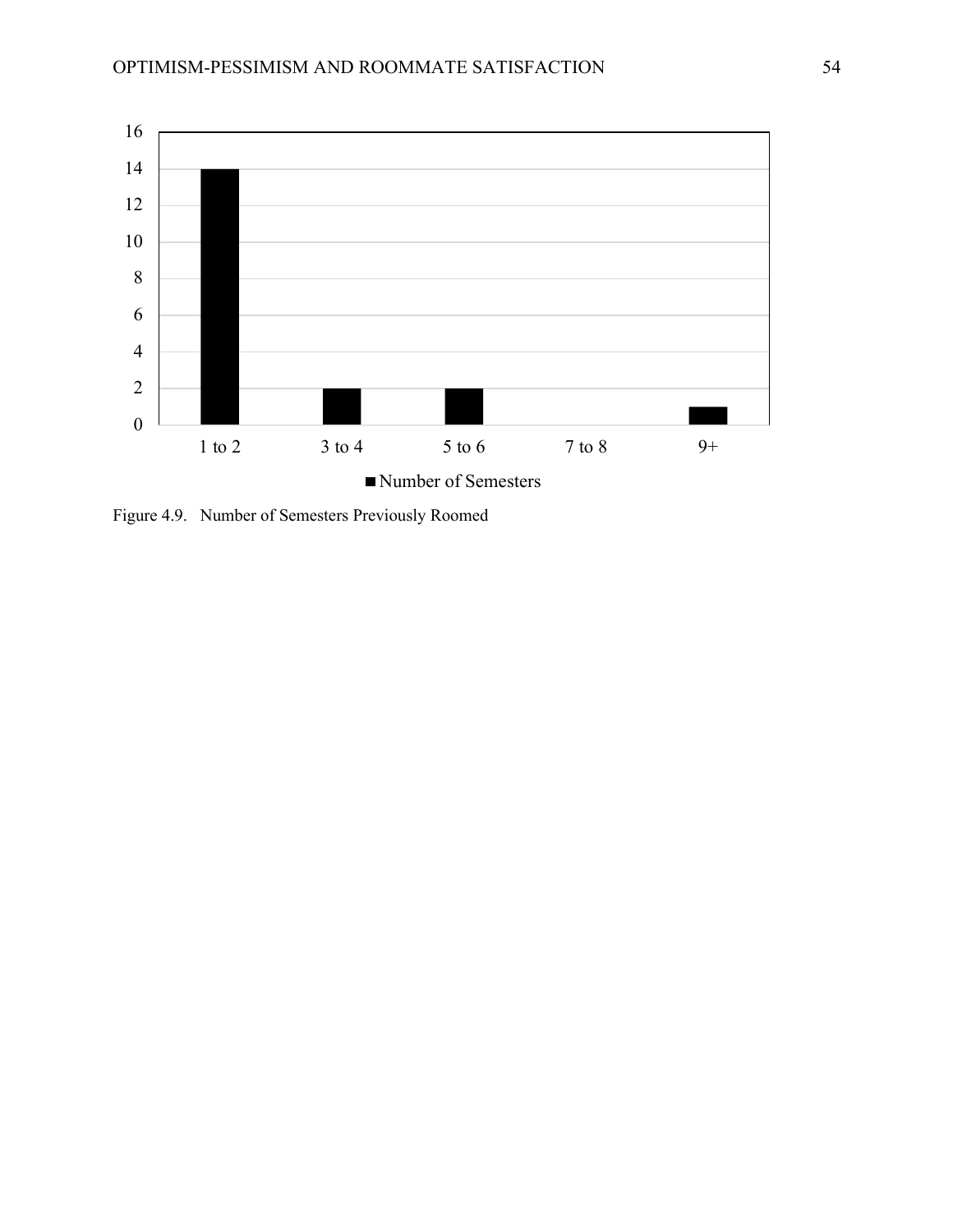Figure 4.9. Number of Semesters Previously Roomed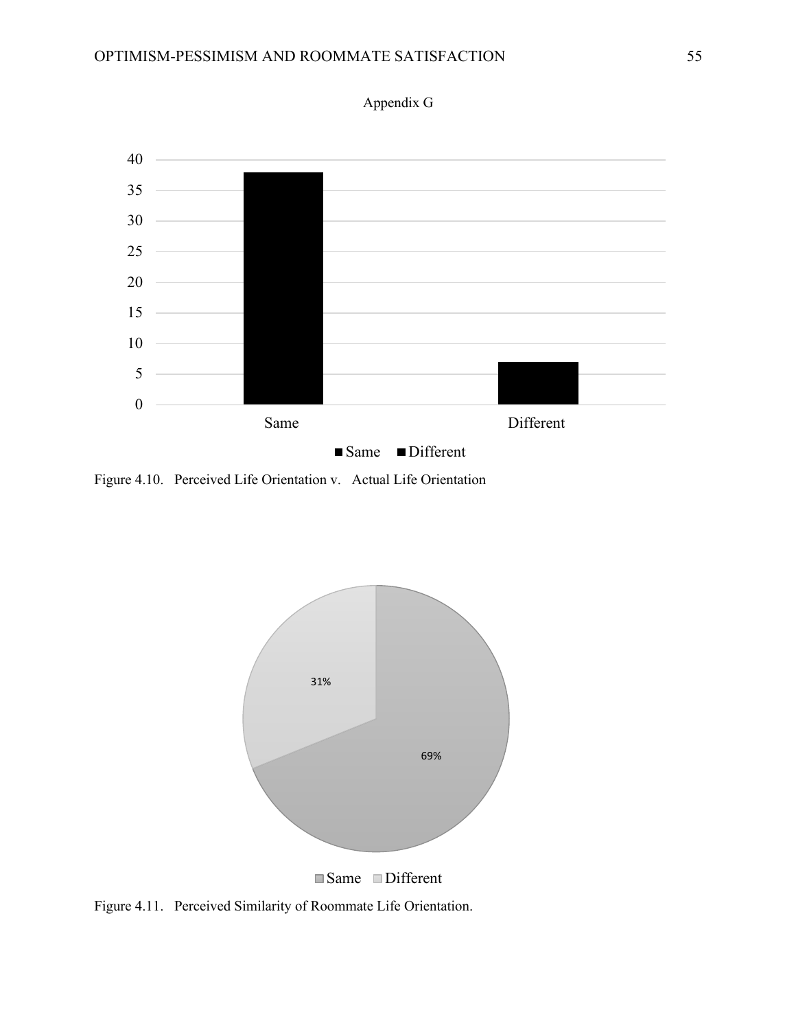## Appendix G

Figure 4.10. Perceived Life Orientation v. Actual Life Orientation

Figure 4.11. Perceived Similarity of Roommate Life Orientation.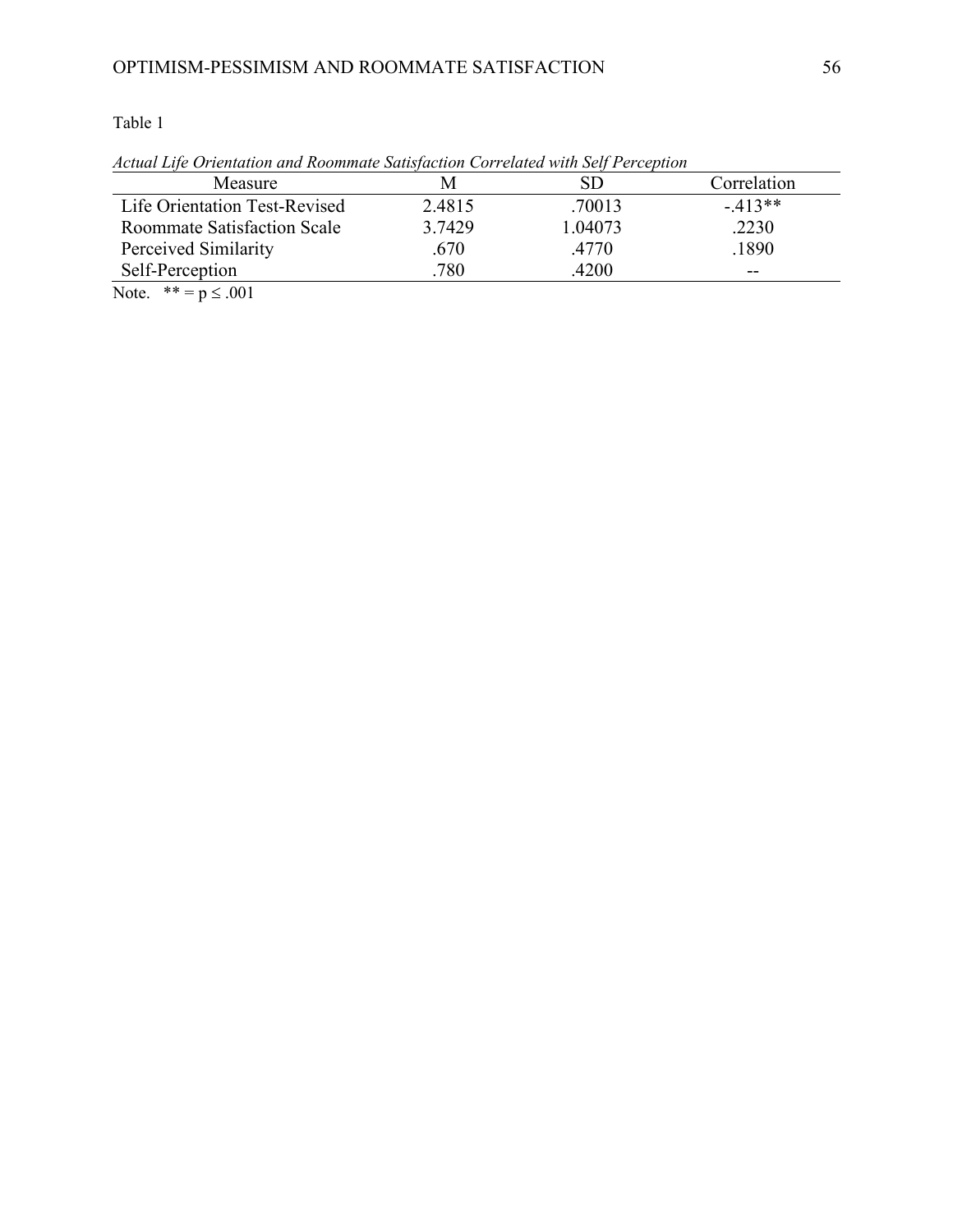Table 1

*Actual Life Orientation and Roommate Satisfaction Correlated with Self Perception*

| Measure | M | SD | Correlation |
|---|---|---|---|
| Life Orientation Test-Revised | 2.4815 | .70013 | -.413** |
| Roommate Satisfaction Scale | 3.7429 | 1.04073 | .2230 |
| Perceived Similarity | .670 | .4770 | .1890 |
| Self-Perception | .780 | .4200 | -- |

Note. ** = $p \leq .001$